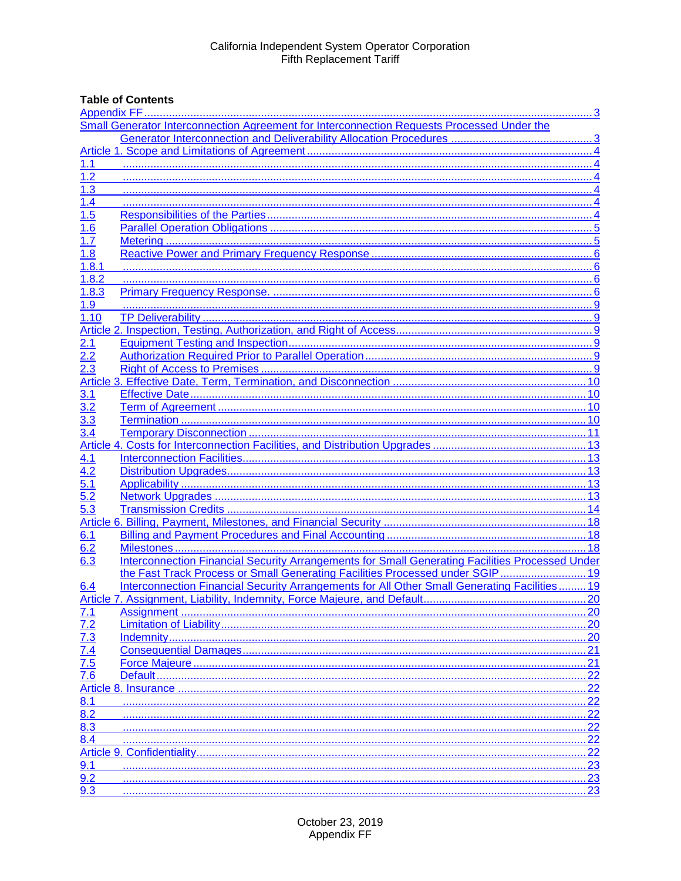California Independent System Operator Corporation
Fifth Replacement Tariff

**Table of Contents**

Appendix FF ........ 3
Small Generator Interconnection Agreement for Interconnection Requests Processed Under the Generator Interconnection and Deliverability Allocation Procedures ........ 3
Article 1. Scope and Limitations of Agreement ........ 4
1.1 ........ 4
1.2 ........ 4
1.3 ........ 4
1.4 ........ 4
1.5 Responsibilities of the Parties ........ 4
1.6 Parallel Operation Obligations ........ 5
1.7 Metering ........ 5
1.8 Reactive Power and Primary Frequency Response ........ 6
1.8.1 ........ 6
1.8.2 ........ 6
1.8.3 Primary Frequency Response. ........ 6
1.9 ........ 9
1.10 TP Deliverability ........ 9
Article 2. Inspection, Testing, Authorization, and Right of Access ........ 9
2.1 Equipment Testing and Inspection ........ 9
2.2 Authorization Required Prior to Parallel Operation ........ 9
2.3 Right of Access to Premises ........ 9
Article 3. Effective Date, Term, Termination, and Disconnection ........ 10
3.1 Effective Date ........ 10
3.2 Term of Agreement ........ 10
3.3 Termination ........ 10
3.4 Temporary Disconnection ........ 11
Article 4. Costs for Interconnection Facilities, and Distribution Upgrades ........ 13
4.1 Interconnection Facilities ........ 13
4.2 Distribution Upgrades ........ 13
5.1 Applicability ........ 13
5.2 Network Upgrades ........ 13
5.3 Transmission Credits ........ 14
Article 6. Billing, Payment, Milestones, and Financial Security ........ 18
6.1 Billing and Payment Procedures and Final Accounting ........ 18
6.2 Milestones ........ 18
6.3 Interconnection Financial Security Arrangements for Small Generating Facilities Processed Under the Fast Track Process or Small Generating Facilities Processed under SGIP ........ 19
6.4 Interconnection Financial Security Arrangements for All Other Small Generating Facilities ........ 19
Article 7. Assignment, Liability, Indemnity, Force Majeure, and Default ........ 20
7.1 Assignment ........ 20
7.2 Limitation of Liability ........ 20
7.3 Indemnity ........ 20
7.4 Consequential Damages ........ 21
7.5 Force Majeure ........ 21
7.6 Default ........ 22
Article 8. Insurance ........ 22
8.1 ........ 22
8.2 ........ 22
8.3 ........ 22
8.4 ........ 22
Article 9. Confidentiality ........ 22
9.1 ........ 23
9.2 ........ 23
9.3 ........ 23

October 23, 2019
Appendix FF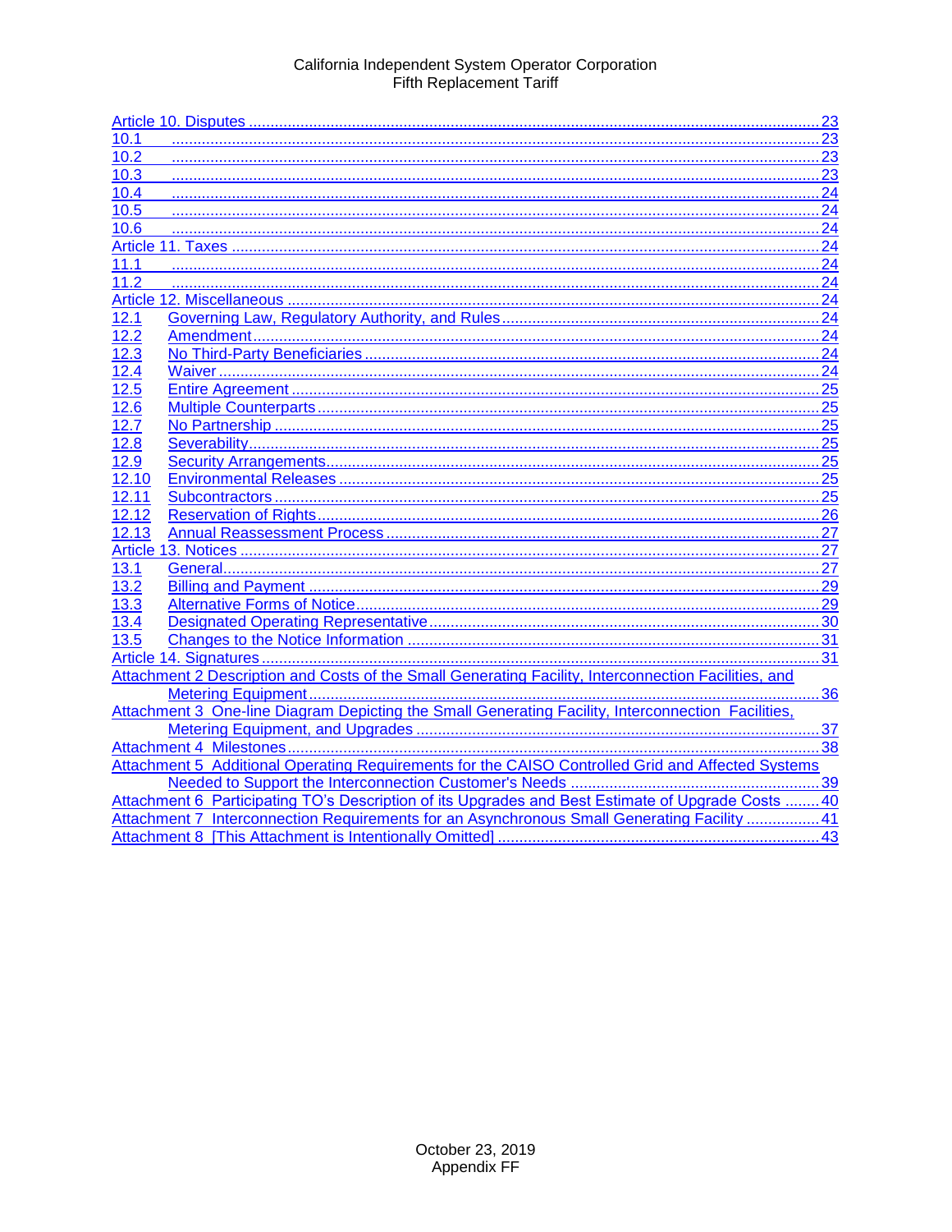Article 10. Disputes ..... 23
10.1 ..... 23
10.2 ..... 23
10.3 ..... 23
10.4 ..... 24
10.5 ..... 24
10.6 ..... 24
Article 11. Taxes ..... 24
11.1 ..... 24
11.2 ..... 24
Article 12. Miscellaneous ..... 24
12.1 Governing Law, Regulatory Authority, and Rules ..... 24
12.2 Amendment ..... 24
12.3 No Third-Party Beneficiaries ..... 24
12.4 Waiver ..... 24
12.5 Entire Agreement ..... 25
12.6 Multiple Counterparts ..... 25
12.7 No Partnership ..... 25
12.8 Severability ..... 25
12.9 Security Arrangements ..... 25
12.10 Environmental Releases ..... 25
12.11 Subcontractors ..... 25
12.12 Reservation of Rights ..... 26
12.13 Annual Reassessment Process ..... 27
Article 13. Notices ..... 27
13.1 General ..... 27
13.2 Billing and Payment ..... 29
13.3 Alternative Forms of Notice ..... 29
13.4 Designated Operating Representative ..... 30
13.5 Changes to the Notice Information ..... 31
Article 14. Signatures ..... 31
Attachment 2 Description and Costs of the Small Generating Facility, Interconnection Facilities, and Metering Equipment ..... 36
Attachment 3 One-line Diagram Depicting the Small Generating Facility, Interconnection Facilities, Metering Equipment, and Upgrades ..... 37
Attachment 4 Milestones ..... 38
Attachment 5 Additional Operating Requirements for the CAISO Controlled Grid and Affected Systems Needed to Support the Interconnection Customer's Needs ..... 39
Attachment 6 Participating TO's Description of its Upgrades and Best Estimate of Upgrade Costs ..... 40
Attachment 7 Interconnection Requirements for an Asynchronous Small Generating Facility ..... 41
Attachment 8 [This Attachment is Intentionally Omitted] ..... 43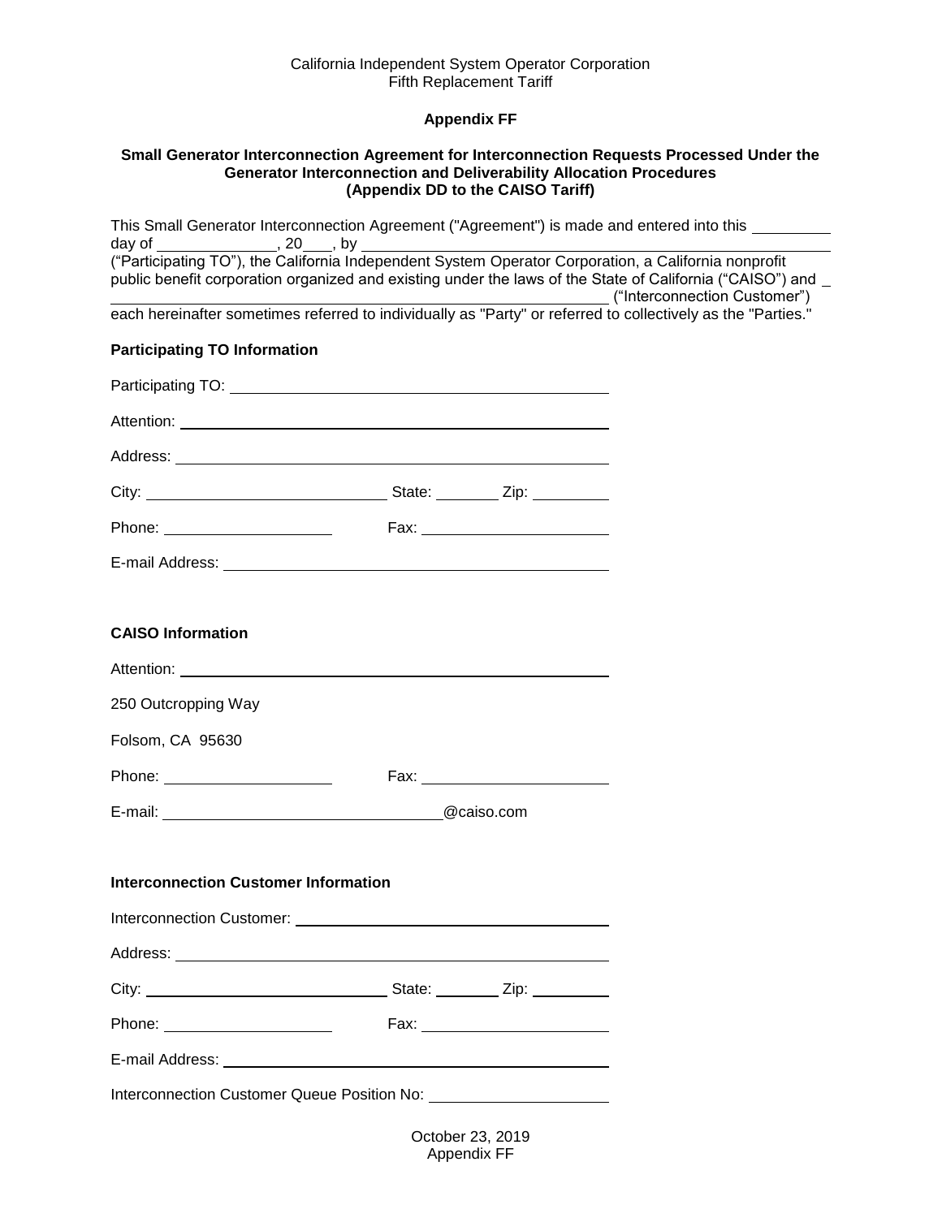California Independent System Operator Corporation
Fifth Replacement Tariff

**Appendix FF**

**Small Generator Interconnection Agreement for Interconnection Requests Processed Under the Generator Interconnection and Deliverability Allocation Procedures (Appendix DD to the CAISO Tariff)**

This Small Generator Interconnection Agreement ("Agreement") is made and entered into this _________ day of ______________, 20___, by ____________________________________________________ ("Participating TO"), the California Independent System Operator Corporation, a California nonprofit public benefit corporation organized and existing under the laws of the State of California ("CAISO") and _ ______________________________________________________________ ("Interconnection Customer") each hereinafter sometimes referred to individually as "Party" or referred to collectively as the "Parties."

**Participating TO Information**

Participating TO: ____________________________________________

Attention: ____________________________________________

Address: ____________________________________________

City: ____________________________ State: ________ Zip: _________

Phone: ____________________ Fax: ______________________

E-mail Address: ____________________________________________

**CAISO Information**

Attention: ____________________________________________

250 Outcropping Way

Folsom, CA 95630

Phone: ____________________ Fax: ______________________

E-mail: ________________________________@caiso.com

**Interconnection Customer Information**

Interconnection Customer: ____________________________________

Address: ____________________________________________

City: ____________________________ State: ________ Zip: _________

Phone: ____________________ Fax: ______________________

E-mail Address: ____________________________________________

Interconnection Customer Queue Position No: _____________________

October 23, 2019
Appendix FF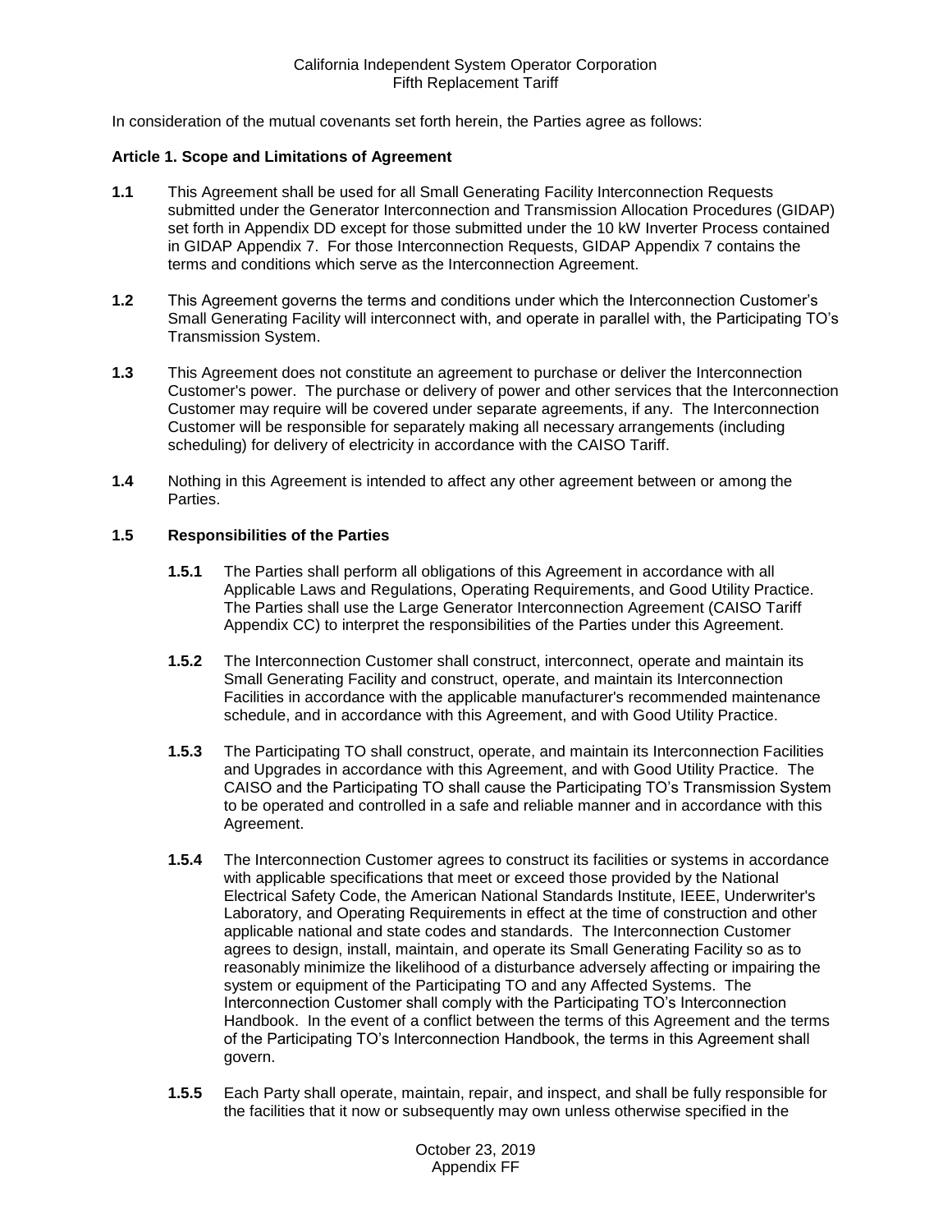In consideration of the mutual covenants set forth herein, the Parties agree as follows:

**Article 1. Scope and Limitations of Agreement**

**1.1** This Agreement shall be used for all Small Generating Facility Interconnection Requests submitted under the Generator Interconnection and Transmission Allocation Procedures (GIDAP) set forth in Appendix DD except for those submitted under the 10 kW Inverter Process contained in GIDAP Appendix 7. For those Interconnection Requests, GIDAP Appendix 7 contains the terms and conditions which serve as the Interconnection Agreement.

**1.2** This Agreement governs the terms and conditions under which the Interconnection Customer's Small Generating Facility will interconnect with, and operate in parallel with, the Participating TO's Transmission System.

**1.3** This Agreement does not constitute an agreement to purchase or deliver the Interconnection Customer's power. The purchase or delivery of power and other services that the Interconnection Customer may require will be covered under separate agreements, if any. The Interconnection Customer will be responsible for separately making all necessary arrangements (including scheduling) for delivery of electricity in accordance with the CAISO Tariff.

**1.4** Nothing in this Agreement is intended to affect any other agreement between or among the Parties.

**1.5 Responsibilities of the Parties**

**1.5.1** The Parties shall perform all obligations of this Agreement in accordance with all Applicable Laws and Regulations, Operating Requirements, and Good Utility Practice. The Parties shall use the Large Generator Interconnection Agreement (CAISO Tariff Appendix CC) to interpret the responsibilities of the Parties under this Agreement.

**1.5.2** The Interconnection Customer shall construct, interconnect, operate and maintain its Small Generating Facility and construct, operate, and maintain its Interconnection Facilities in accordance with the applicable manufacturer's recommended maintenance schedule, and in accordance with this Agreement, and with Good Utility Practice.

**1.5.3** The Participating TO shall construct, operate, and maintain its Interconnection Facilities and Upgrades in accordance with this Agreement, and with Good Utility Practice. The CAISO and the Participating TO shall cause the Participating TO's Transmission System to be operated and controlled in a safe and reliable manner and in accordance with this Agreement.

**1.5.4** The Interconnection Customer agrees to construct its facilities or systems in accordance with applicable specifications that meet or exceed those provided by the National Electrical Safety Code, the American National Standards Institute, IEEE, Underwriter's Laboratory, and Operating Requirements in effect at the time of construction and other applicable national and state codes and standards. The Interconnection Customer agrees to design, install, maintain, and operate its Small Generating Facility so as to reasonably minimize the likelihood of a disturbance adversely affecting or impairing the system or equipment of the Participating TO and any Affected Systems. The Interconnection Customer shall comply with the Participating TO's Interconnection Handbook. In the event of a conflict between the terms of this Agreement and the terms of the Participating TO's Interconnection Handbook, the terms in this Agreement shall govern.

**1.5.5** Each Party shall operate, maintain, repair, and inspect, and shall be fully responsible for the facilities that it now or subsequently may own unless otherwise specified in the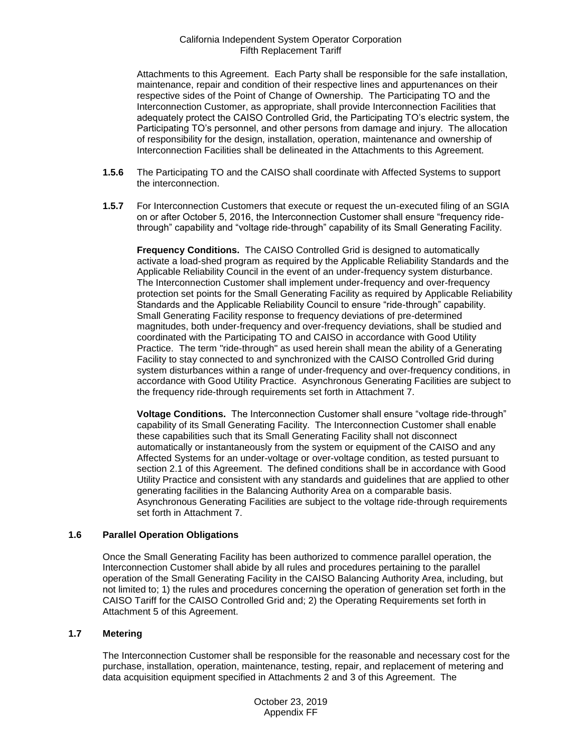Attachments to this Agreement. Each Party shall be responsible for the safe installation, maintenance, repair and condition of their respective lines and appurtenances on their respective sides of the Point of Change of Ownership. The Participating TO and the Interconnection Customer, as appropriate, shall provide Interconnection Facilities that adequately protect the CAISO Controlled Grid, the Participating TO's electric system, the Participating TO's personnel, and other persons from damage and injury. The allocation of responsibility for the design, installation, operation, maintenance and ownership of Interconnection Facilities shall be delineated in the Attachments to this Agreement.

**1.5.6** The Participating TO and the CAISO shall coordinate with Affected Systems to support the interconnection.

**1.5.7** For Interconnection Customers that execute or request the un-executed filing of an SGIA on or after October 5, 2016, the Interconnection Customer shall ensure "frequency ride-through" capability and "voltage ride-through" capability of its Small Generating Facility.

**Frequency Conditions.** The CAISO Controlled Grid is designed to automatically activate a load-shed program as required by the Applicable Reliability Standards and the Applicable Reliability Council in the event of an under-frequency system disturbance. The Interconnection Customer shall implement under-frequency and over-frequency protection set points for the Small Generating Facility as required by Applicable Reliability Standards and the Applicable Reliability Council to ensure "ride-through" capability. Small Generating Facility response to frequency deviations of pre-determined magnitudes, both under-frequency and over-frequency deviations, shall be studied and coordinated with the Participating TO and CAISO in accordance with Good Utility Practice. The term "ride-through" as used herein shall mean the ability of a Generating Facility to stay connected to and synchronized with the CAISO Controlled Grid during system disturbances within a range of under-frequency and over-frequency conditions, in accordance with Good Utility Practice. Asynchronous Generating Facilities are subject to the frequency ride-through requirements set forth in Attachment 7.

**Voltage Conditions.** The Interconnection Customer shall ensure "voltage ride-through" capability of its Small Generating Facility. The Interconnection Customer shall enable these capabilities such that its Small Generating Facility shall not disconnect automatically or instantaneously from the system or equipment of the CAISO and any Affected Systems for an under-voltage or over-voltage condition, as tested pursuant to section 2.1 of this Agreement. The defined conditions shall be in accordance with Good Utility Practice and consistent with any standards and guidelines that are applied to other generating facilities in the Balancing Authority Area on a comparable basis. Asynchronous Generating Facilities are subject to the voltage ride-through requirements set forth in Attachment 7.

### 1.6 Parallel Operation Obligations

Once the Small Generating Facility has been authorized to commence parallel operation, the Interconnection Customer shall abide by all rules and procedures pertaining to the parallel operation of the Small Generating Facility in the CAISO Balancing Authority Area, including, but not limited to; 1) the rules and procedures concerning the operation of generation set forth in the CAISO Tariff for the CAISO Controlled Grid and; 2) the Operating Requirements set forth in Attachment 5 of this Agreement.

### 1.7 Metering

The Interconnection Customer shall be responsible for the reasonable and necessary cost for the purchase, installation, operation, maintenance, testing, repair, and replacement of metering and data acquisition equipment specified in Attachments 2 and 3 of this Agreement. The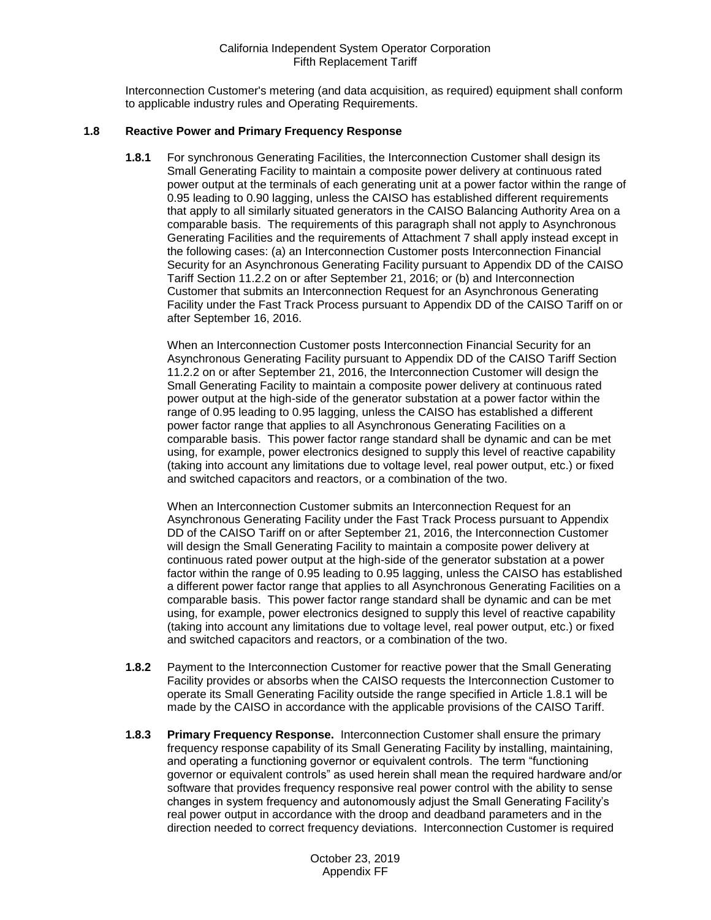Interconnection Customer's metering (and data acquisition, as required) equipment shall conform to applicable industry rules and Operating Requirements.

### 1.8 Reactive Power and Primary Frequency Response

**1.8.1** For synchronous Generating Facilities, the Interconnection Customer shall design its Small Generating Facility to maintain a composite power delivery at continuous rated power output at the terminals of each generating unit at a power factor within the range of 0.95 leading to 0.90 lagging, unless the CAISO has established different requirements that apply to all similarly situated generators in the CAISO Balancing Authority Area on a comparable basis. The requirements of this paragraph shall not apply to Asynchronous Generating Facilities and the requirements of Attachment 7 shall apply instead except in the following cases: (a) an Interconnection Customer posts Interconnection Financial Security for an Asynchronous Generating Facility pursuant to Appendix DD of the CAISO Tariff Section 11.2.2 on or after September 21, 2016; or (b) and Interconnection Customer that submits an Interconnection Request for an Asynchronous Generating Facility under the Fast Track Process pursuant to Appendix DD of the CAISO Tariff on or after September 16, 2016.

When an Interconnection Customer posts Interconnection Financial Security for an Asynchronous Generating Facility pursuant to Appendix DD of the CAISO Tariff Section 11.2.2 on or after September 21, 2016, the Interconnection Customer will design the Small Generating Facility to maintain a composite power delivery at continuous rated power output at the high-side of the generator substation at a power factor within the range of 0.95 leading to 0.95 lagging, unless the CAISO has established a different power factor range that applies to all Asynchronous Generating Facilities on a comparable basis. This power factor range standard shall be dynamic and can be met using, for example, power electronics designed to supply this level of reactive capability (taking into account any limitations due to voltage level, real power output, etc.) or fixed and switched capacitors and reactors, or a combination of the two.

When an Interconnection Customer submits an Interconnection Request for an Asynchronous Generating Facility under the Fast Track Process pursuant to Appendix DD of the CAISO Tariff on or after September 21, 2016, the Interconnection Customer will design the Small Generating Facility to maintain a composite power delivery at continuous rated power output at the high-side of the generator substation at a power factor within the range of 0.95 leading to 0.95 lagging, unless the CAISO has established a different power factor range that applies to all Asynchronous Generating Facilities on a comparable basis. This power factor range standard shall be dynamic and can be met using, for example, power electronics designed to supply this level of reactive capability (taking into account any limitations due to voltage level, real power output, etc.) or fixed and switched capacitors and reactors, or a combination of the two.

**1.8.2** Payment to the Interconnection Customer for reactive power that the Small Generating Facility provides or absorbs when the CAISO requests the Interconnection Customer to operate its Small Generating Facility outside the range specified in Article 1.8.1 will be made by the CAISO in accordance with the applicable provisions of the CAISO Tariff.

**1.8.3** **Primary Frequency Response.** Interconnection Customer shall ensure the primary frequency response capability of its Small Generating Facility by installing, maintaining, and operating a functioning governor or equivalent controls. The term "functioning governor or equivalent controls" as used herein shall mean the required hardware and/or software that provides frequency responsive real power control with the ability to sense changes in system frequency and autonomously adjust the Small Generating Facility's real power output in accordance with the droop and deadband parameters and in the direction needed to correct frequency deviations. Interconnection Customer is required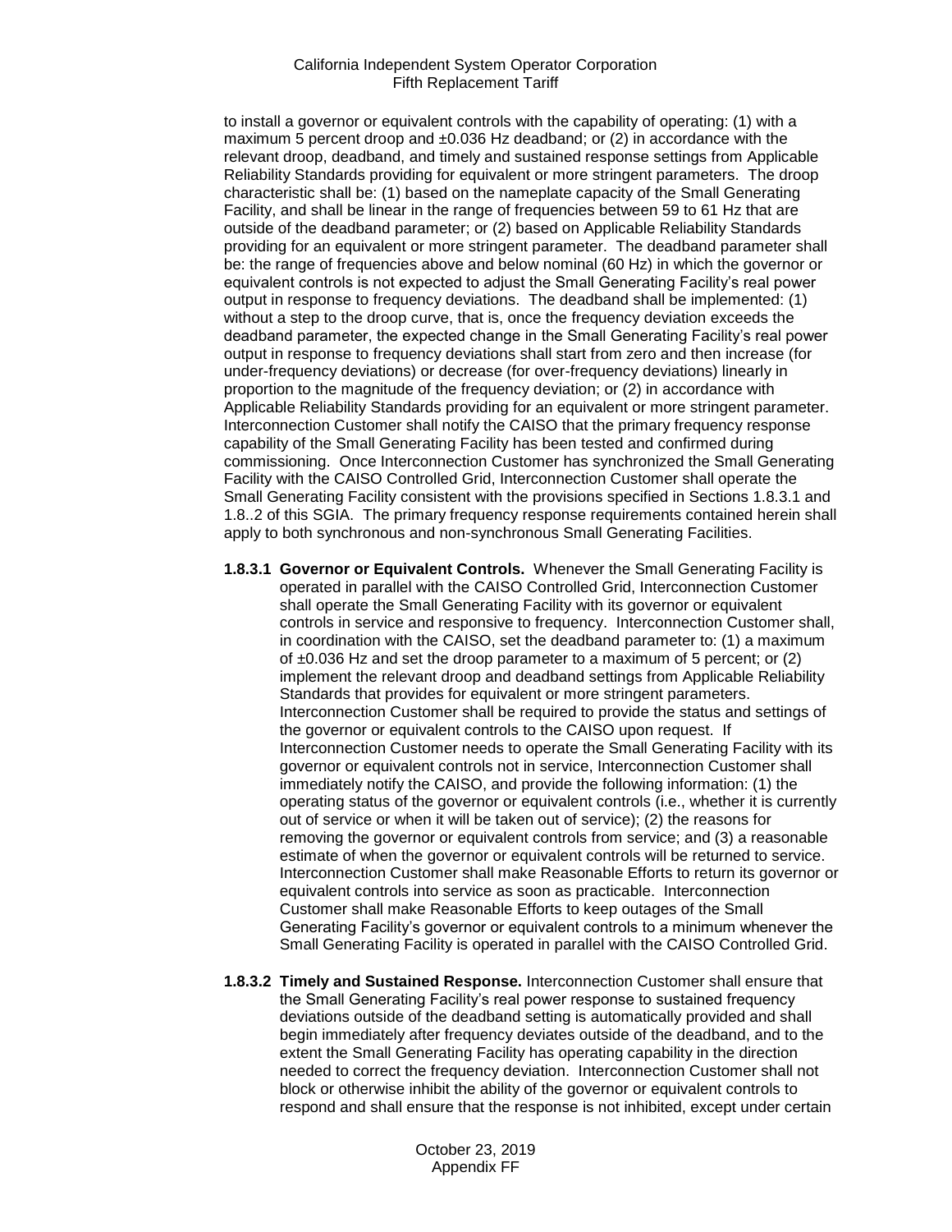to install a governor or equivalent controls with the capability of operating: (1) with a maximum 5 percent droop and ±0.036 Hz deadband; or (2) in accordance with the relevant droop, deadband, and timely and sustained response settings from Applicable Reliability Standards providing for equivalent or more stringent parameters. The droop characteristic shall be: (1) based on the nameplate capacity of the Small Generating Facility, and shall be linear in the range of frequencies between 59 to 61 Hz that are outside of the deadband parameter; or (2) based on Applicable Reliability Standards providing for an equivalent or more stringent parameter. The deadband parameter shall be: the range of frequencies above and below nominal (60 Hz) in which the governor or equivalent controls is not expected to adjust the Small Generating Facility's real power output in response to frequency deviations. The deadband shall be implemented: (1) without a step to the droop curve, that is, once the frequency deviation exceeds the deadband parameter, the expected change in the Small Generating Facility's real power output in response to frequency deviations shall start from zero and then increase (for under-frequency deviations) or decrease (for over-frequency deviations) linearly in proportion to the magnitude of the frequency deviation; or (2) in accordance with Applicable Reliability Standards providing for an equivalent or more stringent parameter. Interconnection Customer shall notify the CAISO that the primary frequency response capability of the Small Generating Facility has been tested and confirmed during commissioning. Once Interconnection Customer has synchronized the Small Generating Facility with the CAISO Controlled Grid, Interconnection Customer shall operate the Small Generating Facility consistent with the provisions specified in Sections 1.8.3.1 and 1.8..2 of this SGIA. The primary frequency response requirements contained herein shall apply to both synchronous and non-synchronous Small Generating Facilities.

**1.8.3.1 Governor or Equivalent Controls.** Whenever the Small Generating Facility is operated in parallel with the CAISO Controlled Grid, Interconnection Customer shall operate the Small Generating Facility with its governor or equivalent controls in service and responsive to frequency. Interconnection Customer shall, in coordination with the CAISO, set the deadband parameter to: (1) a maximum of ±0.036 Hz and set the droop parameter to a maximum of 5 percent; or (2) implement the relevant droop and deadband settings from Applicable Reliability Standards that provides for equivalent or more stringent parameters. Interconnection Customer shall be required to provide the status and settings of the governor or equivalent controls to the CAISO upon request. If Interconnection Customer needs to operate the Small Generating Facility with its governor or equivalent controls not in service, Interconnection Customer shall immediately notify the CAISO, and provide the following information: (1) the operating status of the governor or equivalent controls (i.e., whether it is currently out of service or when it will be taken out of service); (2) the reasons for removing the governor or equivalent controls from service; and (3) a reasonable estimate of when the governor or equivalent controls will be returned to service. Interconnection Customer shall make Reasonable Efforts to return its governor or equivalent controls into service as soon as practicable. Interconnection Customer shall make Reasonable Efforts to keep outages of the Small Generating Facility's governor or equivalent controls to a minimum whenever the Small Generating Facility is operated in parallel with the CAISO Controlled Grid.

**1.8.3.2 Timely and Sustained Response.** Interconnection Customer shall ensure that the Small Generating Facility's real power response to sustained frequency deviations outside of the deadband setting is automatically provided and shall begin immediately after frequency deviates outside of the deadband, and to the extent the Small Generating Facility has operating capability in the direction needed to correct the frequency deviation. Interconnection Customer shall not block or otherwise inhibit the ability of the governor or equivalent controls to respond and shall ensure that the response is not inhibited, except under certain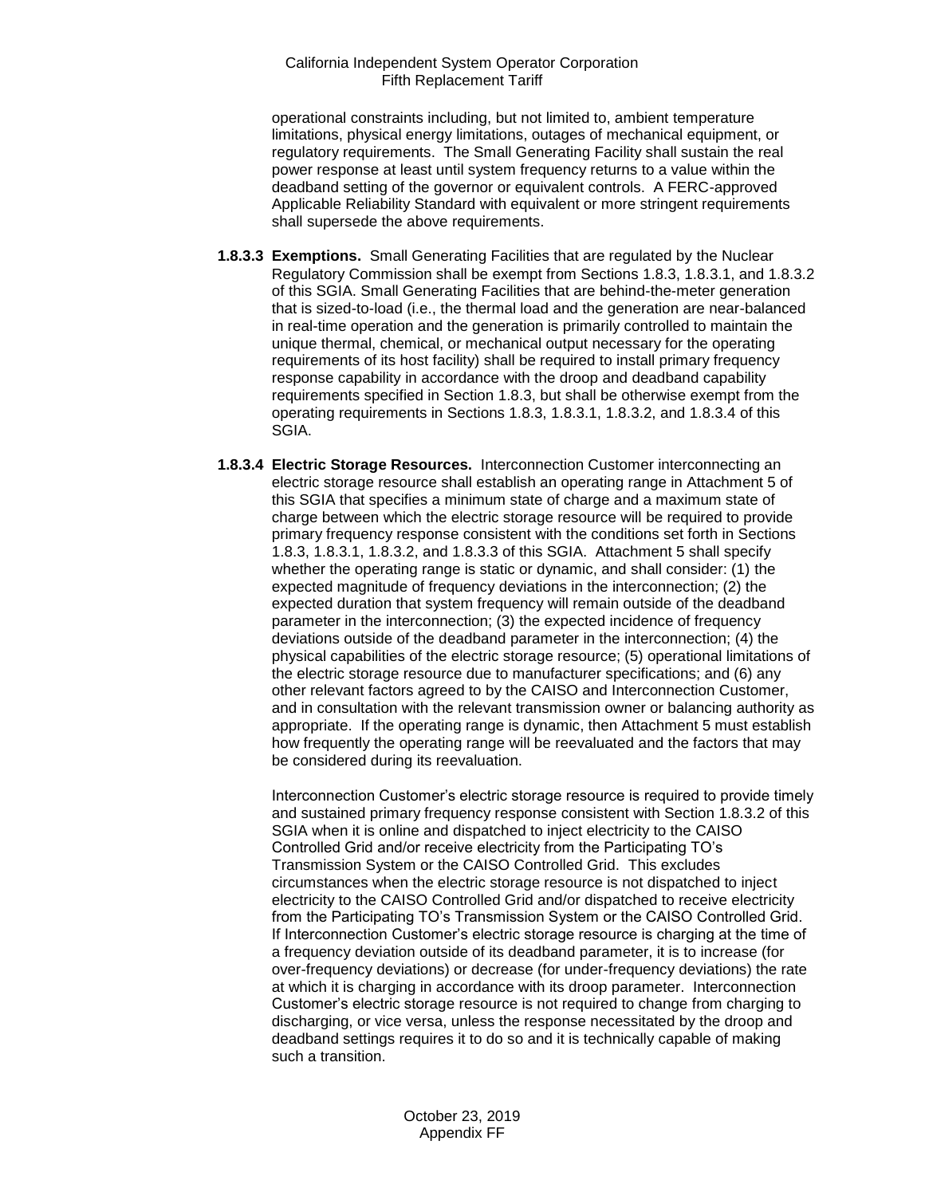operational constraints including, but not limited to, ambient temperature limitations, physical energy limitations, outages of mechanical equipment, or regulatory requirements. The Small Generating Facility shall sustain the real power response at least until system frequency returns to a value within the deadband setting of the governor or equivalent controls. A FERC-approved Applicable Reliability Standard with equivalent or more stringent requirements shall supersede the above requirements.

**1.8.3.3 Exemptions.** Small Generating Facilities that are regulated by the Nuclear Regulatory Commission shall be exempt from Sections 1.8.3, 1.8.3.1, and 1.8.3.2 of this SGIA. Small Generating Facilities that are behind-the-meter generation that is sized-to-load (i.e., the thermal load and the generation are near-balanced in real-time operation and the generation is primarily controlled to maintain the unique thermal, chemical, or mechanical output necessary for the operating requirements of its host facility) shall be required to install primary frequency response capability in accordance with the droop and deadband capability requirements specified in Section 1.8.3, but shall be otherwise exempt from the operating requirements in Sections 1.8.3, 1.8.3.1, 1.8.3.2, and 1.8.3.4 of this SGIA.

**1.8.3.4 Electric Storage Resources.** Interconnection Customer interconnecting an electric storage resource shall establish an operating range in Attachment 5 of this SGIA that specifies a minimum state of charge and a maximum state of charge between which the electric storage resource will be required to provide primary frequency response consistent with the conditions set forth in Sections 1.8.3, 1.8.3.1, 1.8.3.2, and 1.8.3.3 of this SGIA. Attachment 5 shall specify whether the operating range is static or dynamic, and shall consider: (1) the expected magnitude of frequency deviations in the interconnection; (2) the expected duration that system frequency will remain outside of the deadband parameter in the interconnection; (3) the expected incidence of frequency deviations outside of the deadband parameter in the interconnection; (4) the physical capabilities of the electric storage resource; (5) operational limitations of the electric storage resource due to manufacturer specifications; and (6) any other relevant factors agreed to by the CAISO and Interconnection Customer, and in consultation with the relevant transmission owner or balancing authority as appropriate. If the operating range is dynamic, then Attachment 5 must establish how frequently the operating range will be reevaluated and the factors that may be considered during its reevaluation.

Interconnection Customer's electric storage resource is required to provide timely and sustained primary frequency response consistent with Section 1.8.3.2 of this SGIA when it is online and dispatched to inject electricity to the CAISO Controlled Grid and/or receive electricity from the Participating TO's Transmission System or the CAISO Controlled Grid. This excludes circumstances when the electric storage resource is not dispatched to inject electricity to the CAISO Controlled Grid and/or dispatched to receive electricity from the Participating TO's Transmission System or the CAISO Controlled Grid. If Interconnection Customer's electric storage resource is charging at the time of a frequency deviation outside of its deadband parameter, it is to increase (for over-frequency deviations) or decrease (for under-frequency deviations) the rate at which it is charging in accordance with its droop parameter. Interconnection Customer's electric storage resource is not required to change from charging to discharging, or vice versa, unless the response necessitated by the droop and deadband settings requires it to do so and it is technically capable of making such a transition.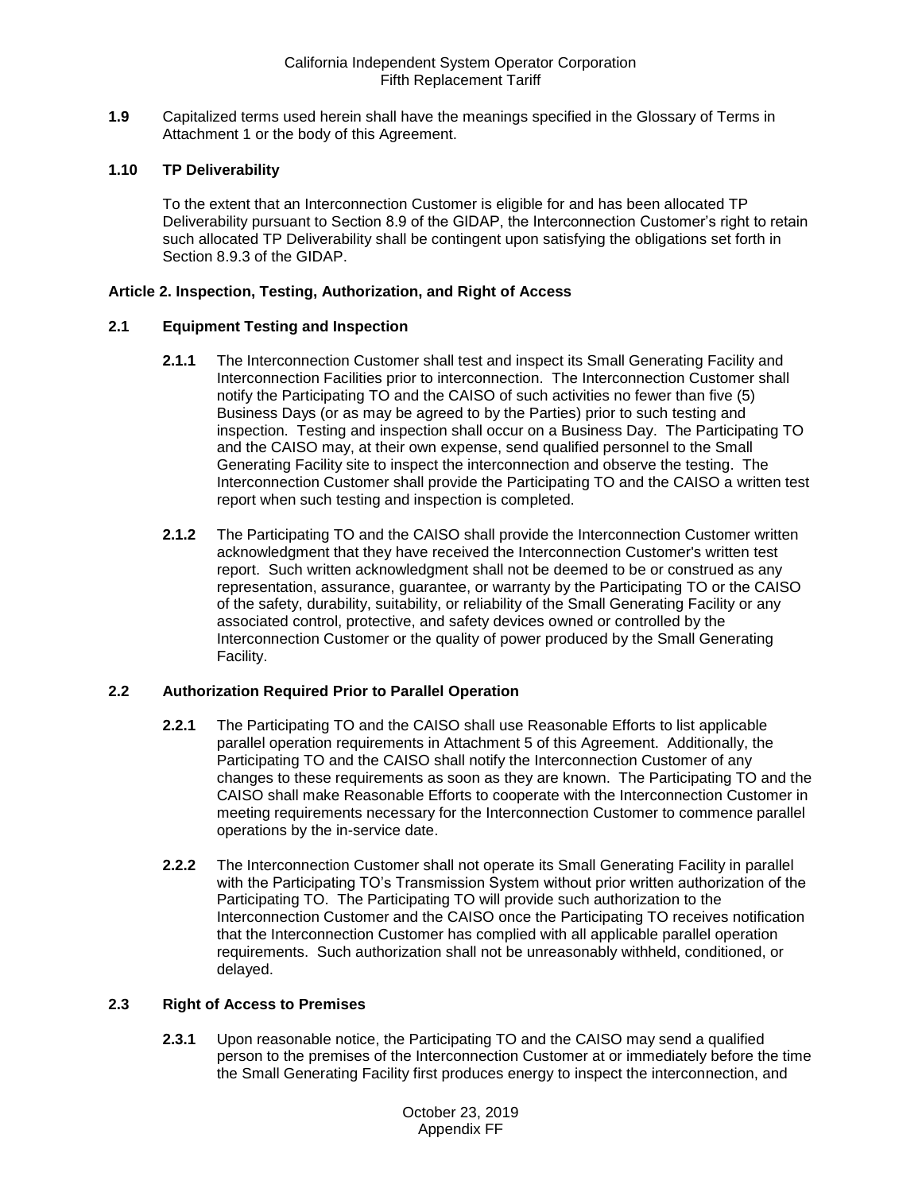**1.9** Capitalized terms used herein shall have the meanings specified in the Glossary of Terms in Attachment 1 or the body of this Agreement.

**1.10 TP Deliverability**

To the extent that an Interconnection Customer is eligible for and has been allocated TP Deliverability pursuant to Section 8.9 of the GIDAP, the Interconnection Customer's right to retain such allocated TP Deliverability shall be contingent upon satisfying the obligations set forth in Section 8.9.3 of the GIDAP.

## Article 2. Inspection, Testing, Authorization, and Right of Access

### 2.1 Equipment Testing and Inspection

**2.1.1** The Interconnection Customer shall test and inspect its Small Generating Facility and Interconnection Facilities prior to interconnection. The Interconnection Customer shall notify the Participating TO and the CAISO of such activities no fewer than five (5) Business Days (or as may be agreed to by the Parties) prior to such testing and inspection. Testing and inspection shall occur on a Business Day. The Participating TO and the CAISO may, at their own expense, send qualified personnel to the Small Generating Facility site to inspect the interconnection and observe the testing. The Interconnection Customer shall provide the Participating TO and the CAISO a written test report when such testing and inspection is completed.

**2.1.2** The Participating TO and the CAISO shall provide the Interconnection Customer written acknowledgment that they have received the Interconnection Customer's written test report. Such written acknowledgment shall not be deemed to be or construed as any representation, assurance, guarantee, or warranty by the Participating TO or the CAISO of the safety, durability, suitability, or reliability of the Small Generating Facility or any associated control, protective, and safety devices owned or controlled by the Interconnection Customer or the quality of power produced by the Small Generating Facility.

### 2.2 Authorization Required Prior to Parallel Operation

**2.2.1** The Participating TO and the CAISO shall use Reasonable Efforts to list applicable parallel operation requirements in Attachment 5 of this Agreement. Additionally, the Participating TO and the CAISO shall notify the Interconnection Customer of any changes to these requirements as soon as they are known. The Participating TO and the CAISO shall make Reasonable Efforts to cooperate with the Interconnection Customer in meeting requirements necessary for the Interconnection Customer to commence parallel operations by the in-service date.

**2.2.2** The Interconnection Customer shall not operate its Small Generating Facility in parallel with the Participating TO's Transmission System without prior written authorization of the Participating TO. The Participating TO will provide such authorization to the Interconnection Customer and the CAISO once the Participating TO receives notification that the Interconnection Customer has complied with all applicable parallel operation requirements. Such authorization shall not be unreasonably withheld, conditioned, or delayed.

### 2.3 Right of Access to Premises

**2.3.1** Upon reasonable notice, the Participating TO and the CAISO may send a qualified person to the premises of the Interconnection Customer at or immediately before the time the Small Generating Facility first produces energy to inspect the interconnection, and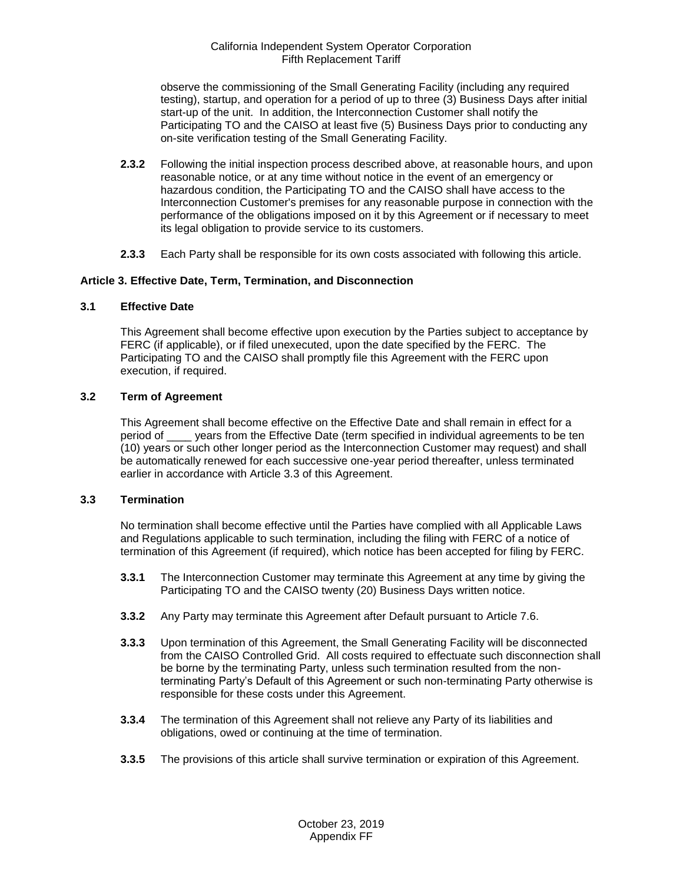observe the commissioning of the Small Generating Facility (including any required testing), startup, and operation for a period of up to three (3) Business Days after initial start-up of the unit. In addition, the Interconnection Customer shall notify the Participating TO and the CAISO at least five (5) Business Days prior to conducting any on-site verification testing of the Small Generating Facility.

**2.3.2** Following the initial inspection process described above, at reasonable hours, and upon reasonable notice, or at any time without notice in the event of an emergency or hazardous condition, the Participating TO and the CAISO shall have access to the Interconnection Customer's premises for any reasonable purpose in connection with the performance of the obligations imposed on it by this Agreement or if necessary to meet its legal obligation to provide service to its customers.

**2.3.3** Each Party shall be responsible for its own costs associated with following this article.

**Article 3. Effective Date, Term, Termination, and Disconnection**

**3.1 Effective Date**

This Agreement shall become effective upon execution by the Parties subject to acceptance by FERC (if applicable), or if filed unexecuted, upon the date specified by the FERC. The Participating TO and the CAISO shall promptly file this Agreement with the FERC upon execution, if required.

**3.2 Term of Agreement**

This Agreement shall become effective on the Effective Date and shall remain in effect for a period of ____ years from the Effective Date (term specified in individual agreements to be ten (10) years or such other longer period as the Interconnection Customer may request) and shall be automatically renewed for each successive one-year period thereafter, unless terminated earlier in accordance with Article 3.3 of this Agreement.

**3.3 Termination**

No termination shall become effective until the Parties have complied with all Applicable Laws and Regulations applicable to such termination, including the filing with FERC of a notice of termination of this Agreement (if required), which notice has been accepted for filing by FERC.

**3.3.1** The Interconnection Customer may terminate this Agreement at any time by giving the Participating TO and the CAISO twenty (20) Business Days written notice.

**3.3.2** Any Party may terminate this Agreement after Default pursuant to Article 7.6.

**3.3.3** Upon termination of this Agreement, the Small Generating Facility will be disconnected from the CAISO Controlled Grid. All costs required to effectuate such disconnection shall be borne by the terminating Party, unless such termination resulted from the non-terminating Party's Default of this Agreement or such non-terminating Party otherwise is responsible for these costs under this Agreement.

**3.3.4** The termination of this Agreement shall not relieve any Party of its liabilities and obligations, owed or continuing at the time of termination.

**3.3.5** The provisions of this article shall survive termination or expiration of this Agreement.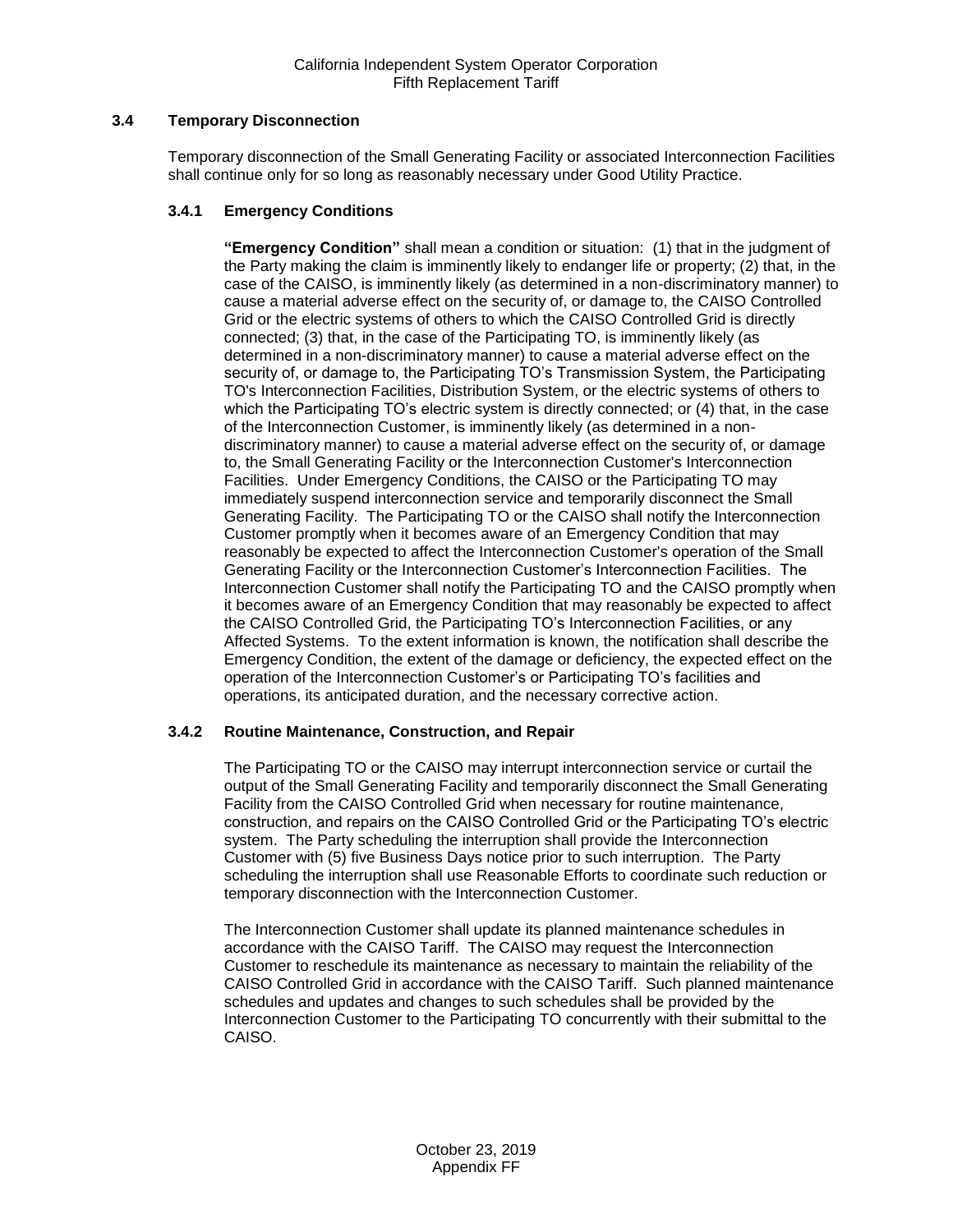### 3.4 Temporary Disconnection

Temporary disconnection of the Small Generating Facility or associated Interconnection Facilities shall continue only for so long as reasonably necessary under Good Utility Practice.

#### 3.4.1 Emergency Conditions

**"Emergency Condition"** shall mean a condition or situation: (1) that in the judgment of the Party making the claim is imminently likely to endanger life or property; (2) that, in the case of the CAISO, is imminently likely (as determined in a non-discriminatory manner) to cause a material adverse effect on the security of, or damage to, the CAISO Controlled Grid or the electric systems of others to which the CAISO Controlled Grid is directly connected; (3) that, in the case of the Participating TO, is imminently likely (as determined in a non-discriminatory manner) to cause a material adverse effect on the security of, or damage to, the Participating TO's Transmission System, the Participating TO's Interconnection Facilities, Distribution System, or the electric systems of others to which the Participating TO's electric system is directly connected; or (4) that, in the case of the Interconnection Customer, is imminently likely (as determined in a non-discriminatory manner) to cause a material adverse effect on the security of, or damage to, the Small Generating Facility or the Interconnection Customer's Interconnection Facilities. Under Emergency Conditions, the CAISO or the Participating TO may immediately suspend interconnection service and temporarily disconnect the Small Generating Facility. The Participating TO or the CAISO shall notify the Interconnection Customer promptly when it becomes aware of an Emergency Condition that may reasonably be expected to affect the Interconnection Customer's operation of the Small Generating Facility or the Interconnection Customer's Interconnection Facilities. The Interconnection Customer shall notify the Participating TO and the CAISO promptly when it becomes aware of an Emergency Condition that may reasonably be expected to affect the CAISO Controlled Grid, the Participating TO's Interconnection Facilities, or any Affected Systems. To the extent information is known, the notification shall describe the Emergency Condition, the extent of the damage or deficiency, the expected effect on the operation of the Interconnection Customer's or Participating TO's facilities and operations, its anticipated duration, and the necessary corrective action.

#### 3.4.2 Routine Maintenance, Construction, and Repair

The Participating TO or the CAISO may interrupt interconnection service or curtail the output of the Small Generating Facility and temporarily disconnect the Small Generating Facility from the CAISO Controlled Grid when necessary for routine maintenance, construction, and repairs on the CAISO Controlled Grid or the Participating TO's electric system. The Party scheduling the interruption shall provide the Interconnection Customer with (5) five Business Days notice prior to such interruption. The Party scheduling the interruption shall use Reasonable Efforts to coordinate such reduction or temporary disconnection with the Interconnection Customer.

The Interconnection Customer shall update its planned maintenance schedules in accordance with the CAISO Tariff. The CAISO may request the Interconnection Customer to reschedule its maintenance as necessary to maintain the reliability of the CAISO Controlled Grid in accordance with the CAISO Tariff. Such planned maintenance schedules and updates and changes to such schedules shall be provided by the Interconnection Customer to the Participating TO concurrently with their submittal to the CAISO.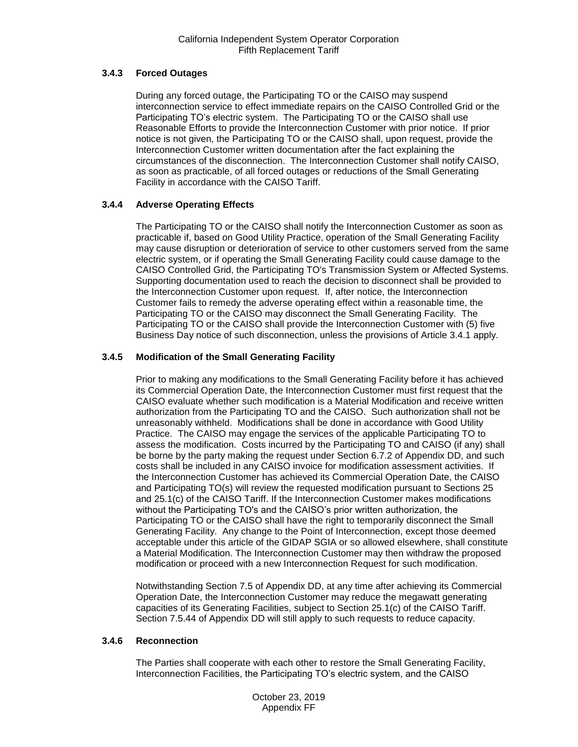### 3.4.3 Forced Outages

During any forced outage, the Participating TO or the CAISO may suspend interconnection service to effect immediate repairs on the CAISO Controlled Grid or the Participating TO's electric system. The Participating TO or the CAISO shall use Reasonable Efforts to provide the Interconnection Customer with prior notice. If prior notice is not given, the Participating TO or the CAISO shall, upon request, provide the Interconnection Customer written documentation after the fact explaining the circumstances of the disconnection. The Interconnection Customer shall notify CAISO, as soon as practicable, of all forced outages or reductions of the Small Generating Facility in accordance with the CAISO Tariff.

### 3.4.4 Adverse Operating Effects

The Participating TO or the CAISO shall notify the Interconnection Customer as soon as practicable if, based on Good Utility Practice, operation of the Small Generating Facility may cause disruption or deterioration of service to other customers served from the same electric system, or if operating the Small Generating Facility could cause damage to the CAISO Controlled Grid, the Participating TO's Transmission System or Affected Systems. Supporting documentation used to reach the decision to disconnect shall be provided to the Interconnection Customer upon request. If, after notice, the Interconnection Customer fails to remedy the adverse operating effect within a reasonable time, the Participating TO or the CAISO may disconnect the Small Generating Facility. The Participating TO or the CAISO shall provide the Interconnection Customer with (5) five Business Day notice of such disconnection, unless the provisions of Article 3.4.1 apply.

### 3.4.5 Modification of the Small Generating Facility

Prior to making any modifications to the Small Generating Facility before it has achieved its Commercial Operation Date, the Interconnection Customer must first request that the CAISO evaluate whether such modification is a Material Modification and receive written authorization from the Participating TO and the CAISO. Such authorization shall not be unreasonably withheld. Modifications shall be done in accordance with Good Utility Practice. The CAISO may engage the services of the applicable Participating TO to assess the modification. Costs incurred by the Participating TO and CAISO (if any) shall be borne by the party making the request under Section 6.7.2 of Appendix DD, and such costs shall be included in any CAISO invoice for modification assessment activities. If the Interconnection Customer has achieved its Commercial Operation Date, the CAISO and Participating TO(s) will review the requested modification pursuant to Sections 25 and 25.1(c) of the CAISO Tariff. If the Interconnection Customer makes modifications without the Participating TO's and the CAISO's prior written authorization, the Participating TO or the CAISO shall have the right to temporarily disconnect the Small Generating Facility. Any change to the Point of Interconnection, except those deemed acceptable under this article of the GIDAP SGIA or so allowed elsewhere, shall constitute a Material Modification. The Interconnection Customer may then withdraw the proposed modification or proceed with a new Interconnection Request for such modification.

Notwithstanding Section 7.5 of Appendix DD, at any time after achieving its Commercial Operation Date, the Interconnection Customer may reduce the megawatt generating capacities of its Generating Facilities, subject to Section 25.1(c) of the CAISO Tariff. Section 7.5.44 of Appendix DD will still apply to such requests to reduce capacity.

### 3.4.6 Reconnection

The Parties shall cooperate with each other to restore the Small Generating Facility, Interconnection Facilities, the Participating TO's electric system, and the CAISO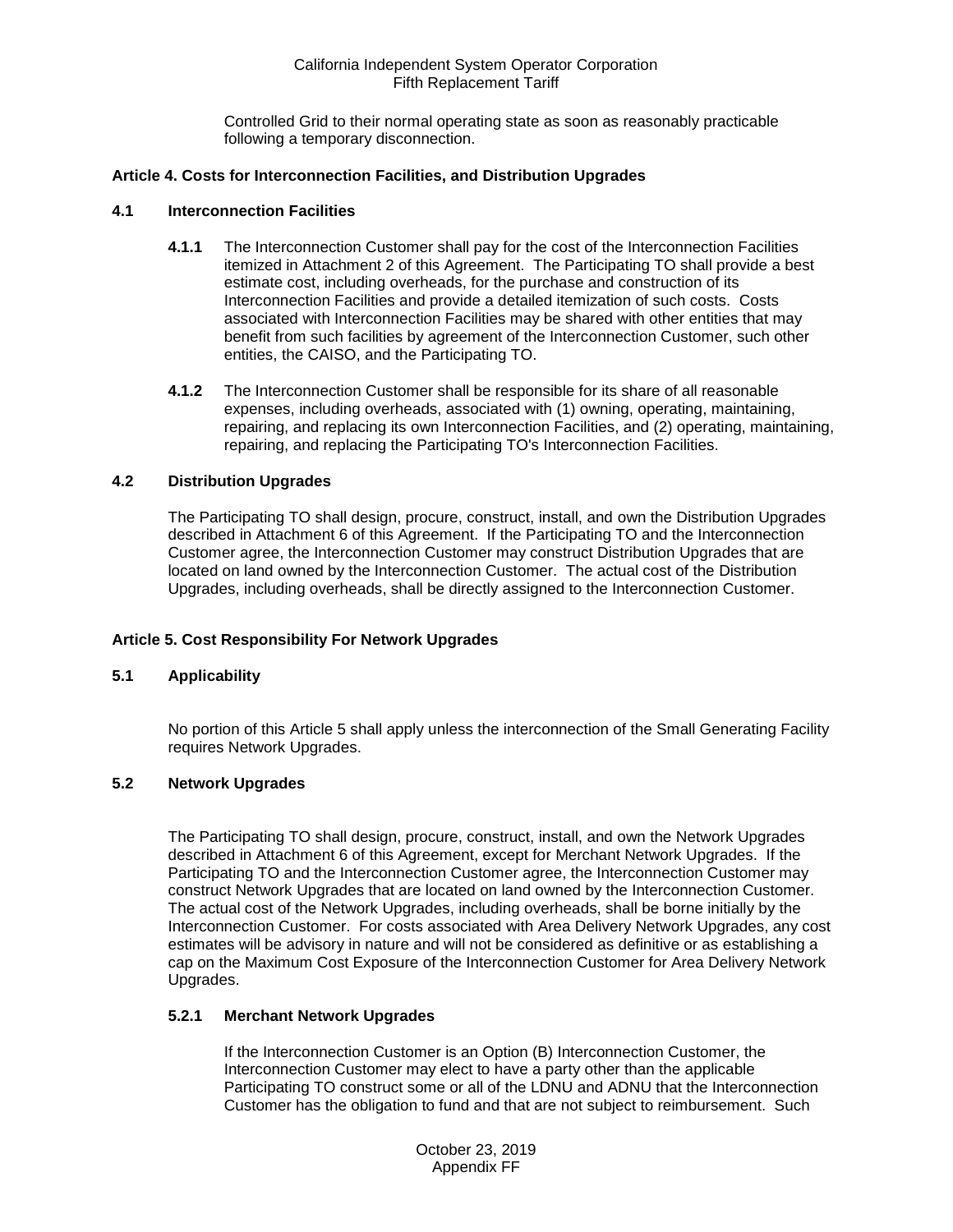Controlled Grid to their normal operating state as soon as reasonably practicable following a temporary disconnection.

**Article 4. Costs for Interconnection Facilities, and Distribution Upgrades**

**4.1 Interconnection Facilities**

**4.1.1** The Interconnection Customer shall pay for the cost of the Interconnection Facilities itemized in Attachment 2 of this Agreement. The Participating TO shall provide a best estimate cost, including overheads, for the purchase and construction of its Interconnection Facilities and provide a detailed itemization of such costs. Costs associated with Interconnection Facilities may be shared with other entities that may benefit from such facilities by agreement of the Interconnection Customer, such other entities, the CAISO, and the Participating TO.

**4.1.2** The Interconnection Customer shall be responsible for its share of all reasonable expenses, including overheads, associated with (1) owning, operating, maintaining, repairing, and replacing its own Interconnection Facilities, and (2) operating, maintaining, repairing, and replacing the Participating TO's Interconnection Facilities.

**4.2 Distribution Upgrades**

The Participating TO shall design, procure, construct, install, and own the Distribution Upgrades described in Attachment 6 of this Agreement. If the Participating TO and the Interconnection Customer agree, the Interconnection Customer may construct Distribution Upgrades that are located on land owned by the Interconnection Customer. The actual cost of the Distribution Upgrades, including overheads, shall be directly assigned to the Interconnection Customer.

**Article 5. Cost Responsibility For Network Upgrades**

**5.1 Applicability**

No portion of this Article 5 shall apply unless the interconnection of the Small Generating Facility requires Network Upgrades.

**5.2 Network Upgrades**

The Participating TO shall design, procure, construct, install, and own the Network Upgrades described in Attachment 6 of this Agreement, except for Merchant Network Upgrades. If the Participating TO and the Interconnection Customer agree, the Interconnection Customer may construct Network Upgrades that are located on land owned by the Interconnection Customer. The actual cost of the Network Upgrades, including overheads, shall be borne initially by the Interconnection Customer. For costs associated with Area Delivery Network Upgrades, any cost estimates will be advisory in nature and will not be considered as definitive or as establishing a cap on the Maximum Cost Exposure of the Interconnection Customer for Area Delivery Network Upgrades.

**5.2.1 Merchant Network Upgrades**

If the Interconnection Customer is an Option (B) Interconnection Customer, the Interconnection Customer may elect to have a party other than the applicable Participating TO construct some or all of the LDNU and ADNU that the Interconnection Customer has the obligation to fund and that are not subject to reimbursement. Such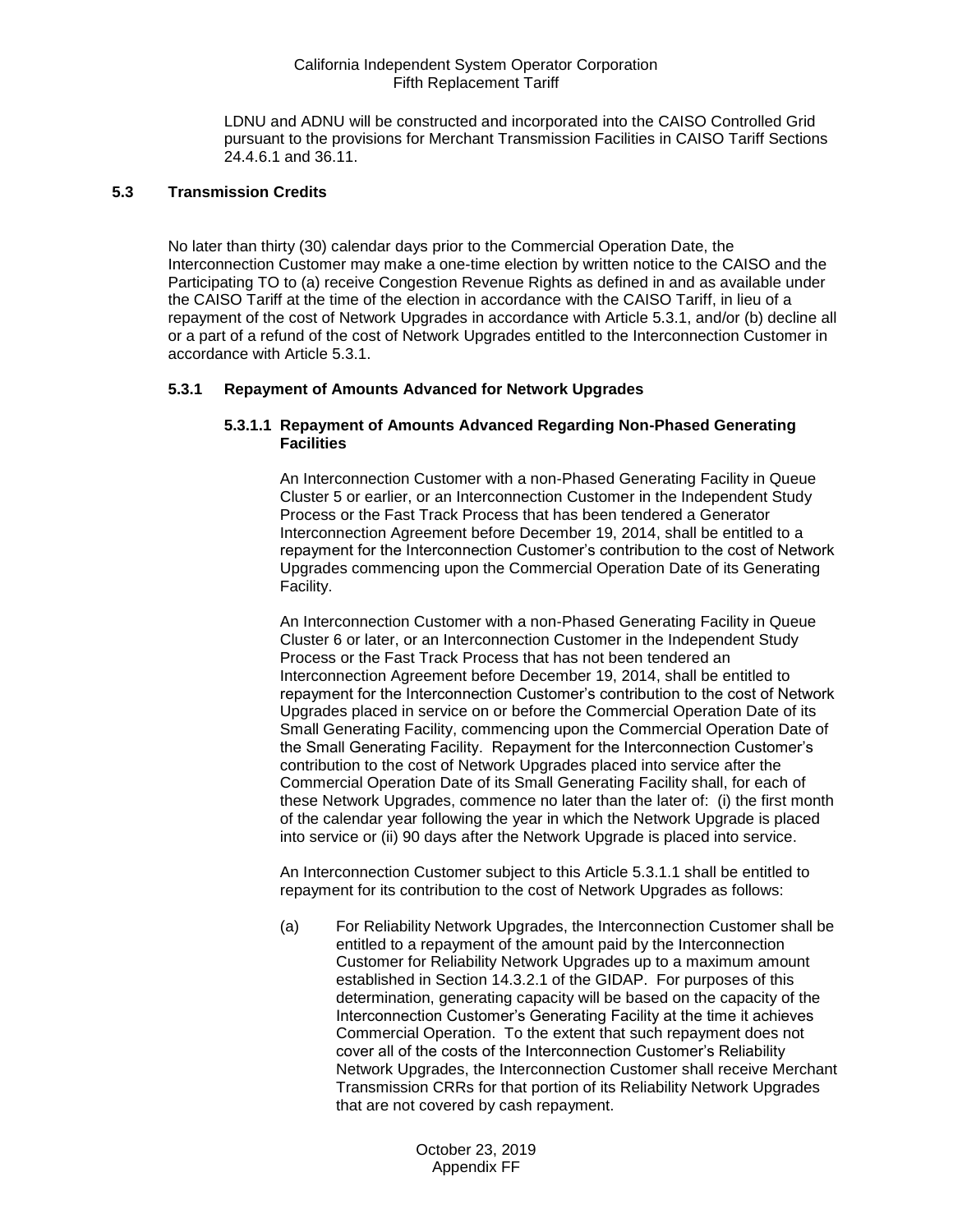LDNU and ADNU will be constructed and incorporated into the CAISO Controlled Grid pursuant to the provisions for Merchant Transmission Facilities in CAISO Tariff Sections 24.4.6.1 and 36.11.

## 5.3 Transmission Credits

No later than thirty (30) calendar days prior to the Commercial Operation Date, the Interconnection Customer may make a one-time election by written notice to the CAISO and the Participating TO to (a) receive Congestion Revenue Rights as defined in and as available under the CAISO Tariff at the time of the election in accordance with the CAISO Tariff, in lieu of a repayment of the cost of Network Upgrades in accordance with Article 5.3.1, and/or (b) decline all or a part of a refund of the cost of Network Upgrades entitled to the Interconnection Customer in accordance with Article 5.3.1.

### 5.3.1 Repayment of Amounts Advanced for Network Upgrades

#### 5.3.1.1 Repayment of Amounts Advanced Regarding Non-Phased Generating Facilities

An Interconnection Customer with a non-Phased Generating Facility in Queue Cluster 5 or earlier, or an Interconnection Customer in the Independent Study Process or the Fast Track Process that has been tendered a Generator Interconnection Agreement before December 19, 2014, shall be entitled to a repayment for the Interconnection Customer's contribution to the cost of Network Upgrades commencing upon the Commercial Operation Date of its Generating Facility.

An Interconnection Customer with a non-Phased Generating Facility in Queue Cluster 6 or later, or an Interconnection Customer in the Independent Study Process or the Fast Track Process that has not been tendered an Interconnection Agreement before December 19, 2014, shall be entitled to repayment for the Interconnection Customer's contribution to the cost of Network Upgrades placed in service on or before the Commercial Operation Date of its Small Generating Facility, commencing upon the Commercial Operation Date of the Small Generating Facility. Repayment for the Interconnection Customer's contribution to the cost of Network Upgrades placed into service after the Commercial Operation Date of its Small Generating Facility shall, for each of these Network Upgrades, commence no later than the later of: (i) the first month of the calendar year following the year in which the Network Upgrade is placed into service or (ii) 90 days after the Network Upgrade is placed into service.

An Interconnection Customer subject to this Article 5.3.1.1 shall be entitled to repayment for its contribution to the cost of Network Upgrades as follows:

(a) For Reliability Network Upgrades, the Interconnection Customer shall be entitled to a repayment of the amount paid by the Interconnection Customer for Reliability Network Upgrades up to a maximum amount established in Section 14.3.2.1 of the GIDAP. For purposes of this determination, generating capacity will be based on the capacity of the Interconnection Customer's Generating Facility at the time it achieves Commercial Operation. To the extent that such repayment does not cover all of the costs of the Interconnection Customer's Reliability Network Upgrades, the Interconnection Customer shall receive Merchant Transmission CRRs for that portion of its Reliability Network Upgrades that are not covered by cash repayment.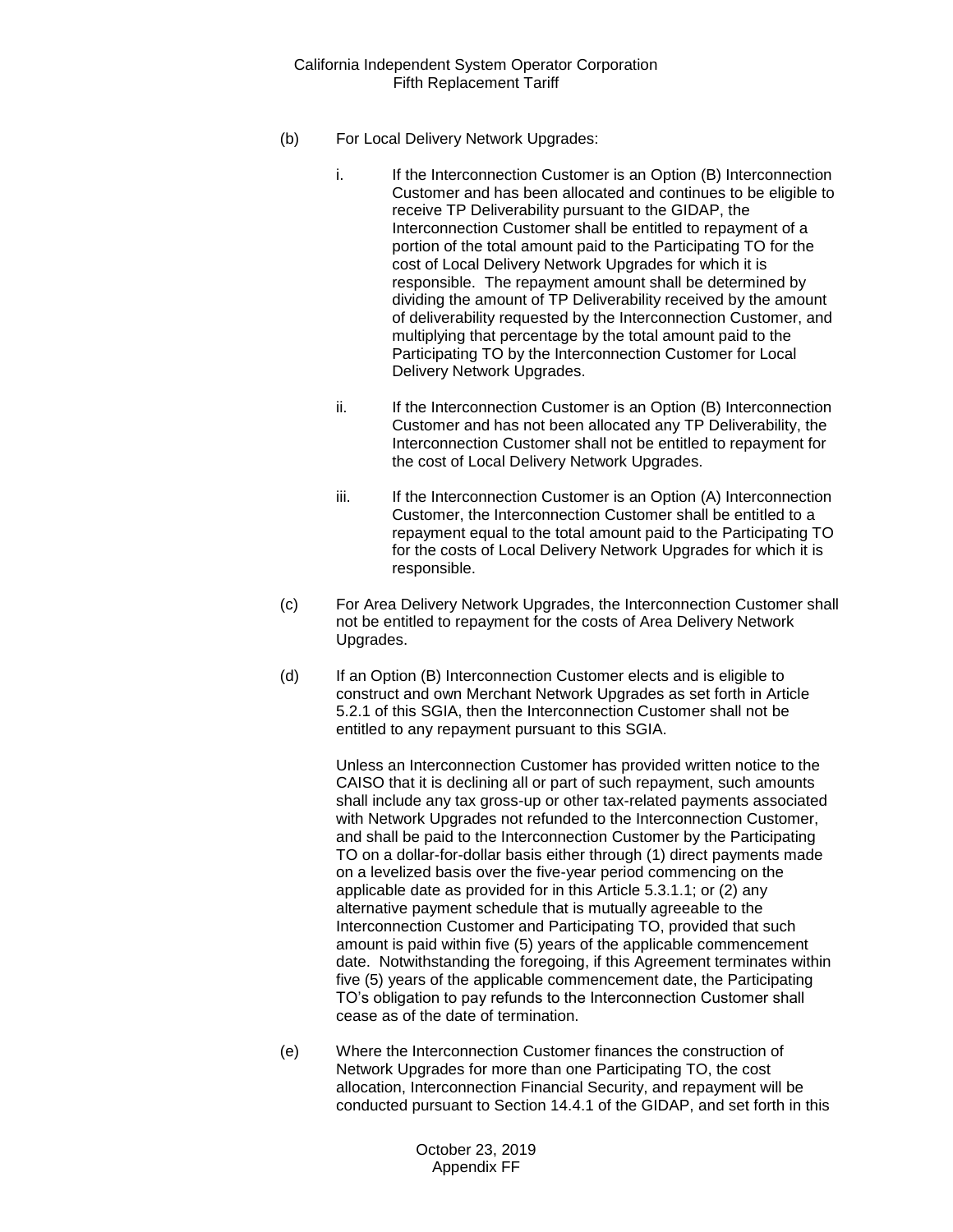(b) For Local Delivery Network Upgrades:

i. If the Interconnection Customer is an Option (B) Interconnection Customer and has been allocated and continues to be eligible to receive TP Deliverability pursuant to the GIDAP, the Interconnection Customer shall be entitled to repayment of a portion of the total amount paid to the Participating TO for the cost of Local Delivery Network Upgrades for which it is responsible. The repayment amount shall be determined by dividing the amount of TP Deliverability received by the amount of deliverability requested by the Interconnection Customer, and multiplying that percentage by the total amount paid to the Participating TO by the Interconnection Customer for Local Delivery Network Upgrades.

ii. If the Interconnection Customer is an Option (B) Interconnection Customer and has not been allocated any TP Deliverability, the Interconnection Customer shall not be entitled to repayment for the cost of Local Delivery Network Upgrades.

iii. If the Interconnection Customer is an Option (A) Interconnection Customer, the Interconnection Customer shall be entitled to a repayment equal to the total amount paid to the Participating TO for the costs of Local Delivery Network Upgrades for which it is responsible.

(c) For Area Delivery Network Upgrades, the Interconnection Customer shall not be entitled to repayment for the costs of Area Delivery Network Upgrades.

(d) If an Option (B) Interconnection Customer elects and is eligible to construct and own Merchant Network Upgrades as set forth in Article 5.2.1 of this SGIA, then the Interconnection Customer shall not be entitled to any repayment pursuant to this SGIA.

Unless an Interconnection Customer has provided written notice to the CAISO that it is declining all or part of such repayment, such amounts shall include any tax gross-up or other tax-related payments associated with Network Upgrades not refunded to the Interconnection Customer, and shall be paid to the Interconnection Customer by the Participating TO on a dollar-for-dollar basis either through (1) direct payments made on a levelized basis over the five-year period commencing on the applicable date as provided for in this Article 5.3.1.1; or (2) any alternative payment schedule that is mutually agreeable to the Interconnection Customer and Participating TO, provided that such amount is paid within five (5) years of the applicable commencement date. Notwithstanding the foregoing, if this Agreement terminates within five (5) years of the applicable commencement date, the Participating TO's obligation to pay refunds to the Interconnection Customer shall cease as of the date of termination.

(e) Where the Interconnection Customer finances the construction of Network Upgrades for more than one Participating TO, the cost allocation, Interconnection Financial Security, and repayment will be conducted pursuant to Section 14.4.1 of the GIDAP, and set forth in this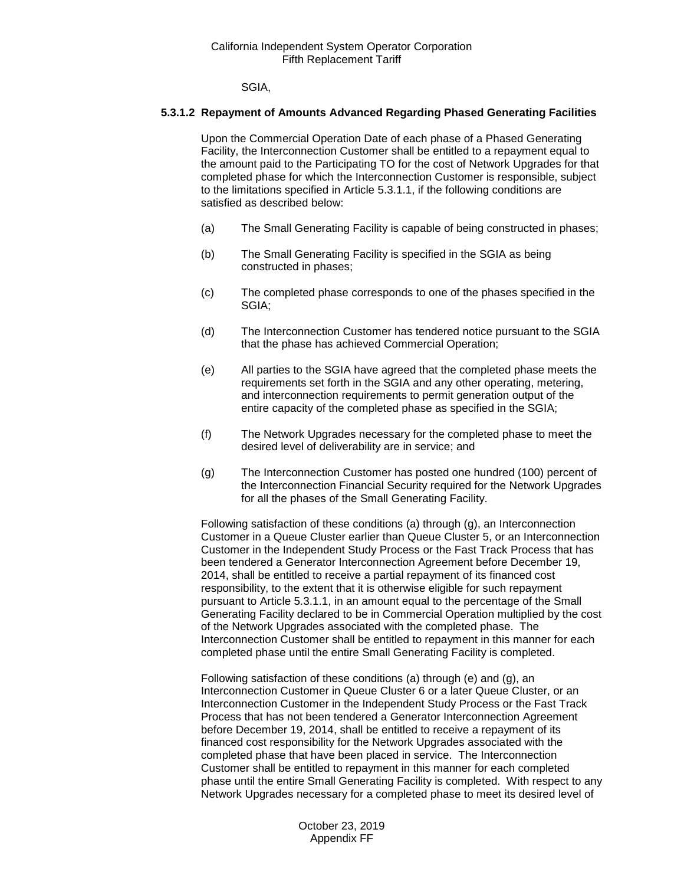SGIA,

**5.3.1.2 Repayment of Amounts Advanced Regarding Phased Generating Facilities**

Upon the Commercial Operation Date of each phase of a Phased Generating Facility, the Interconnection Customer shall be entitled to a repayment equal to the amount paid to the Participating TO for the cost of Network Upgrades for that completed phase for which the Interconnection Customer is responsible, subject to the limitations specified in Article 5.3.1.1, if the following conditions are satisfied as described below:

(a) The Small Generating Facility is capable of being constructed in phases;

(b) The Small Generating Facility is specified in the SGIA as being constructed in phases;

(c) The completed phase corresponds to one of the phases specified in the SGIA;

(d) The Interconnection Customer has tendered notice pursuant to the SGIA that the phase has achieved Commercial Operation;

(e) All parties to the SGIA have agreed that the completed phase meets the requirements set forth in the SGIA and any other operating, metering, and interconnection requirements to permit generation output of the entire capacity of the completed phase as specified in the SGIA;

(f) The Network Upgrades necessary for the completed phase to meet the desired level of deliverability are in service; and

(g) The Interconnection Customer has posted one hundred (100) percent of the Interconnection Financial Security required for the Network Upgrades for all the phases of the Small Generating Facility.

Following satisfaction of these conditions (a) through (g), an Interconnection Customer in a Queue Cluster earlier than Queue Cluster 5, or an Interconnection Customer in the Independent Study Process or the Fast Track Process that has been tendered a Generator Interconnection Agreement before December 19, 2014, shall be entitled to receive a partial repayment of its financed cost responsibility, to the extent that it is otherwise eligible for such repayment pursuant to Article 5.3.1.1, in an amount equal to the percentage of the Small Generating Facility declared to be in Commercial Operation multiplied by the cost of the Network Upgrades associated with the completed phase. The Interconnection Customer shall be entitled to repayment in this manner for each completed phase until the entire Small Generating Facility is completed.

Following satisfaction of these conditions (a) through (e) and (g), an Interconnection Customer in Queue Cluster 6 or a later Queue Cluster, or an Interconnection Customer in the Independent Study Process or the Fast Track Process that has not been tendered a Generator Interconnection Agreement before December 19, 2014, shall be entitled to receive a repayment of its financed cost responsibility for the Network Upgrades associated with the completed phase that have been placed in service. The Interconnection Customer shall be entitled to repayment in this manner for each completed phase until the entire Small Generating Facility is completed. With respect to any Network Upgrades necessary for a completed phase to meet its desired level of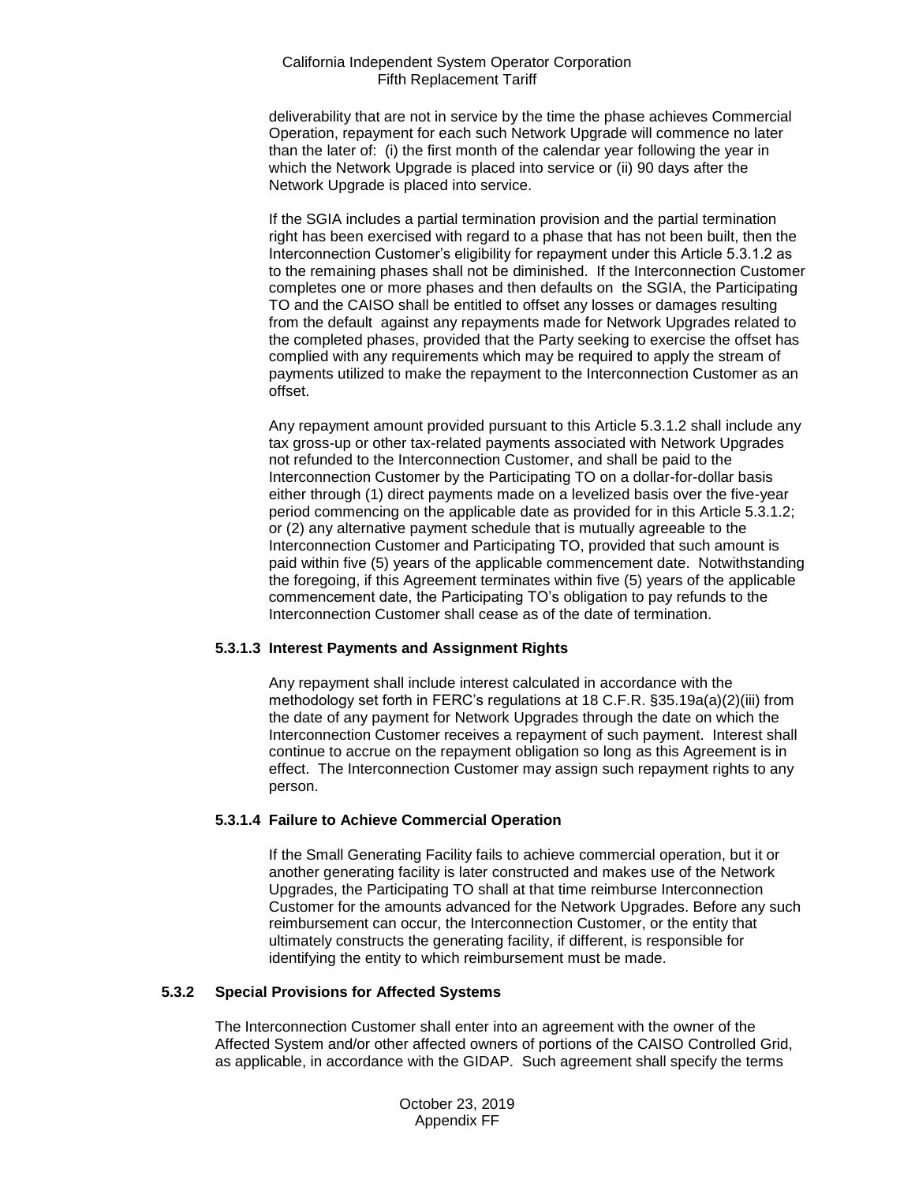deliverability that are not in service by the time the phase achieves Commercial Operation, repayment for each such Network Upgrade will commence no later than the later of: (i) the first month of the calendar year following the year in which the Network Upgrade is placed into service or (ii) 90 days after the Network Upgrade is placed into service.

If the SGIA includes a partial termination provision and the partial termination right has been exercised with regard to a phase that has not been built, then the Interconnection Customer's eligibility for repayment under this Article 5.3.1.2 as to the remaining phases shall not be diminished. If the Interconnection Customer completes one or more phases and then defaults on the SGIA, the Participating TO and the CAISO shall be entitled to offset any losses or damages resulting from the default against any repayments made for Network Upgrades related to the completed phases, provided that the Party seeking to exercise the offset has complied with any requirements which may be required to apply the stream of payments utilized to make the repayment to the Interconnection Customer as an offset.

Any repayment amount provided pursuant to this Article 5.3.1.2 shall include any tax gross-up or other tax-related payments associated with Network Upgrades not refunded to the Interconnection Customer, and shall be paid to the Interconnection Customer by the Participating TO on a dollar-for-dollar basis either through (1) direct payments made on a levelized basis over the five-year period commencing on the applicable date as provided for in this Article 5.3.1.2; or (2) any alternative payment schedule that is mutually agreeable to the Interconnection Customer and Participating TO, provided that such amount is paid within five (5) years of the applicable commencement date. Notwithstanding the foregoing, if this Agreement terminates within five (5) years of the applicable commencement date, the Participating TO's obligation to pay refunds to the Interconnection Customer shall cease as of the date of termination.

#### 5.3.1.3 Interest Payments and Assignment Rights

Any repayment shall include interest calculated in accordance with the methodology set forth in FERC's regulations at 18 C.F.R. §35.19a(a)(2)(iii) from the date of any payment for Network Upgrades through the date on which the Interconnection Customer receives a repayment of such payment. Interest shall continue to accrue on the repayment obligation so long as this Agreement is in effect. The Interconnection Customer may assign such repayment rights to any person.

#### 5.3.1.4 Failure to Achieve Commercial Operation

If the Small Generating Facility fails to achieve commercial operation, but it or another generating facility is later constructed and makes use of the Network Upgrades, the Participating TO shall at that time reimburse Interconnection Customer for the amounts advanced for the Network Upgrades. Before any such reimbursement can occur, the Interconnection Customer, or the entity that ultimately constructs the generating facility, if different, is responsible for identifying the entity to which reimbursement must be made.

### 5.3.2 Special Provisions for Affected Systems

The Interconnection Customer shall enter into an agreement with the owner of the Affected System and/or other affected owners of portions of the CAISO Controlled Grid, as applicable, in accordance with the GIDAP. Such agreement shall specify the terms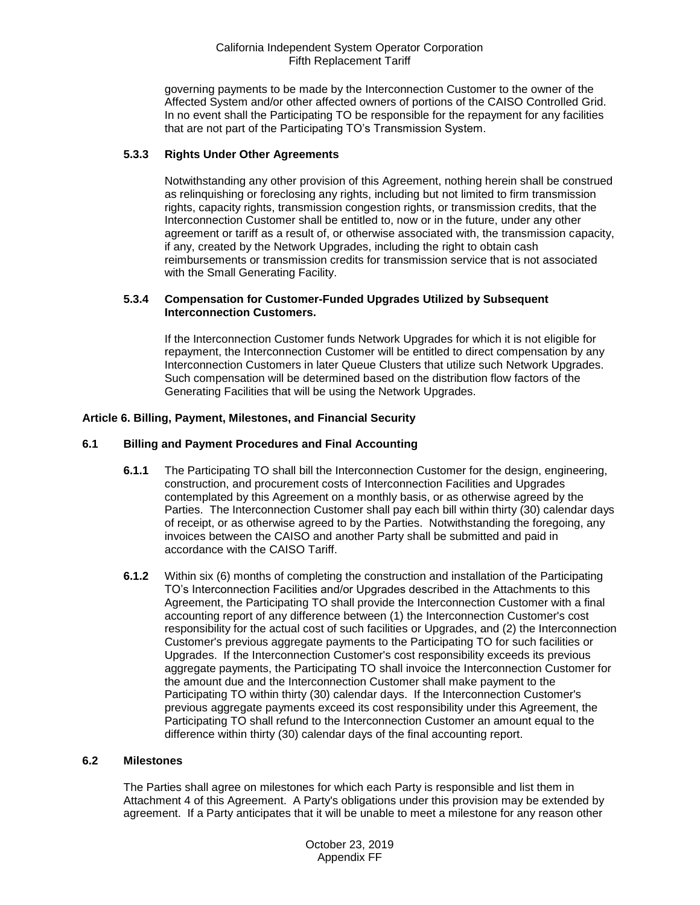governing payments to be made by the Interconnection Customer to the owner of the Affected System and/or other affected owners of portions of the CAISO Controlled Grid. In no event shall the Participating TO be responsible for the repayment for any facilities that are not part of the Participating TO's Transmission System.

#### 5.3.3 Rights Under Other Agreements

Notwithstanding any other provision of this Agreement, nothing herein shall be construed as relinquishing or foreclosing any rights, including but not limited to firm transmission rights, capacity rights, transmission congestion rights, or transmission credits, that the Interconnection Customer shall be entitled to, now or in the future, under any other agreement or tariff as a result of, or otherwise associated with, the transmission capacity, if any, created by the Network Upgrades, including the right to obtain cash reimbursements or transmission credits for transmission service that is not associated with the Small Generating Facility.

#### 5.3.4 Compensation for Customer-Funded Upgrades Utilized by Subsequent Interconnection Customers.

If the Interconnection Customer funds Network Upgrades for which it is not eligible for repayment, the Interconnection Customer will be entitled to direct compensation by any Interconnection Customers in later Queue Clusters that utilize such Network Upgrades. Such compensation will be determined based on the distribution flow factors of the Generating Facilities that will be using the Network Upgrades.

## Article 6. Billing, Payment, Milestones, and Financial Security

### 6.1 Billing and Payment Procedures and Final Accounting

**6.1.1** The Participating TO shall bill the Interconnection Customer for the design, engineering, construction, and procurement costs of Interconnection Facilities and Upgrades contemplated by this Agreement on a monthly basis, or as otherwise agreed by the Parties. The Interconnection Customer shall pay each bill within thirty (30) calendar days of receipt, or as otherwise agreed to by the Parties. Notwithstanding the foregoing, any invoices between the CAISO and another Party shall be submitted and paid in accordance with the CAISO Tariff.

**6.1.2** Within six (6) months of completing the construction and installation of the Participating TO's Interconnection Facilities and/or Upgrades described in the Attachments to this Agreement, the Participating TO shall provide the Interconnection Customer with a final accounting report of any difference between (1) the Interconnection Customer's cost responsibility for the actual cost of such facilities or Upgrades, and (2) the Interconnection Customer's previous aggregate payments to the Participating TO for such facilities or Upgrades. If the Interconnection Customer's cost responsibility exceeds its previous aggregate payments, the Participating TO shall invoice the Interconnection Customer for the amount due and the Interconnection Customer shall make payment to the Participating TO within thirty (30) calendar days. If the Interconnection Customer's previous aggregate payments exceed its cost responsibility under this Agreement, the Participating TO shall refund to the Interconnection Customer an amount equal to the difference within thirty (30) calendar days of the final accounting report.

### 6.2 Milestones

The Parties shall agree on milestones for which each Party is responsible and list them in Attachment 4 of this Agreement. A Party's obligations under this provision may be extended by agreement. If a Party anticipates that it will be unable to meet a milestone for any reason other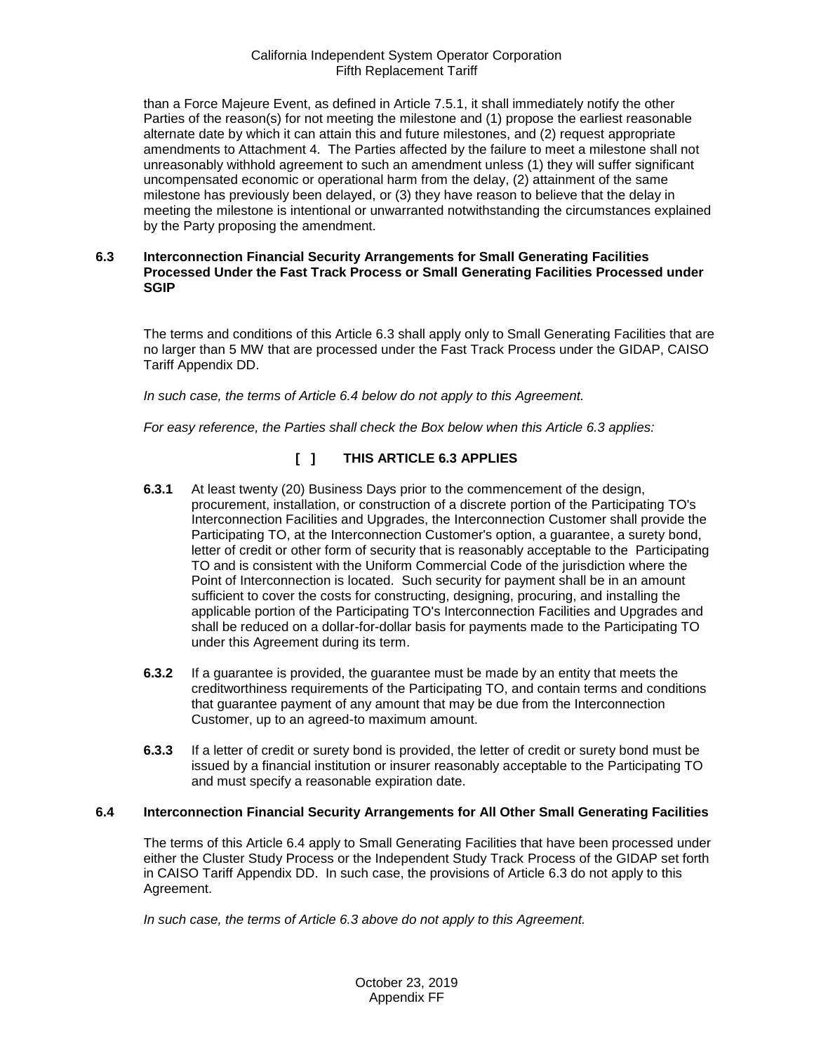than a Force Majeure Event, as defined in Article 7.5.1, it shall immediately notify the other Parties of the reason(s) for not meeting the milestone and (1) propose the earliest reasonable alternate date by which it can attain this and future milestones, and (2) request appropriate amendments to Attachment 4. The Parties affected by the failure to meet a milestone shall not unreasonably withhold agreement to such an amendment unless (1) they will suffer significant uncompensated economic or operational harm from the delay, (2) attainment of the same milestone has previously been delayed, or (3) they have reason to believe that the delay in meeting the milestone is intentional or unwarranted notwithstanding the circumstances explained by the Party proposing the amendment.

**6.3 Interconnection Financial Security Arrangements for Small Generating Facilities Processed Under the Fast Track Process or Small Generating Facilities Processed under SGIP**

The terms and conditions of this Article 6.3 shall apply only to Small Generating Facilities that are no larger than 5 MW that are processed under the Fast Track Process under the GIDAP, CAISO Tariff Appendix DD.

*In such case, the terms of Article 6.4 below do not apply to this Agreement.*

*For easy reference, the Parties shall check the Box below when this Article 6.3 applies:*

**[ ] THIS ARTICLE 6.3 APPLIES**

**6.3.1** At least twenty (20) Business Days prior to the commencement of the design, procurement, installation, or construction of a discrete portion of the Participating TO's Interconnection Facilities and Upgrades, the Interconnection Customer shall provide the Participating TO, at the Interconnection Customer's option, a guarantee, a surety bond, letter of credit or other form of security that is reasonably acceptable to the Participating TO and is consistent with the Uniform Commercial Code of the jurisdiction where the Point of Interconnection is located. Such security for payment shall be in an amount sufficient to cover the costs for constructing, designing, procuring, and installing the applicable portion of the Participating TO's Interconnection Facilities and Upgrades and shall be reduced on a dollar-for-dollar basis for payments made to the Participating TO under this Agreement during its term.

**6.3.2** If a guarantee is provided, the guarantee must be made by an entity that meets the creditworthiness requirements of the Participating TO, and contain terms and conditions that guarantee payment of any amount that may be due from the Interconnection Customer, up to an agreed-to maximum amount.

**6.3.3** If a letter of credit or surety bond is provided, the letter of credit or surety bond must be issued by a financial institution or insurer reasonably acceptable to the Participating TO and must specify a reasonable expiration date.

**6.4 Interconnection Financial Security Arrangements for All Other Small Generating Facilities**

The terms of this Article 6.4 apply to Small Generating Facilities that have been processed under either the Cluster Study Process or the Independent Study Track Process of the GIDAP set forth in CAISO Tariff Appendix DD. In such case, the provisions of Article 6.3 do not apply to this Agreement.

*In such case, the terms of Article 6.3 above do not apply to this Agreement.*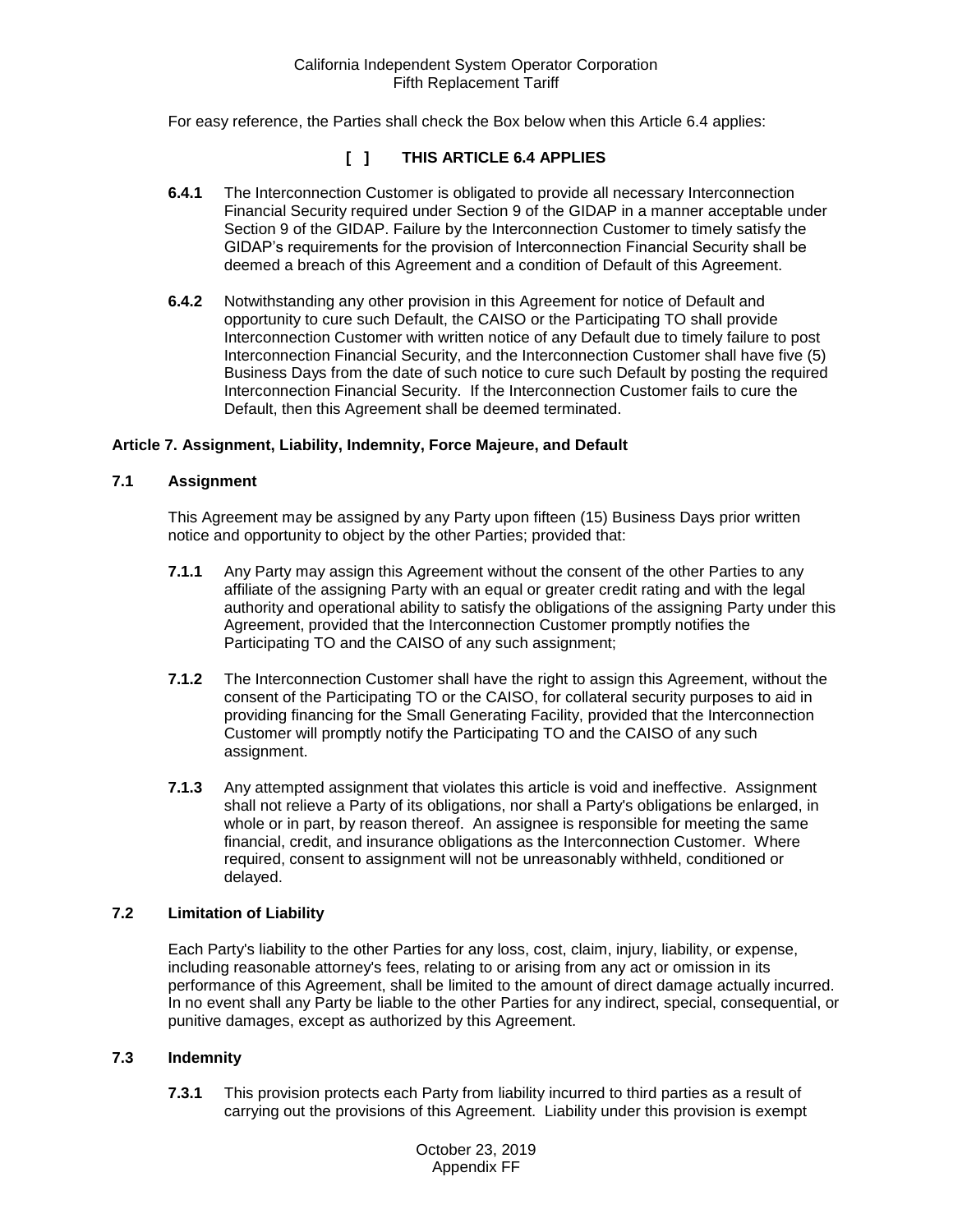For easy reference, the Parties shall check the Box below when this Article 6.4 applies:

**[ ] THIS ARTICLE 6.4 APPLIES**

**6.4.1** The Interconnection Customer is obligated to provide all necessary Interconnection Financial Security required under Section 9 of the GIDAP in a manner acceptable under Section 9 of the GIDAP. Failure by the Interconnection Customer to timely satisfy the GIDAP's requirements for the provision of Interconnection Financial Security shall be deemed a breach of this Agreement and a condition of Default of this Agreement.

**6.4.2** Notwithstanding any other provision in this Agreement for notice of Default and opportunity to cure such Default, the CAISO or the Participating TO shall provide Interconnection Customer with written notice of any Default due to timely failure to post Interconnection Financial Security, and the Interconnection Customer shall have five (5) Business Days from the date of such notice to cure such Default by posting the required Interconnection Financial Security. If the Interconnection Customer fails to cure the Default, then this Agreement shall be deemed terminated.

## Article 7. Assignment, Liability, Indemnity, Force Majeure, and Default

### 7.1 Assignment

This Agreement may be assigned by any Party upon fifteen (15) Business Days prior written notice and opportunity to object by the other Parties; provided that:

**7.1.1** Any Party may assign this Agreement without the consent of the other Parties to any affiliate of the assigning Party with an equal or greater credit rating and with the legal authority and operational ability to satisfy the obligations of the assigning Party under this Agreement, provided that the Interconnection Customer promptly notifies the Participating TO and the CAISO of any such assignment;

**7.1.2** The Interconnection Customer shall have the right to assign this Agreement, without the consent of the Participating TO or the CAISO, for collateral security purposes to aid in providing financing for the Small Generating Facility, provided that the Interconnection Customer will promptly notify the Participating TO and the CAISO of any such assignment.

**7.1.3** Any attempted assignment that violates this article is void and ineffective. Assignment shall not relieve a Party of its obligations, nor shall a Party's obligations be enlarged, in whole or in part, by reason thereof. An assignee is responsible for meeting the same financial, credit, and insurance obligations as the Interconnection Customer. Where required, consent to assignment will not be unreasonably withheld, conditioned or delayed.

### 7.2 Limitation of Liability

Each Party's liability to the other Parties for any loss, cost, claim, injury, liability, or expense, including reasonable attorney's fees, relating to or arising from any act or omission in its performance of this Agreement, shall be limited to the amount of direct damage actually incurred. In no event shall any Party be liable to the other Parties for any indirect, special, consequential, or punitive damages, except as authorized by this Agreement.

### 7.3 Indemnity

**7.3.1** This provision protects each Party from liability incurred to third parties as a result of carrying out the provisions of this Agreement. Liability under this provision is exempt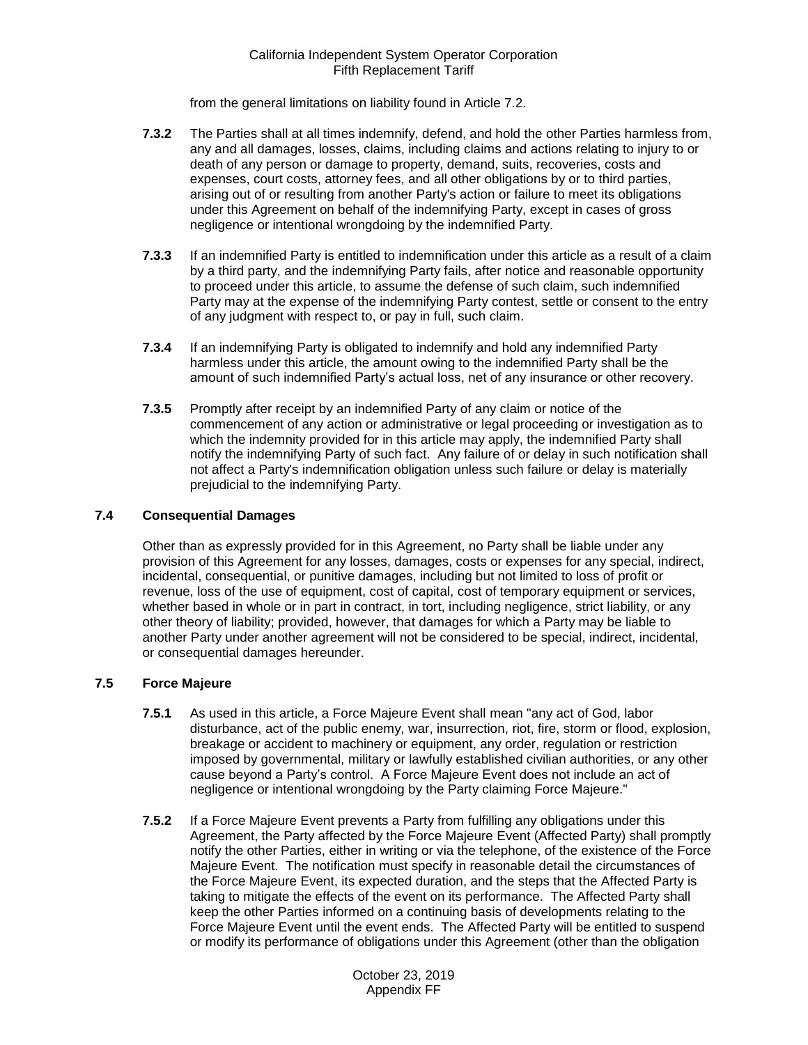from the general limitations on liability found in Article 7.2.

**7.3.2** The Parties shall at all times indemnify, defend, and hold the other Parties harmless from, any and all damages, losses, claims, including claims and actions relating to injury to or death of any person or damage to property, demand, suits, recoveries, costs and expenses, court costs, attorney fees, and all other obligations by or to third parties, arising out of or resulting from another Party's action or failure to meet its obligations under this Agreement on behalf of the indemnifying Party, except in cases of gross negligence or intentional wrongdoing by the indemnified Party.

**7.3.3** If an indemnified Party is entitled to indemnification under this article as a result of a claim by a third party, and the indemnifying Party fails, after notice and reasonable opportunity to proceed under this article, to assume the defense of such claim, such indemnified Party may at the expense of the indemnifying Party contest, settle or consent to the entry of any judgment with respect to, or pay in full, such claim.

**7.3.4** If an indemnifying Party is obligated to indemnify and hold any indemnified Party harmless under this article, the amount owing to the indemnified Party shall be the amount of such indemnified Party’s actual loss, net of any insurance or other recovery.

**7.3.5** Promptly after receipt by an indemnified Party of any claim or notice of the commencement of any action or administrative or legal proceeding or investigation as to which the indemnity provided for in this article may apply, the indemnified Party shall notify the indemnifying Party of such fact. Any failure of or delay in such notification shall not affect a Party's indemnification obligation unless such failure or delay is materially prejudicial to the indemnifying Party.

### 7.4 Consequential Damages

Other than as expressly provided for in this Agreement, no Party shall be liable under any provision of this Agreement for any losses, damages, costs or expenses for any special, indirect, incidental, consequential, or punitive damages, including but not limited to loss of profit or revenue, loss of the use of equipment, cost of capital, cost of temporary equipment or services, whether based in whole or in part in contract, in tort, including negligence, strict liability, or any other theory of liability; provided, however, that damages for which a Party may be liable to another Party under another agreement will not be considered to be special, indirect, incidental, or consequential damages hereunder.

### 7.5 Force Majeure

**7.5.1** As used in this article, a Force Majeure Event shall mean "any act of God, labor disturbance, act of the public enemy, war, insurrection, riot, fire, storm or flood, explosion, breakage or accident to machinery or equipment, any order, regulation or restriction imposed by governmental, military or lawfully established civilian authorities, or any other cause beyond a Party’s control. A Force Majeure Event does not include an act of negligence or intentional wrongdoing by the Party claiming Force Majeure."

**7.5.2** If a Force Majeure Event prevents a Party from fulfilling any obligations under this Agreement, the Party affected by the Force Majeure Event (Affected Party) shall promptly notify the other Parties, either in writing or via the telephone, of the existence of the Force Majeure Event. The notification must specify in reasonable detail the circumstances of the Force Majeure Event, its expected duration, and the steps that the Affected Party is taking to mitigate the effects of the event on its performance. The Affected Party shall keep the other Parties informed on a continuing basis of developments relating to the Force Majeure Event until the event ends. The Affected Party will be entitled to suspend or modify its performance of obligations under this Agreement (other than the obligation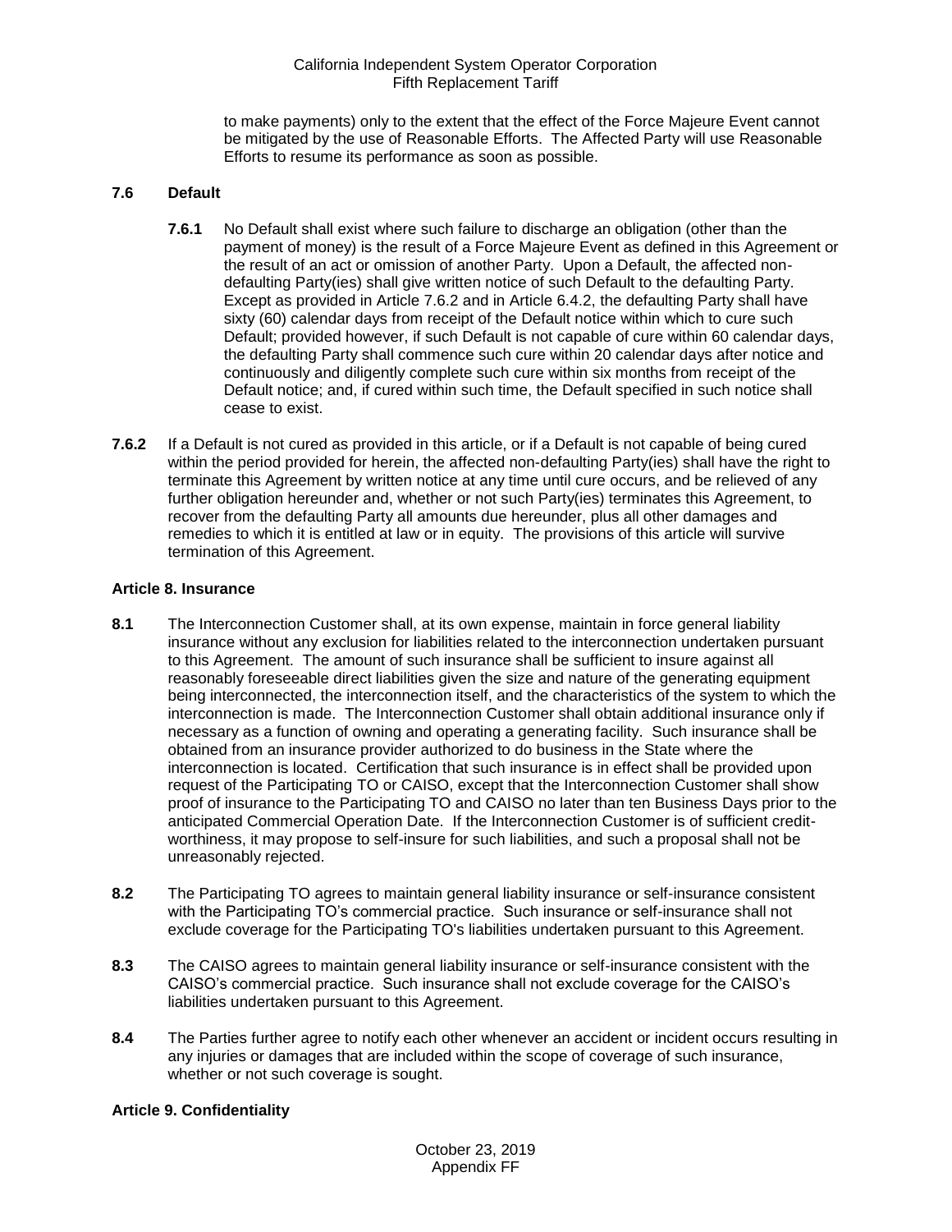to make payments) only to the extent that the effect of the Force Majeure Event cannot be mitigated by the use of Reasonable Efforts. The Affected Party will use Reasonable Efforts to resume its performance as soon as possible.

### 7.6 Default

**7.6.1** No Default shall exist where such failure to discharge an obligation (other than the payment of money) is the result of a Force Majeure Event as defined in this Agreement or the result of an act or omission of another Party. Upon a Default, the affected non-defaulting Party(ies) shall give written notice of such Default to the defaulting Party. Except as provided in Article 7.6.2 and in Article 6.4.2, the defaulting Party shall have sixty (60) calendar days from receipt of the Default notice within which to cure such Default; provided however, if such Default is not capable of cure within 60 calendar days, the defaulting Party shall commence such cure within 20 calendar days after notice and continuously and diligently complete such cure within six months from receipt of the Default notice; and, if cured within such time, the Default specified in such notice shall cease to exist.

**7.6.2** If a Default is not cured as provided in this article, or if a Default is not capable of being cured within the period provided for herein, the affected non-defaulting Party(ies) shall have the right to terminate this Agreement by written notice at any time until cure occurs, and be relieved of any further obligation hereunder and, whether or not such Party(ies) terminates this Agreement, to recover from the defaulting Party all amounts due hereunder, plus all other damages and remedies to which it is entitled at law or in equity. The provisions of this article will survive termination of this Agreement.

## Article 8. Insurance

**8.1** The Interconnection Customer shall, at its own expense, maintain in force general liability insurance without any exclusion for liabilities related to the interconnection undertaken pursuant to this Agreement. The amount of such insurance shall be sufficient to insure against all reasonably foreseeable direct liabilities given the size and nature of the generating equipment being interconnected, the interconnection itself, and the characteristics of the system to which the interconnection is made. The Interconnection Customer shall obtain additional insurance only if necessary as a function of owning and operating a generating facility. Such insurance shall be obtained from an insurance provider authorized to do business in the State where the interconnection is located. Certification that such insurance is in effect shall be provided upon request of the Participating TO or CAISO, except that the Interconnection Customer shall show proof of insurance to the Participating TO and CAISO no later than ten Business Days prior to the anticipated Commercial Operation Date. If the Interconnection Customer is of sufficient credit-worthiness, it may propose to self-insure for such liabilities, and such a proposal shall not be unreasonably rejected.

**8.2** The Participating TO agrees to maintain general liability insurance or self-insurance consistent with the Participating TO's commercial practice. Such insurance or self-insurance shall not exclude coverage for the Participating TO's liabilities undertaken pursuant to this Agreement.

**8.3** The CAISO agrees to maintain general liability insurance or self-insurance consistent with the CAISO's commercial practice. Such insurance shall not exclude coverage for the CAISO's liabilities undertaken pursuant to this Agreement.

**8.4** The Parties further agree to notify each other whenever an accident or incident occurs resulting in any injuries or damages that are included within the scope of coverage of such insurance, whether or not such coverage is sought.

## Article 9. Confidentiality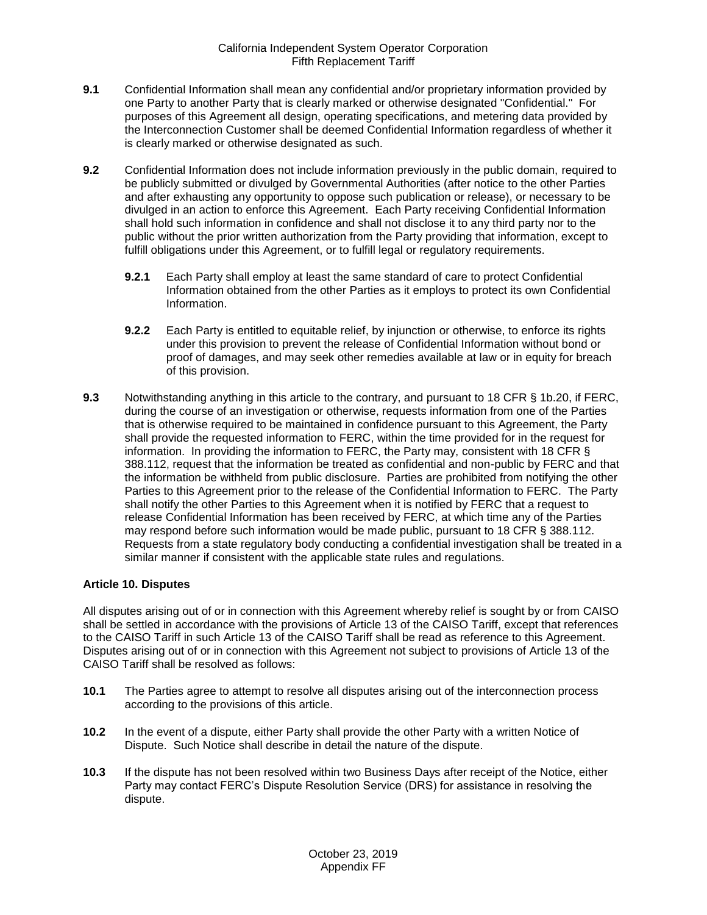**9.1** Confidential Information shall mean any confidential and/or proprietary information provided by one Party to another Party that is clearly marked or otherwise designated "Confidential." For purposes of this Agreement all design, operating specifications, and metering data provided by the Interconnection Customer shall be deemed Confidential Information regardless of whether it is clearly marked or otherwise designated as such.

**9.2** Confidential Information does not include information previously in the public domain, required to be publicly submitted or divulged by Governmental Authorities (after notice to the other Parties and after exhausting any opportunity to oppose such publication or release), or necessary to be divulged in an action to enforce this Agreement. Each Party receiving Confidential Information shall hold such information in confidence and shall not disclose it to any third party nor to the public without the prior written authorization from the Party providing that information, except to fulfill obligations under this Agreement, or to fulfill legal or regulatory requirements.

> **9.2.1** Each Party shall employ at least the same standard of care to protect Confidential Information obtained from the other Parties as it employs to protect its own Confidential Information.
>
> **9.2.2** Each Party is entitled to equitable relief, by injunction or otherwise, to enforce its rights under this provision to prevent the release of Confidential Information without bond or proof of damages, and may seek other remedies available at law or in equity for breach of this provision.

**9.3** Notwithstanding anything in this article to the contrary, and pursuant to 18 CFR § 1b.20, if FERC, during the course of an investigation or otherwise, requests information from one of the Parties that is otherwise required to be maintained in confidence pursuant to this Agreement, the Party shall provide the requested information to FERC, within the time provided for in the request for information. In providing the information to FERC, the Party may, consistent with 18 CFR § 388.112, request that the information be treated as confidential and non-public by FERC and that the information be withheld from public disclosure. Parties are prohibited from notifying the other Parties to this Agreement prior to the release of the Confidential Information to FERC. The Party shall notify the other Parties to this Agreement when it is notified by FERC that a request to release Confidential Information has been received by FERC, at which time any of the Parties may respond before such information would be made public, pursuant to 18 CFR § 388.112. Requests from a state regulatory body conducting a confidential investigation shall be treated in a similar manner if consistent with the applicable state rules and regulations.

### Article 10. Disputes

All disputes arising out of or in connection with this Agreement whereby relief is sought by or from CAISO shall be settled in accordance with the provisions of Article 13 of the CAISO Tariff, except that references to the CAISO Tariff in such Article 13 of the CAISO Tariff shall be read as reference to this Agreement. Disputes arising out of or in connection with this Agreement not subject to provisions of Article 13 of the CAISO Tariff shall be resolved as follows:

**10.1** The Parties agree to attempt to resolve all disputes arising out of the interconnection process according to the provisions of this article.

**10.2** In the event of a dispute, either Party shall provide the other Party with a written Notice of Dispute. Such Notice shall describe in detail the nature of the dispute.

**10.3** If the dispute has not been resolved within two Business Days after receipt of the Notice, either Party may contact FERC's Dispute Resolution Service (DRS) for assistance in resolving the dispute.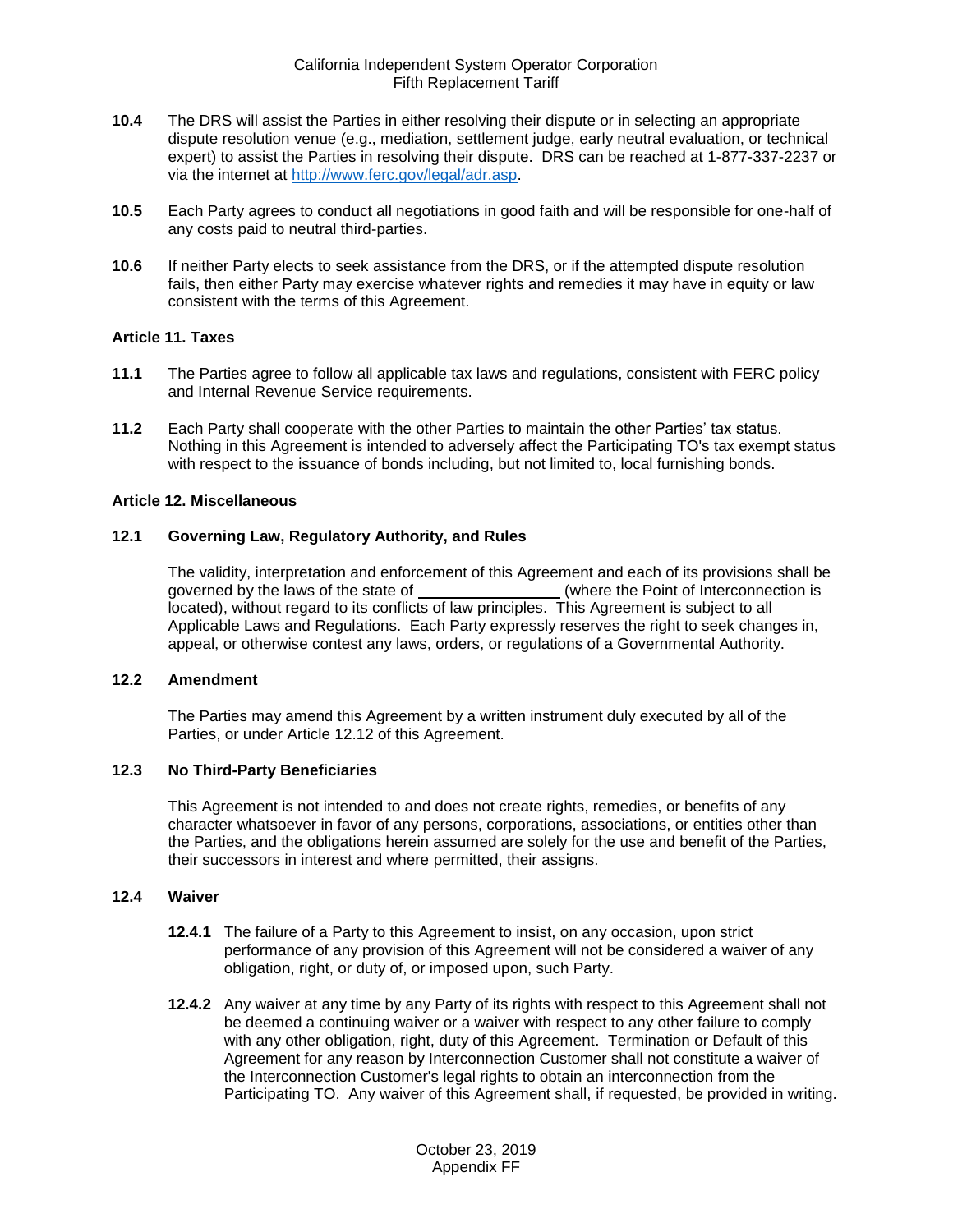**10.4** The DRS will assist the Parties in either resolving their dispute or in selecting an appropriate dispute resolution venue (e.g., mediation, settlement judge, early neutral evaluation, or technical expert) to assist the Parties in resolving their dispute. DRS can be reached at 1-877-337-2237 or via the internet at http://www.ferc.gov/legal/adr.asp.

**10.5** Each Party agrees to conduct all negotiations in good faith and will be responsible for one-half of any costs paid to neutral third-parties.

**10.6** If neither Party elects to seek assistance from the DRS, or if the attempted dispute resolution fails, then either Party may exercise whatever rights and remedies it may have in equity or law consistent with the terms of this Agreement.

## Article 11. Taxes

**11.1** The Parties agree to follow all applicable tax laws and regulations, consistent with FERC policy and Internal Revenue Service requirements.

**11.2** Each Party shall cooperate with the other Parties to maintain the other Parties' tax status. Nothing in this Agreement is intended to adversely affect the Participating TO's tax exempt status with respect to the issuance of bonds including, but not limited to, local furnishing bonds.

## Article 12. Miscellaneous

### 12.1 Governing Law, Regulatory Authority, and Rules

The validity, interpretation and enforcement of this Agreement and each of its provisions shall be governed by the laws of the state of ________________ (where the Point of Interconnection is located), without regard to its conflicts of law principles. This Agreement is subject to all Applicable Laws and Regulations. Each Party expressly reserves the right to seek changes in, appeal, or otherwise contest any laws, orders, or regulations of a Governmental Authority.

### 12.2 Amendment

The Parties may amend this Agreement by a written instrument duly executed by all of the Parties, or under Article 12.12 of this Agreement.

### 12.3 No Third-Party Beneficiaries

This Agreement is not intended to and does not create rights, remedies, or benefits of any character whatsoever in favor of any persons, corporations, associations, or entities other than the Parties, and the obligations herein assumed are solely for the use and benefit of the Parties, their successors in interest and where permitted, their assigns.

### 12.4 Waiver

**12.4.1** The failure of a Party to this Agreement to insist, on any occasion, upon strict performance of any provision of this Agreement will not be considered a waiver of any obligation, right, or duty of, or imposed upon, such Party.

**12.4.2** Any waiver at any time by any Party of its rights with respect to this Agreement shall not be deemed a continuing waiver or a waiver with respect to any other failure to comply with any other obligation, right, duty of this Agreement. Termination or Default of this Agreement for any reason by Interconnection Customer shall not constitute a waiver of the Interconnection Customer's legal rights to obtain an interconnection from the Participating TO. Any waiver of this Agreement shall, if requested, be provided in writing.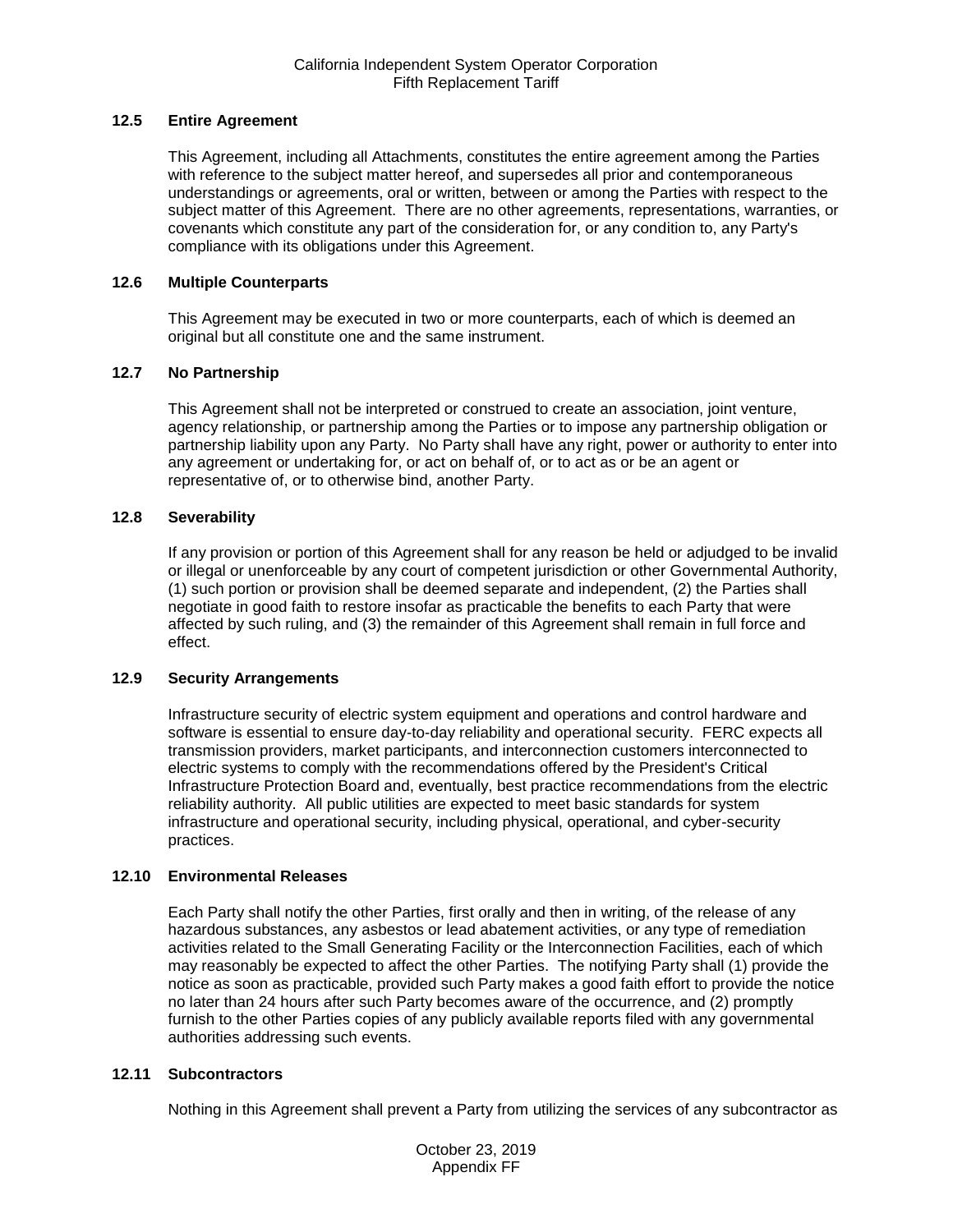### 12.5 Entire Agreement

This Agreement, including all Attachments, constitutes the entire agreement among the Parties with reference to the subject matter hereof, and supersedes all prior and contemporaneous understandings or agreements, oral or written, between or among the Parties with respect to the subject matter of this Agreement. There are no other agreements, representations, warranties, or covenants which constitute any part of the consideration for, or any condition to, any Party's compliance with its obligations under this Agreement.

### 12.6 Multiple Counterparts

This Agreement may be executed in two or more counterparts, each of which is deemed an original but all constitute one and the same instrument.

### 12.7 No Partnership

This Agreement shall not be interpreted or construed to create an association, joint venture, agency relationship, or partnership among the Parties or to impose any partnership obligation or partnership liability upon any Party. No Party shall have any right, power or authority to enter into any agreement or undertaking for, or act on behalf of, or to act as or be an agent or representative of, or to otherwise bind, another Party.

### 12.8 Severability

If any provision or portion of this Agreement shall for any reason be held or adjudged to be invalid or illegal or unenforceable by any court of competent jurisdiction or other Governmental Authority, (1) such portion or provision shall be deemed separate and independent, (2) the Parties shall negotiate in good faith to restore insofar as practicable the benefits to each Party that were affected by such ruling, and (3) the remainder of this Agreement shall remain in full force and effect.

### 12.9 Security Arrangements

Infrastructure security of electric system equipment and operations and control hardware and software is essential to ensure day-to-day reliability and operational security. FERC expects all transmission providers, market participants, and interconnection customers interconnected to electric systems to comply with the recommendations offered by the President's Critical Infrastructure Protection Board and, eventually, best practice recommendations from the electric reliability authority. All public utilities are expected to meet basic standards for system infrastructure and operational security, including physical, operational, and cyber-security practices.

### 12.10 Environmental Releases

Each Party shall notify the other Parties, first orally and then in writing, of the release of any hazardous substances, any asbestos or lead abatement activities, or any type of remediation activities related to the Small Generating Facility or the Interconnection Facilities, each of which may reasonably be expected to affect the other Parties. The notifying Party shall (1) provide the notice as soon as practicable, provided such Party makes a good faith effort to provide the notice no later than 24 hours after such Party becomes aware of the occurrence, and (2) promptly furnish to the other Parties copies of any publicly available reports filed with any governmental authorities addressing such events.

### 12.11 Subcontractors

Nothing in this Agreement shall prevent a Party from utilizing the services of any subcontractor as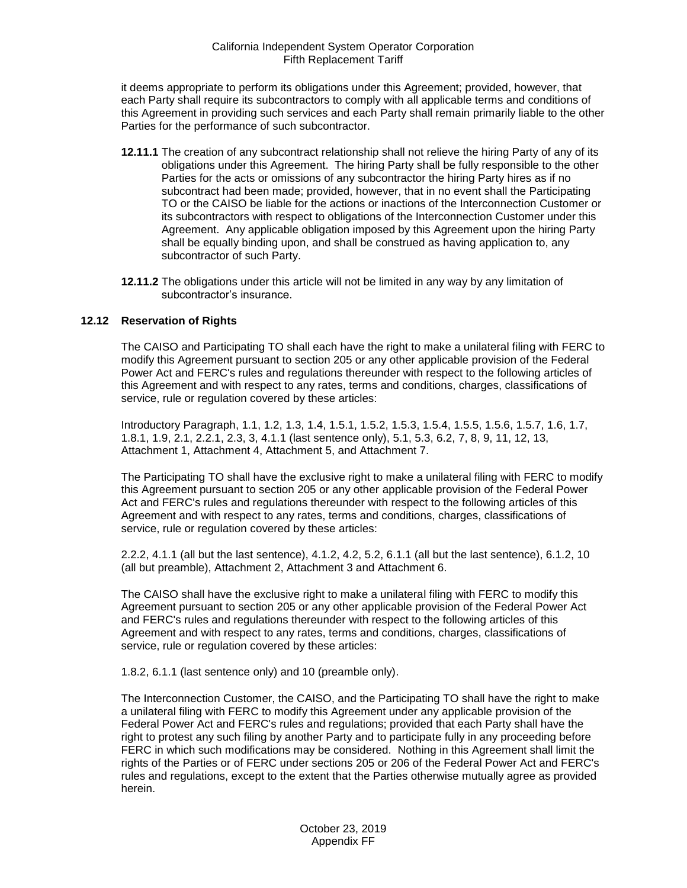it deems appropriate to perform its obligations under this Agreement; provided, however, that each Party shall require its subcontractors to comply with all applicable terms and conditions of this Agreement in providing such services and each Party shall remain primarily liable to the other Parties for the performance of such subcontractor.

**12.11.1** The creation of any subcontract relationship shall not relieve the hiring Party of any of its obligations under this Agreement. The hiring Party shall be fully responsible to the other Parties for the acts or omissions of any subcontractor the hiring Party hires as if no subcontract had been made; provided, however, that in no event shall the Participating TO or the CAISO be liable for the actions or inactions of the Interconnection Customer or its subcontractors with respect to obligations of the Interconnection Customer under this Agreement. Any applicable obligation imposed by this Agreement upon the hiring Party shall be equally binding upon, and shall be construed as having application to, any subcontractor of such Party.

**12.11.2** The obligations under this article will not be limited in any way by any limitation of subcontractor's insurance.

### 12.12 Reservation of Rights

The CAISO and Participating TO shall each have the right to make a unilateral filing with FERC to modify this Agreement pursuant to section 205 or any other applicable provision of the Federal Power Act and FERC's rules and regulations thereunder with respect to the following articles of this Agreement and with respect to any rates, terms and conditions, charges, classifications of service, rule or regulation covered by these articles:

Introductory Paragraph, 1.1, 1.2, 1.3, 1.4, 1.5.1, 1.5.2, 1.5.3, 1.5.4, 1.5.5, 1.5.6, 1.5.7, 1.6, 1.7, 1.8.1, 1.9, 2.1, 2.2.1, 2.3, 3, 4.1.1 (last sentence only), 5.1, 5.3, 6.2, 7, 8, 9, 11, 12, 13, Attachment 1, Attachment 4, Attachment 5, and Attachment 7.

The Participating TO shall have the exclusive right to make a unilateral filing with FERC to modify this Agreement pursuant to section 205 or any other applicable provision of the Federal Power Act and FERC's rules and regulations thereunder with respect to the following articles of this Agreement and with respect to any rates, terms and conditions, charges, classifications of service, rule or regulation covered by these articles:

2.2.2, 4.1.1 (all but the last sentence), 4.1.2, 4.2, 5.2, 6.1.1 (all but the last sentence), 6.1.2, 10 (all but preamble), Attachment 2, Attachment 3 and Attachment 6.

The CAISO shall have the exclusive right to make a unilateral filing with FERC to modify this Agreement pursuant to section 205 or any other applicable provision of the Federal Power Act and FERC's rules and regulations thereunder with respect to the following articles of this Agreement and with respect to any rates, terms and conditions, charges, classifications of service, rule or regulation covered by these articles:

1.8.2, 6.1.1 (last sentence only) and 10 (preamble only).

The Interconnection Customer, the CAISO, and the Participating TO shall have the right to make a unilateral filing with FERC to modify this Agreement under any applicable provision of the Federal Power Act and FERC's rules and regulations; provided that each Party shall have the right to protest any such filing by another Party and to participate fully in any proceeding before FERC in which such modifications may be considered. Nothing in this Agreement shall limit the rights of the Parties or of FERC under sections 205 or 206 of the Federal Power Act and FERC's rules and regulations, except to the extent that the Parties otherwise mutually agree as provided herein.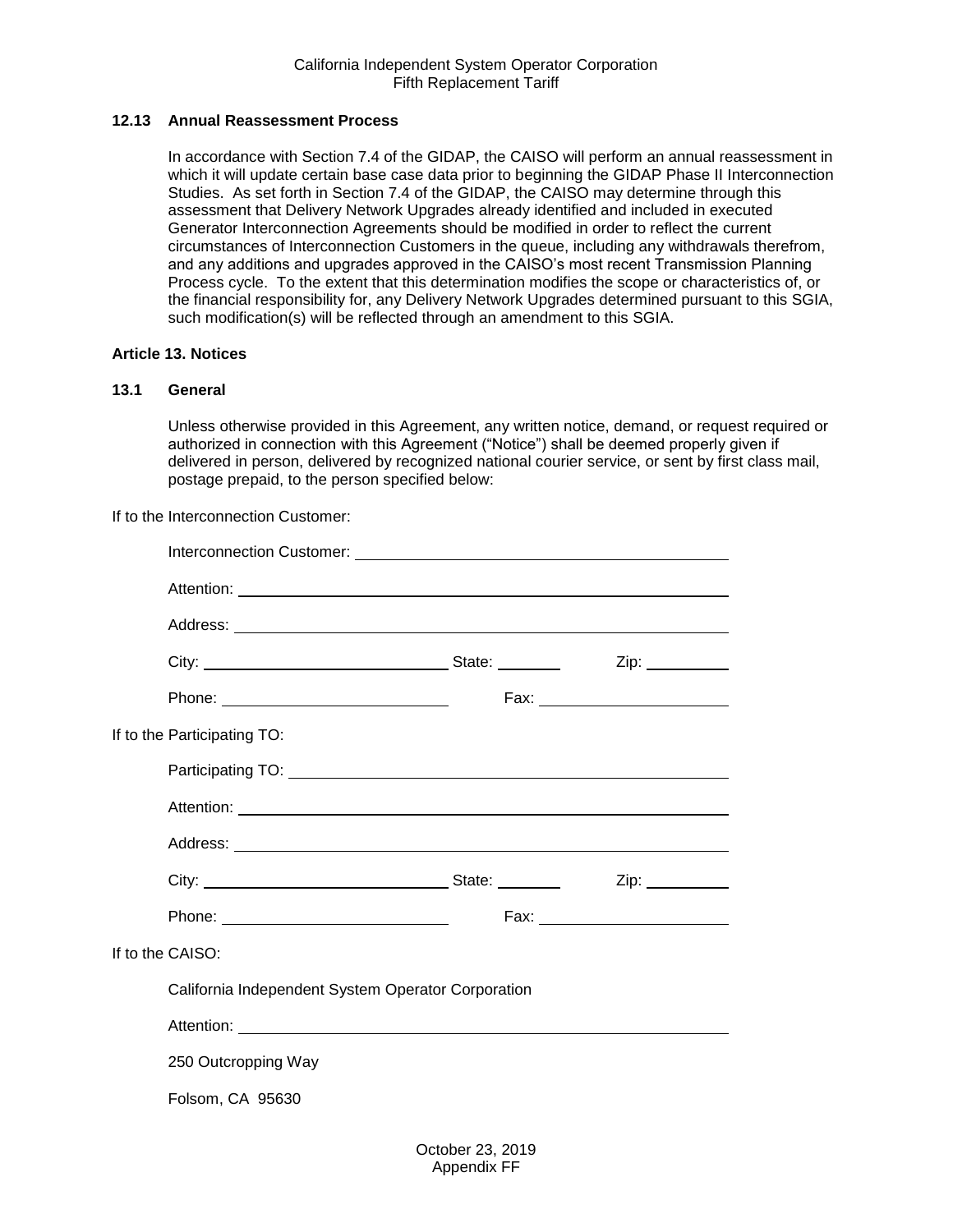### 12.13 Annual Reassessment Process

In accordance with Section 7.4 of the GIDAP, the CAISO will perform an annual reassessment in which it will update certain base case data prior to beginning the GIDAP Phase II Interconnection Studies. As set forth in Section 7.4 of the GIDAP, the CAISO may determine through this assessment that Delivery Network Upgrades already identified and included in executed Generator Interconnection Agreements should be modified in order to reflect the current circumstances of Interconnection Customers in the queue, including any withdrawals therefrom, and any additions and upgrades approved in the CAISO's most recent Transmission Planning Process cycle. To the extent that this determination modifies the scope or characteristics of, or the financial responsibility for, any Delivery Network Upgrades determined pursuant to this SGIA, such modification(s) will be reflected through an amendment to this SGIA.

## Article 13. Notices

### 13.1 General

Unless otherwise provided in this Agreement, any written notice, demand, or request required or authorized in connection with this Agreement ("Notice") shall be deemed properly given if delivered in person, delivered by recognized national courier service, or sent by first class mail, postage prepaid, to the person specified below:

If to the Interconnection Customer:

Interconnection Customer: ________________________________

Attention: ________________________________

Address: ________________________________

City: ____________________ State: ________ Zip: __________

Phone: ____________________ Fax: ____________________

If to the Participating TO:

Participating TO: ________________________________

Attention: ________________________________

Address: ________________________________

City: ____________________ State: ________ Zip: __________

Phone: ____________________ Fax: ____________________

If to the CAISO:

California Independent System Operator Corporation

Attention: ________________________________

250 Outcropping Way

Folsom, CA 95630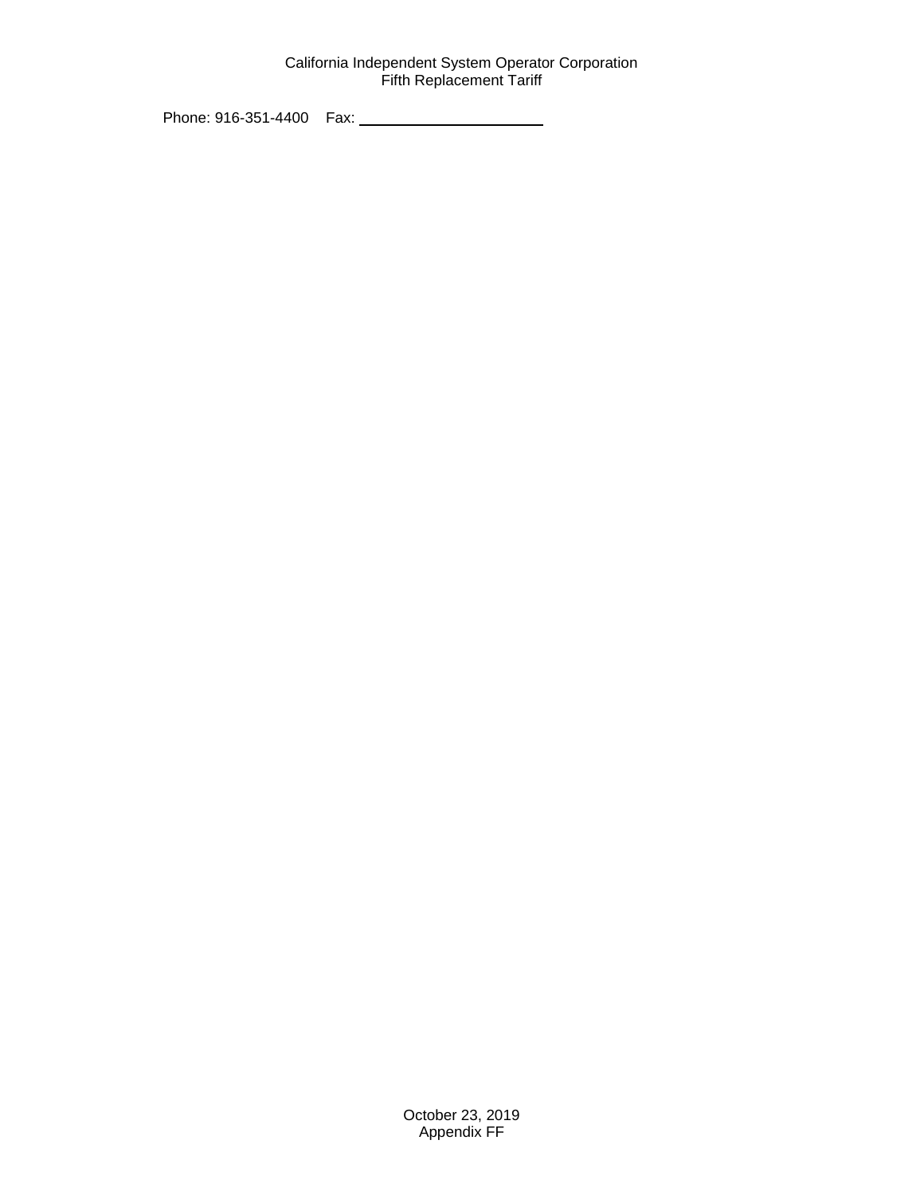Phone: 916-351-4400    Fax: ______________________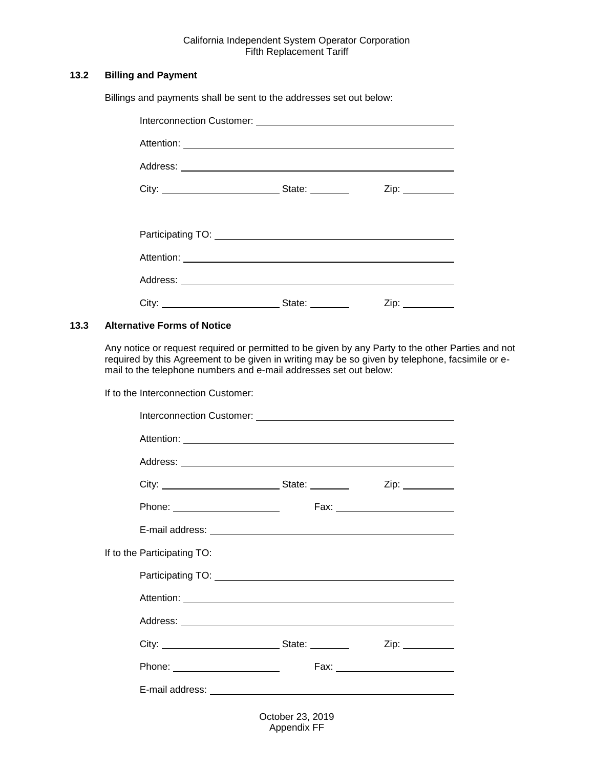### 13.2 Billing and Payment

Billings and payments shall be sent to the addresses set out below:

Interconnection Customer: ___________________________

Attention: ___________________________

Address: ___________________________

City: ______________ State: ________ Zip: ________

Participating TO: ___________________________

Attention: ___________________________

Address: ___________________________

City: ______________ State: ________ Zip: ________

### 13.3 Alternative Forms of Notice

Any notice or request required or permitted to be given by any Party to the other Parties and not required by this Agreement to be given in writing may be so given by telephone, facsimile or e-mail to the telephone numbers and e-mail addresses set out below:

If to the Interconnection Customer:

Interconnection Customer: ___________________________

Attention: ___________________________

Address: ___________________________

City: ______________ State: ________ Zip: ________

Phone: ______________ Fax: ______________

E-mail address: ___________________________

If to the Participating TO:

Participating TO: ___________________________

Attention: ___________________________

Address: ___________________________

City: ______________ State: ________ Zip: ________

Phone: ______________ Fax: ______________

E-mail address: ___________________________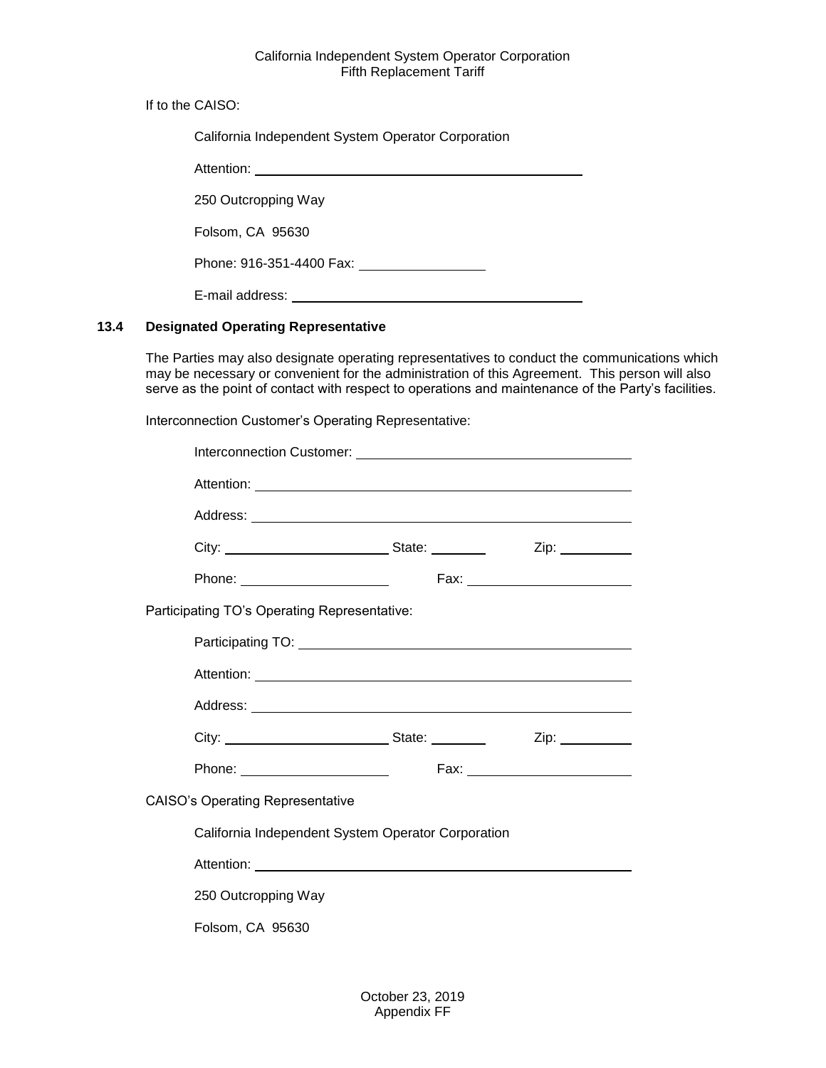If to the CAISO:

California Independent System Operator Corporation

Attention: ______________________________________________

250 Outcropping Way

Folsom, CA 95630

Phone: 916-351-4400 Fax: ________________

E-mail address: ______________________________________

### 13.4 Designated Operating Representative

The Parties may also designate operating representatives to conduct the communications which may be necessary or convenient for the administration of this Agreement. This person will also serve as the point of contact with respect to operations and maintenance of the Party's facilities.

Interconnection Customer's Operating Representative:

Interconnection Customer: ___________________________________

Attention: ___________________________________________________

Address: ____________________________________________________

City: ______________________ State: ________ Zip: __________

Phone: ____________________ Fax: ______________________

Participating TO's Operating Representative:

Participating TO: ____________________________________________

Attention: ___________________________________________________

Address: ____________________________________________________

City: ______________________ State: ________ Zip: __________

Phone: ____________________ Fax: ______________________

CAISO's Operating Representative

California Independent System Operator Corporation

Attention: ___________________________________________________

250 Outcropping Way

Folsom, CA 95630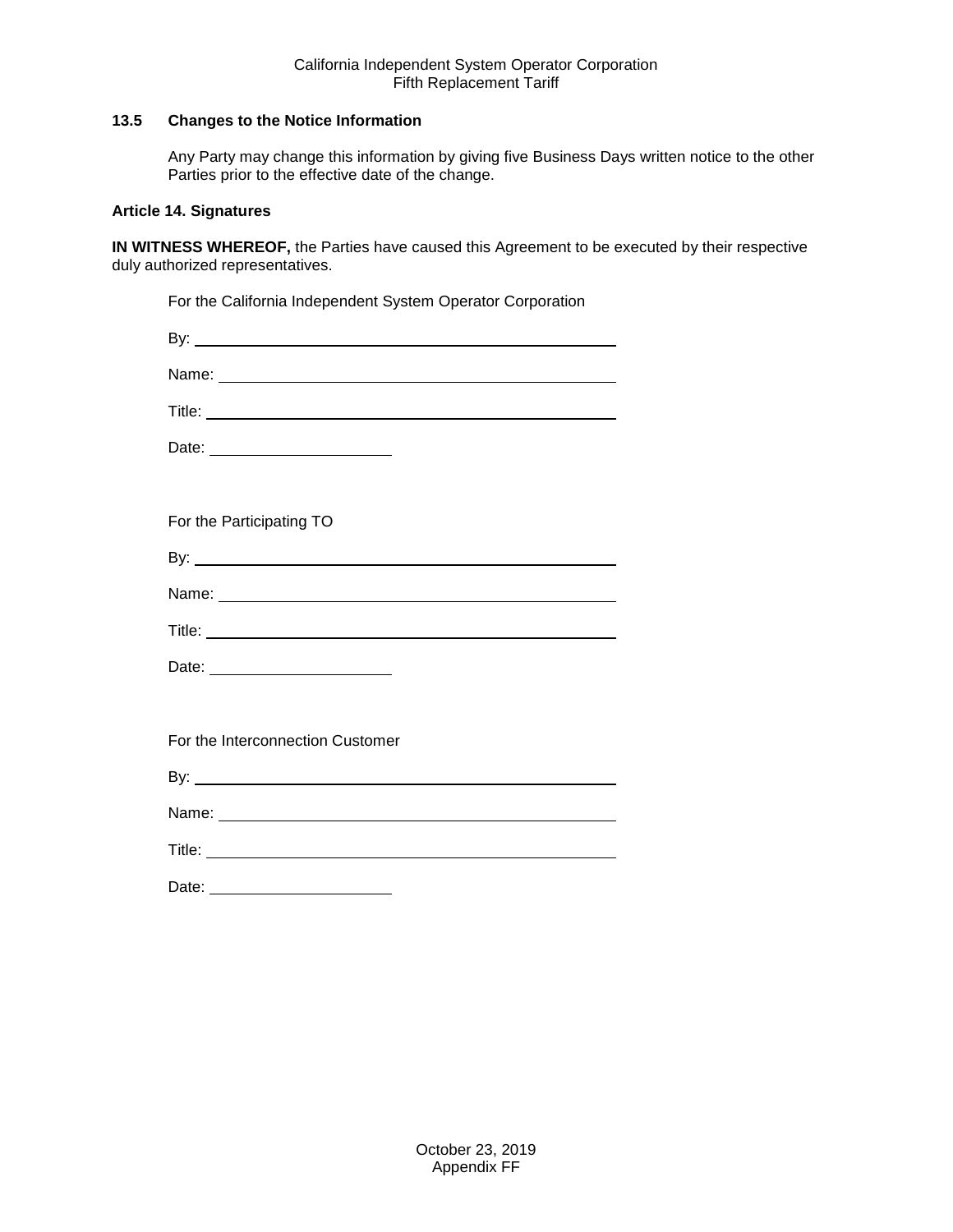### 13.5 Changes to the Notice Information

Any Party may change this information by giving five Business Days written notice to the other Parties prior to the effective date of the change.

### Article 14. Signatures

**IN WITNESS WHEREOF,** the Parties have caused this Agreement to be executed by their respective duly authorized representatives.

For the California Independent System Operator Corporation

By: ______________________________________________

Name: ____________________________________________

Title: _____________________________________________

Date: ____________________

For the Participating TO

By: ______________________________________________

Name: ____________________________________________

Title: _____________________________________________

Date: ____________________

For the Interconnection Customer

By: ______________________________________________

Name: ____________________________________________

Title: _____________________________________________

Date: ____________________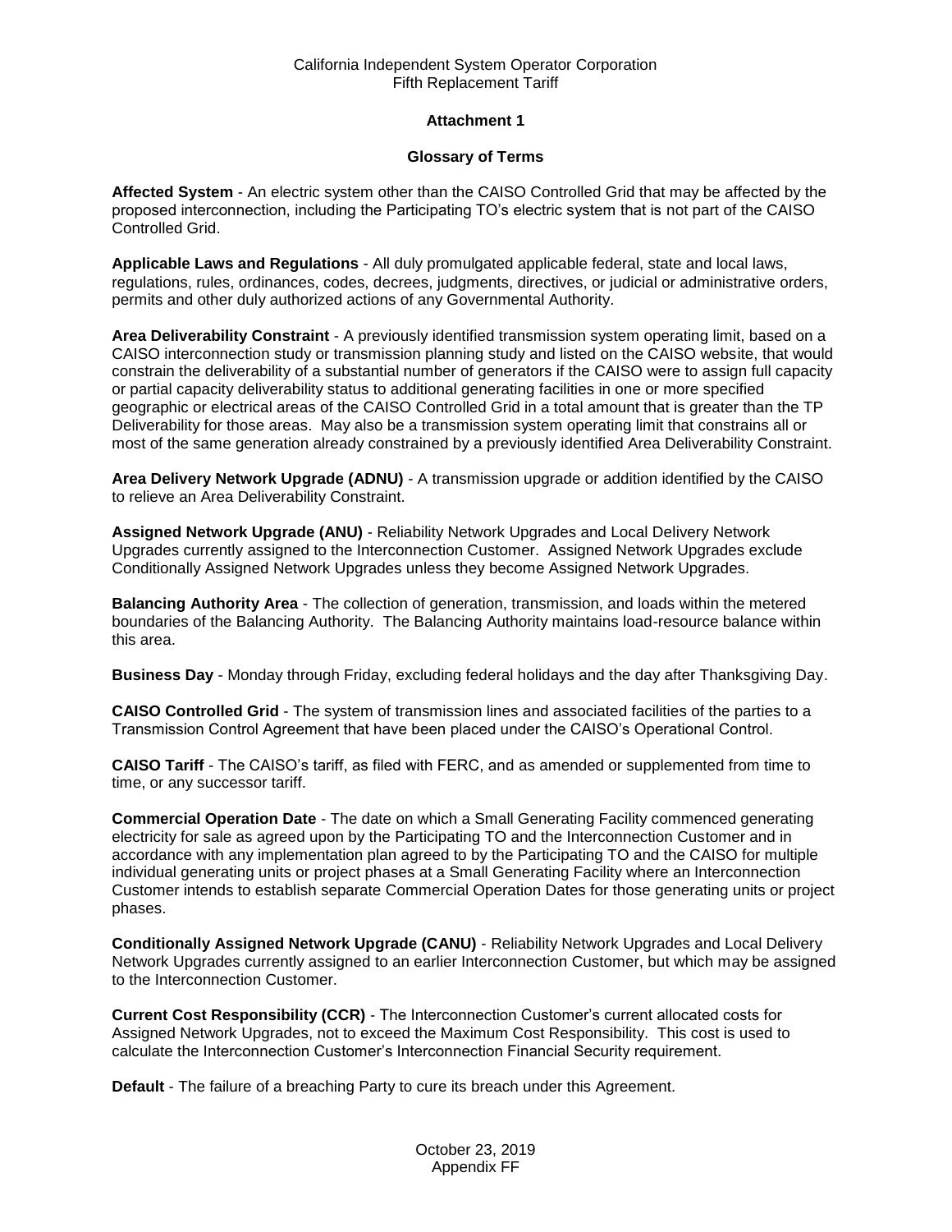**Attachment 1**

**Glossary of Terms**

**Affected System** - An electric system other than the CAISO Controlled Grid that may be affected by the proposed interconnection, including the Participating TO's electric system that is not part of the CAISO Controlled Grid.

**Applicable Laws and Regulations** - All duly promulgated applicable federal, state and local laws, regulations, rules, ordinances, codes, decrees, judgments, directives, or judicial or administrative orders, permits and other duly authorized actions of any Governmental Authority.

**Area Deliverability Constraint** - A previously identified transmission system operating limit, based on a CAISO interconnection study or transmission planning study and listed on the CAISO website, that would constrain the deliverability of a substantial number of generators if the CAISO were to assign full capacity or partial capacity deliverability status to additional generating facilities in one or more specified geographic or electrical areas of the CAISO Controlled Grid in a total amount that is greater than the TP Deliverability for those areas. May also be a transmission system operating limit that constrains all or most of the same generation already constrained by a previously identified Area Deliverability Constraint.

**Area Delivery Network Upgrade (ADNU)** - A transmission upgrade or addition identified by the CAISO to relieve an Area Deliverability Constraint.

**Assigned Network Upgrade (ANU)** - Reliability Network Upgrades and Local Delivery Network Upgrades currently assigned to the Interconnection Customer. Assigned Network Upgrades exclude Conditionally Assigned Network Upgrades unless they become Assigned Network Upgrades.

**Balancing Authority Area** - The collection of generation, transmission, and loads within the metered boundaries of the Balancing Authority. The Balancing Authority maintains load-resource balance within this area.

**Business Day** - Monday through Friday, excluding federal holidays and the day after Thanksgiving Day.

**CAISO Controlled Grid** - The system of transmission lines and associated facilities of the parties to a Transmission Control Agreement that have been placed under the CAISO's Operational Control.

**CAISO Tariff** - The CAISO's tariff, as filed with FERC, and as amended or supplemented from time to time, or any successor tariff.

**Commercial Operation Date** - The date on which a Small Generating Facility commenced generating electricity for sale as agreed upon by the Participating TO and the Interconnection Customer and in accordance with any implementation plan agreed to by the Participating TO and the CAISO for multiple individual generating units or project phases at a Small Generating Facility where an Interconnection Customer intends to establish separate Commercial Operation Dates for those generating units or project phases.

**Conditionally Assigned Network Upgrade (CANU)** - Reliability Network Upgrades and Local Delivery Network Upgrades currently assigned to an earlier Interconnection Customer, but which may be assigned to the Interconnection Customer.

**Current Cost Responsibility (CCR)** - The Interconnection Customer's current allocated costs for Assigned Network Upgrades, not to exceed the Maximum Cost Responsibility. This cost is used to calculate the Interconnection Customer's Interconnection Financial Security requirement.

**Default** - The failure of a breaching Party to cure its breach under this Agreement.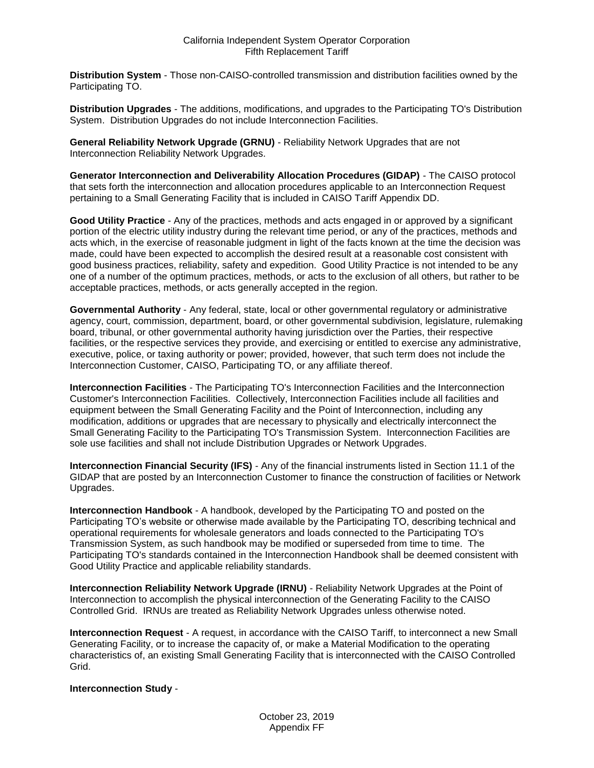**Distribution System** - Those non-CAISO-controlled transmission and distribution facilities owned by the Participating TO.

**Distribution Upgrades** - The additions, modifications, and upgrades to the Participating TO's Distribution System. Distribution Upgrades do not include Interconnection Facilities.

**General Reliability Network Upgrade (GRNU)** - Reliability Network Upgrades that are not Interconnection Reliability Network Upgrades.

**Generator Interconnection and Deliverability Allocation Procedures (GIDAP)** - The CAISO protocol that sets forth the interconnection and allocation procedures applicable to an Interconnection Request pertaining to a Small Generating Facility that is included in CAISO Tariff Appendix DD.

**Good Utility Practice** - Any of the practices, methods and acts engaged in or approved by a significant portion of the electric utility industry during the relevant time period, or any of the practices, methods and acts which, in the exercise of reasonable judgment in light of the facts known at the time the decision was made, could have been expected to accomplish the desired result at a reasonable cost consistent with good business practices, reliability, safety and expedition. Good Utility Practice is not intended to be any one of a number of the optimum practices, methods, or acts to the exclusion of all others, but rather to be acceptable practices, methods, or acts generally accepted in the region.

**Governmental Authority** - Any federal, state, local or other governmental regulatory or administrative agency, court, commission, department, board, or other governmental subdivision, legislature, rulemaking board, tribunal, or other governmental authority having jurisdiction over the Parties, their respective facilities, or the respective services they provide, and exercising or entitled to exercise any administrative, executive, police, or taxing authority or power; provided, however, that such term does not include the Interconnection Customer, CAISO, Participating TO, or any affiliate thereof.

**Interconnection Facilities** - The Participating TO's Interconnection Facilities and the Interconnection Customer's Interconnection Facilities. Collectively, Interconnection Facilities include all facilities and equipment between the Small Generating Facility and the Point of Interconnection, including any modification, additions or upgrades that are necessary to physically and electrically interconnect the Small Generating Facility to the Participating TO's Transmission System. Interconnection Facilities are sole use facilities and shall not include Distribution Upgrades or Network Upgrades.

**Interconnection Financial Security (IFS)** - Any of the financial instruments listed in Section 11.1 of the GIDAP that are posted by an Interconnection Customer to finance the construction of facilities or Network Upgrades.

**Interconnection Handbook** - A handbook, developed by the Participating TO and posted on the Participating TO's website or otherwise made available by the Participating TO, describing technical and operational requirements for wholesale generators and loads connected to the Participating TO's Transmission System, as such handbook may be modified or superseded from time to time. The Participating TO's standards contained in the Interconnection Handbook shall be deemed consistent with Good Utility Practice and applicable reliability standards.

**Interconnection Reliability Network Upgrade (IRNU)** - Reliability Network Upgrades at the Point of Interconnection to accomplish the physical interconnection of the Generating Facility to the CAISO Controlled Grid. IRNUs are treated as Reliability Network Upgrades unless otherwise noted.

**Interconnection Request** - A request, in accordance with the CAISO Tariff, to interconnect a new Small Generating Facility, or to increase the capacity of, or make a Material Modification to the operating characteristics of, an existing Small Generating Facility that is interconnected with the CAISO Controlled Grid.

**Interconnection Study** -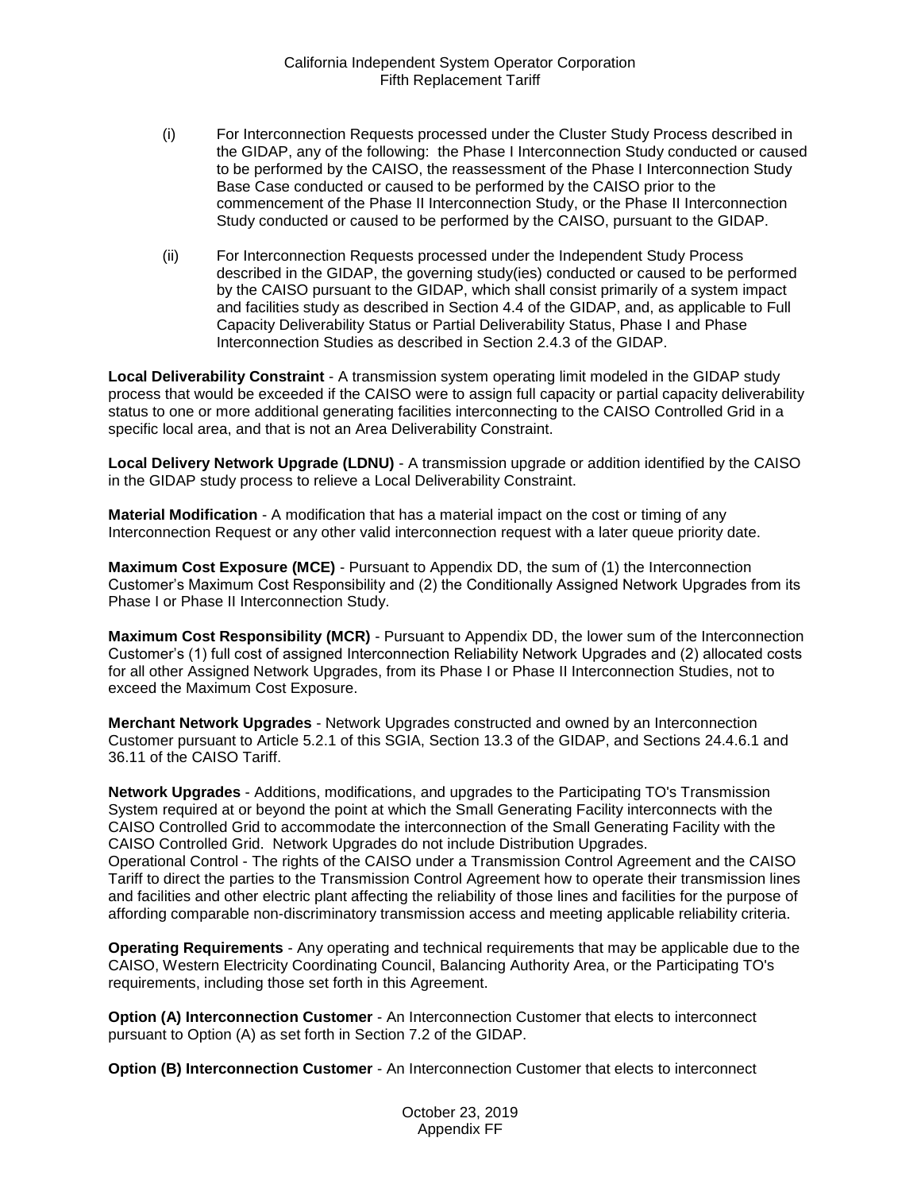(i) For Interconnection Requests processed under the Cluster Study Process described in the GIDAP, any of the following: the Phase I Interconnection Study conducted or caused to be performed by the CAISO, the reassessment of the Phase I Interconnection Study Base Case conducted or caused to be performed by the CAISO prior to the commencement of the Phase II Interconnection Study, or the Phase II Interconnection Study conducted or caused to be performed by the CAISO, pursuant to the GIDAP.

(ii) For Interconnection Requests processed under the Independent Study Process described in the GIDAP, the governing study(ies) conducted or caused to be performed by the CAISO pursuant to the GIDAP, which shall consist primarily of a system impact and facilities study as described in Section 4.4 of the GIDAP, and, as applicable to Full Capacity Deliverability Status or Partial Deliverability Status, Phase I and Phase Interconnection Studies as described in Section 2.4.3 of the GIDAP.

**Local Deliverability Constraint** - A transmission system operating limit modeled in the GIDAP study process that would be exceeded if the CAISO were to assign full capacity or partial capacity deliverability status to one or more additional generating facilities interconnecting to the CAISO Controlled Grid in a specific local area, and that is not an Area Deliverability Constraint.

**Local Delivery Network Upgrade (LDNU)** - A transmission upgrade or addition identified by the CAISO in the GIDAP study process to relieve a Local Deliverability Constraint.

**Material Modification** - A modification that has a material impact on the cost or timing of any Interconnection Request or any other valid interconnection request with a later queue priority date.

**Maximum Cost Exposure (MCE)** - Pursuant to Appendix DD, the sum of (1) the Interconnection Customer's Maximum Cost Responsibility and (2) the Conditionally Assigned Network Upgrades from its Phase I or Phase II Interconnection Study.

**Maximum Cost Responsibility (MCR)** - Pursuant to Appendix DD, the lower sum of the Interconnection Customer's (1) full cost of assigned Interconnection Reliability Network Upgrades and (2) allocated costs for all other Assigned Network Upgrades, from its Phase I or Phase II Interconnection Studies, not to exceed the Maximum Cost Exposure.

**Merchant Network Upgrades** - Network Upgrades constructed and owned by an Interconnection Customer pursuant to Article 5.2.1 of this SGIA, Section 13.3 of the GIDAP, and Sections 24.4.6.1 and 36.11 of the CAISO Tariff.

**Network Upgrades** - Additions, modifications, and upgrades to the Participating TO's Transmission System required at or beyond the point at which the Small Generating Facility interconnects with the CAISO Controlled Grid to accommodate the interconnection of the Small Generating Facility with the CAISO Controlled Grid. Network Upgrades do not include Distribution Upgrades.
Operational Control - The rights of the CAISO under a Transmission Control Agreement and the CAISO Tariff to direct the parties to the Transmission Control Agreement how to operate their transmission lines and facilities and other electric plant affecting the reliability of those lines and facilities for the purpose of affording comparable non-discriminatory transmission access and meeting applicable reliability criteria.

**Operating Requirements** - Any operating and technical requirements that may be applicable due to the CAISO, Western Electricity Coordinating Council, Balancing Authority Area, or the Participating TO's requirements, including those set forth in this Agreement.

**Option (A) Interconnection Customer** - An Interconnection Customer that elects to interconnect pursuant to Option (A) as set forth in Section 7.2 of the GIDAP.

**Option (B) Interconnection Customer** - An Interconnection Customer that elects to interconnect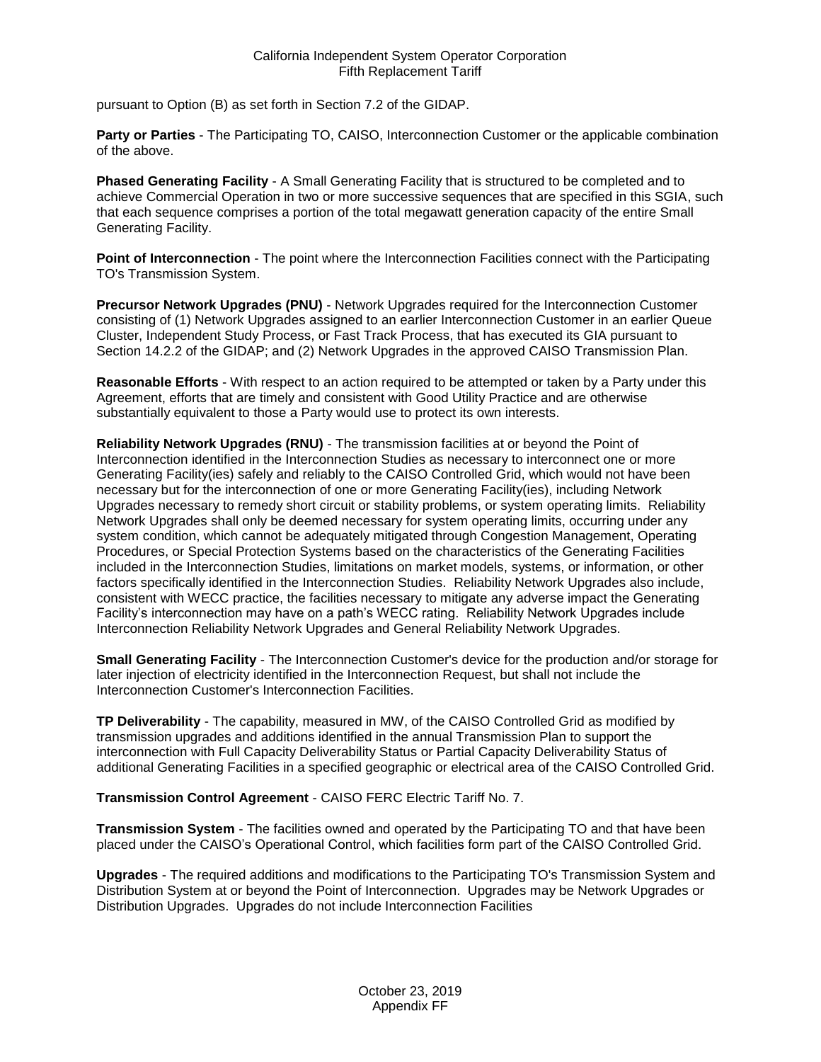pursuant to Option (B) as set forth in Section 7.2 of the GIDAP.

**Party or Parties** - The Participating TO, CAISO, Interconnection Customer or the applicable combination of the above.

**Phased Generating Facility** - A Small Generating Facility that is structured to be completed and to achieve Commercial Operation in two or more successive sequences that are specified in this SGIA, such that each sequence comprises a portion of the total megawatt generation capacity of the entire Small Generating Facility.

**Point of Interconnection** - The point where the Interconnection Facilities connect with the Participating TO's Transmission System.

**Precursor Network Upgrades (PNU)** - Network Upgrades required for the Interconnection Customer consisting of (1) Network Upgrades assigned to an earlier Interconnection Customer in an earlier Queue Cluster, Independent Study Process, or Fast Track Process, that has executed its GIA pursuant to Section 14.2.2 of the GIDAP; and (2) Network Upgrades in the approved CAISO Transmission Plan.

**Reasonable Efforts** - With respect to an action required to be attempted or taken by a Party under this Agreement, efforts that are timely and consistent with Good Utility Practice and are otherwise substantially equivalent to those a Party would use to protect its own interests.

**Reliability Network Upgrades (RNU)** - The transmission facilities at or beyond the Point of Interconnection identified in the Interconnection Studies as necessary to interconnect one or more Generating Facility(ies) safely and reliably to the CAISO Controlled Grid, which would not have been necessary but for the interconnection of one or more Generating Facility(ies), including Network Upgrades necessary to remedy short circuit or stability problems, or system operating limits. Reliability Network Upgrades shall only be deemed necessary for system operating limits, occurring under any system condition, which cannot be adequately mitigated through Congestion Management, Operating Procedures, or Special Protection Systems based on the characteristics of the Generating Facilities included in the Interconnection Studies, limitations on market models, systems, or information, or other factors specifically identified in the Interconnection Studies. Reliability Network Upgrades also include, consistent with WECC practice, the facilities necessary to mitigate any adverse impact the Generating Facility's interconnection may have on a path's WECC rating. Reliability Network Upgrades include Interconnection Reliability Network Upgrades and General Reliability Network Upgrades.

**Small Generating Facility** - The Interconnection Customer's device for the production and/or storage for later injection of electricity identified in the Interconnection Request, but shall not include the Interconnection Customer's Interconnection Facilities.

**TP Deliverability** - The capability, measured in MW, of the CAISO Controlled Grid as modified by transmission upgrades and additions identified in the annual Transmission Plan to support the interconnection with Full Capacity Deliverability Status or Partial Capacity Deliverability Status of additional Generating Facilities in a specified geographic or electrical area of the CAISO Controlled Grid.

**Transmission Control Agreement** - CAISO FERC Electric Tariff No. 7.

**Transmission System** - The facilities owned and operated by the Participating TO and that have been placed under the CAISO's Operational Control, which facilities form part of the CAISO Controlled Grid.

**Upgrades** - The required additions and modifications to the Participating TO's Transmission System and Distribution System at or beyond the Point of Interconnection. Upgrades may be Network Upgrades or Distribution Upgrades. Upgrades do not include Interconnection Facilities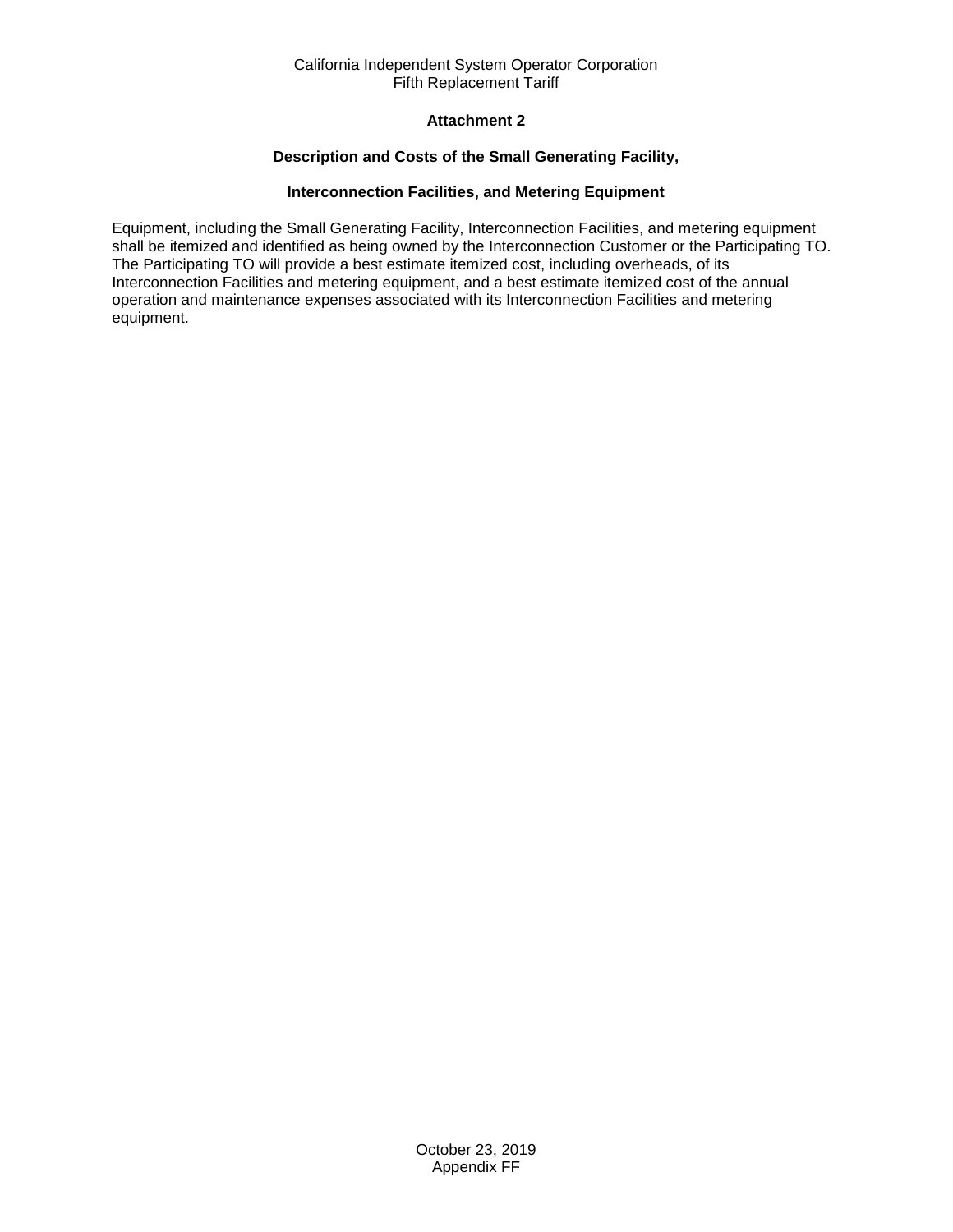## Attachment 2

### Description and Costs of the Small Generating Facility,

### Interconnection Facilities, and Metering Equipment

Equipment, including the Small Generating Facility, Interconnection Facilities, and metering equipment shall be itemized and identified as being owned by the Interconnection Customer or the Participating TO. The Participating TO will provide a best estimate itemized cost, including overheads, of its Interconnection Facilities and metering equipment, and a best estimate itemized cost of the annual operation and maintenance expenses associated with its Interconnection Facilities and metering equipment.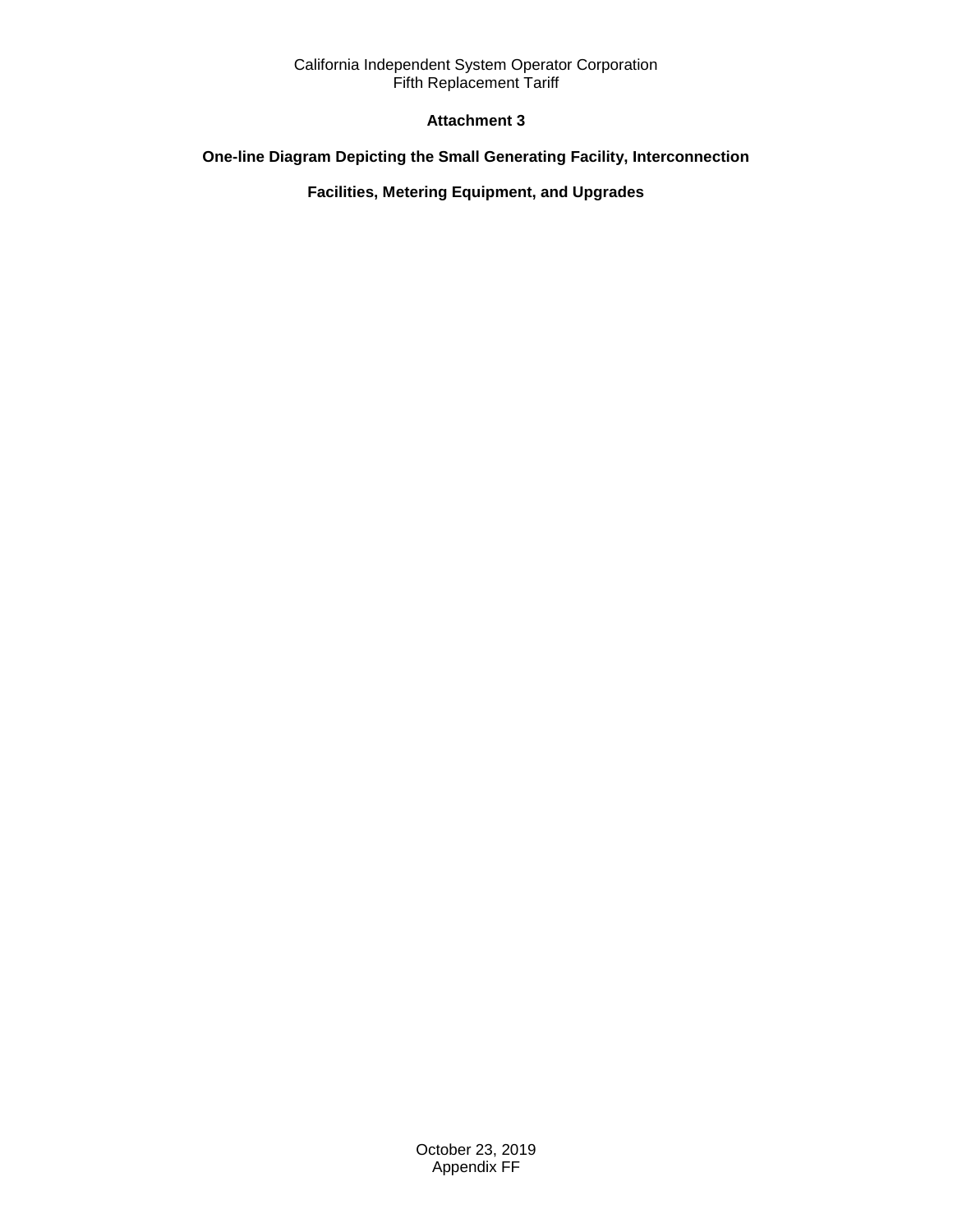**Attachment 3**

**One-line Diagram Depicting the Small Generating Facility, Interconnection Facilities, Metering Equipment, and Upgrades**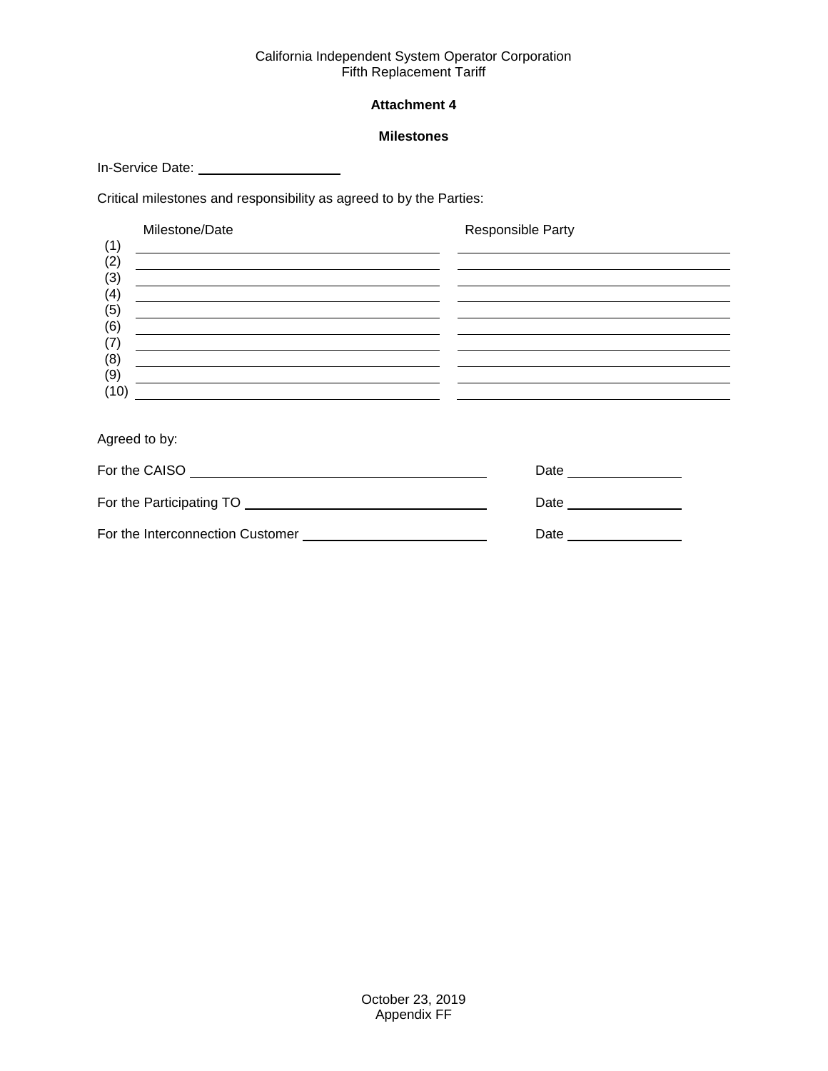# Attachment 4

## Milestones

In-Service Date: ____________________

Critical milestones and responsibility as agreed to by the Parties:

| | Milestone/Date | Responsible Party |
|---|---|---|
| (1) | | |
| (2) | | |
| (3) | | |
| (4) | | |
| (5) | | |
| (6) | | |
| (7) | | |
| (8) | | |
| (9) | | |
| (10) | | |

Agreed to by:

For the CAISO ________________________________ Date ______________

For the Participating TO ___________________________ Date ______________

For the Interconnection Customer ______________________ Date ______________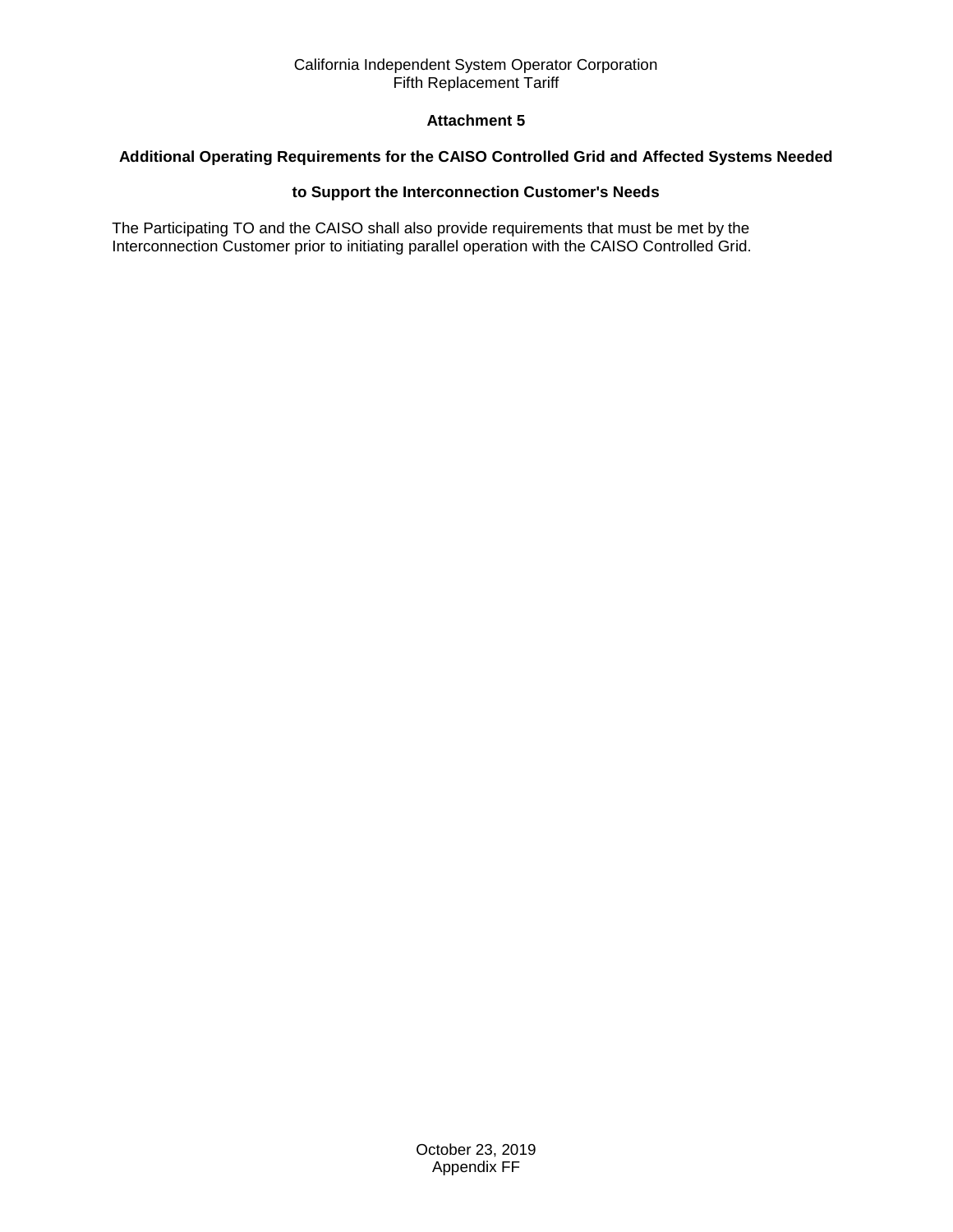## Attachment 5

### Additional Operating Requirements for the CAISO Controlled Grid and Affected Systems Needed to Support the Interconnection Customer's Needs

The Participating TO and the CAISO shall also provide requirements that must be met by the Interconnection Customer prior to initiating parallel operation with the CAISO Controlled Grid.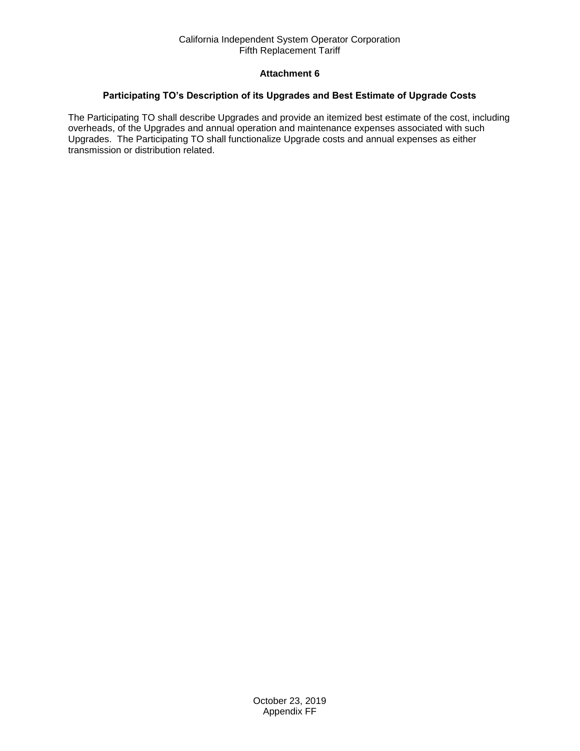## Attachment 6

### Participating TO's Description of its Upgrades and Best Estimate of Upgrade Costs

The Participating TO shall describe Upgrades and provide an itemized best estimate of the cost, including overheads, of the Upgrades and annual operation and maintenance expenses associated with such Upgrades. The Participating TO shall functionalize Upgrade costs and annual expenses as either transmission or distribution related.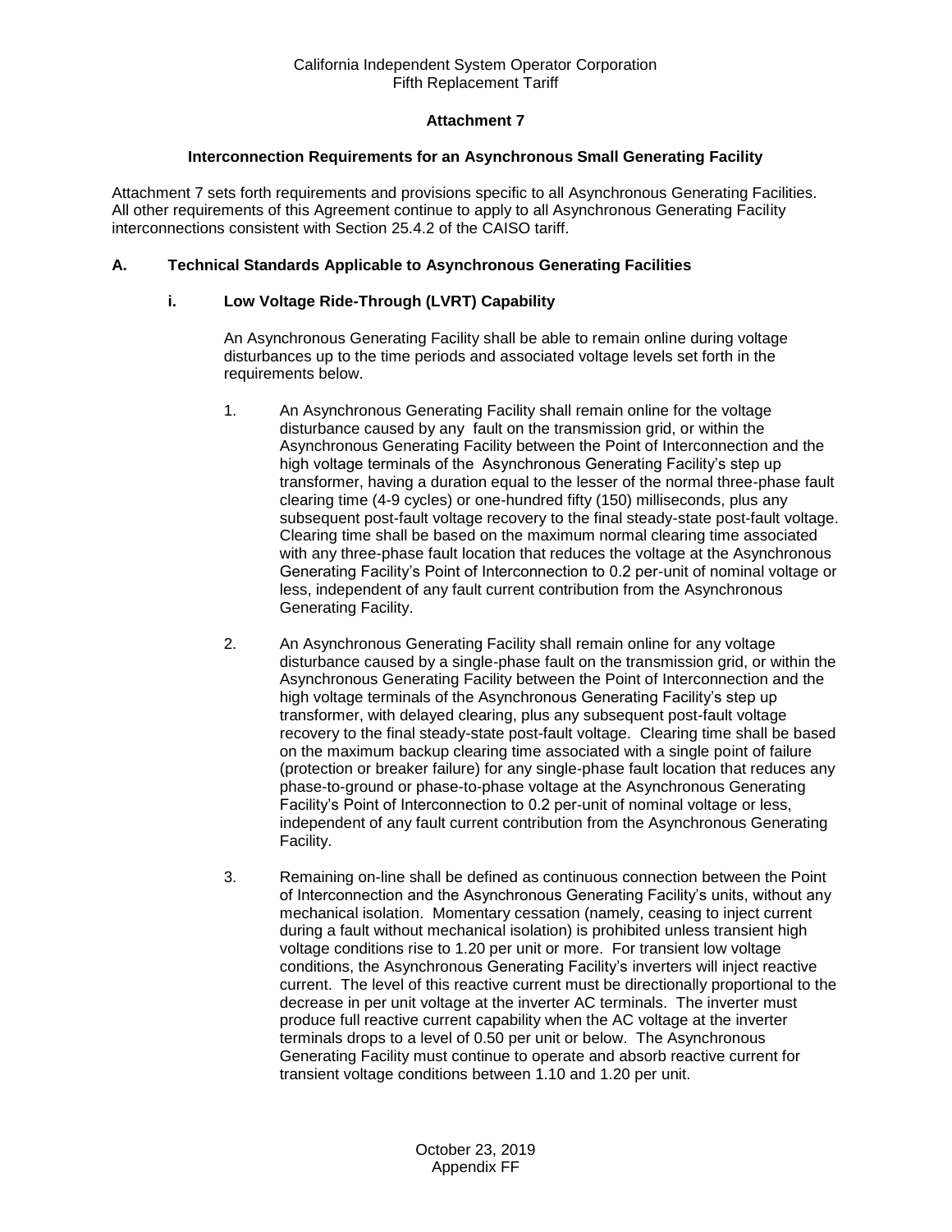## Attachment 7

### Interconnection Requirements for an Asynchronous Small Generating Facility

Attachment 7 sets forth requirements and provisions specific to all Asynchronous Generating Facilities. All other requirements of this Agreement continue to apply to all Asynchronous Generating Facility interconnections consistent with Section 25.4.2 of the CAISO tariff.

### A. Technical Standards Applicable to Asynchronous Generating Facilities

#### i. Low Voltage Ride-Through (LVRT) Capability

An Asynchronous Generating Facility shall be able to remain online during voltage disturbances up to the time periods and associated voltage levels set forth in the requirements below.

1. An Asynchronous Generating Facility shall remain online for the voltage disturbance caused by any fault on the transmission grid, or within the Asynchronous Generating Facility between the Point of Interconnection and the high voltage terminals of the Asynchronous Generating Facility's step up transformer, having a duration equal to the lesser of the normal three-phase fault clearing time (4-9 cycles) or one-hundred fifty (150) milliseconds, plus any subsequent post-fault voltage recovery to the final steady-state post-fault voltage. Clearing time shall be based on the maximum normal clearing time associated with any three-phase fault location that reduces the voltage at the Asynchronous Generating Facility's Point of Interconnection to 0.2 per-unit of nominal voltage or less, independent of any fault current contribution from the Asynchronous Generating Facility.

2. An Asynchronous Generating Facility shall remain online for any voltage disturbance caused by a single-phase fault on the transmission grid, or within the Asynchronous Generating Facility between the Point of Interconnection and the high voltage terminals of the Asynchronous Generating Facility's step up transformer, with delayed clearing, plus any subsequent post-fault voltage recovery to the final steady-state post-fault voltage. Clearing time shall be based on the maximum backup clearing time associated with a single point of failure (protection or breaker failure) for any single-phase fault location that reduces any phase-to-ground or phase-to-phase voltage at the Asynchronous Generating Facility's Point of Interconnection to 0.2 per-unit of nominal voltage or less, independent of any fault current contribution from the Asynchronous Generating Facility.

3. Remaining on-line shall be defined as continuous connection between the Point of Interconnection and the Asynchronous Generating Facility's units, without any mechanical isolation. Momentary cessation (namely, ceasing to inject current during a fault without mechanical isolation) is prohibited unless transient high voltage conditions rise to 1.20 per unit or more. For transient low voltage conditions, the Asynchronous Generating Facility's inverters will inject reactive current. The level of this reactive current must be directionally proportional to the decrease in per unit voltage at the inverter AC terminals. The inverter must produce full reactive current capability when the AC voltage at the inverter terminals drops to a level of 0.50 per unit or below. The Asynchronous Generating Facility must continue to operate and absorb reactive current for transient voltage conditions between 1.10 and 1.20 per unit.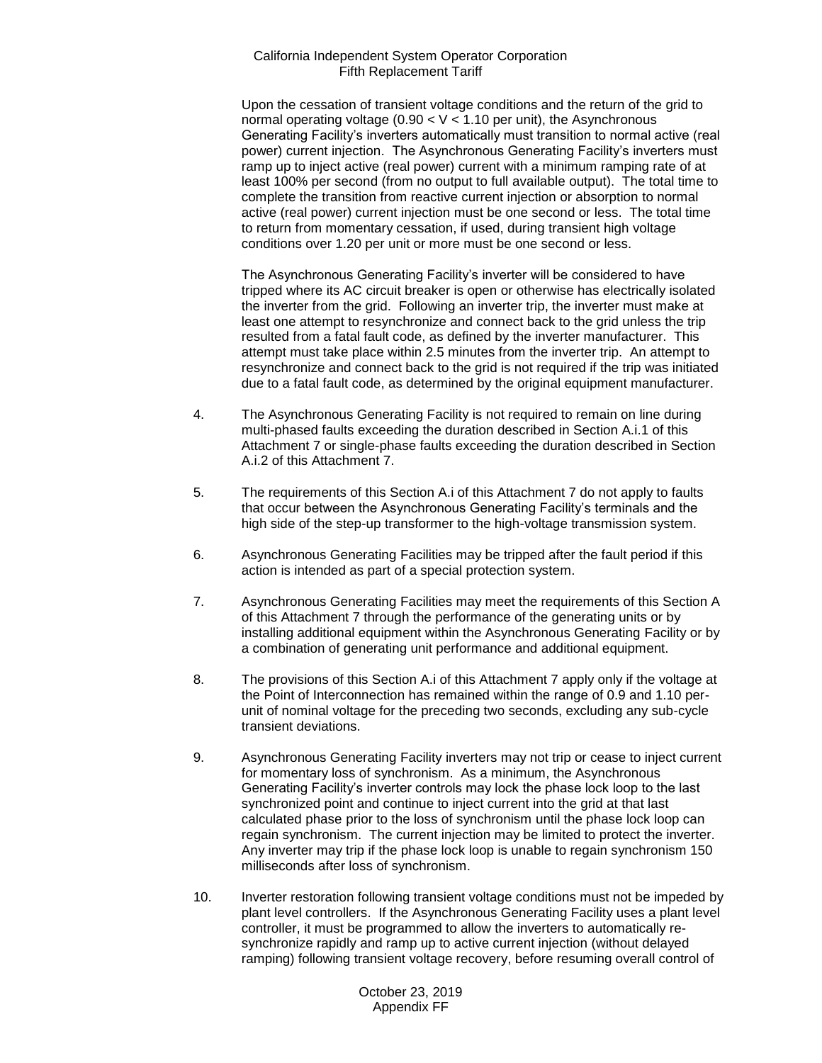Upon the cessation of transient voltage conditions and the return of the grid to normal operating voltage ($0.90 < V < 1.10$ per unit), the Asynchronous Generating Facility's inverters automatically must transition to normal active (real power) current injection. The Asynchronous Generating Facility's inverters must ramp up to inject active (real power) current with a minimum ramping rate of at least 100% per second (from no output to full available output). The total time to complete the transition from reactive current injection or absorption to normal active (real power) current injection must be one second or less. The total time to return from momentary cessation, if used, during transient high voltage conditions over 1.20 per unit or more must be one second or less.

The Asynchronous Generating Facility's inverter will be considered to have tripped where its AC circuit breaker is open or otherwise has electrically isolated the inverter from the grid. Following an inverter trip, the inverter must make at least one attempt to resynchronize and connect back to the grid unless the trip resulted from a fatal fault code, as defined by the inverter manufacturer. This attempt must take place within 2.5 minutes from the inverter trip. An attempt to resynchronize and connect back to the grid is not required if the trip was initiated due to a fatal fault code, as determined by the original equipment manufacturer.

4. The Asynchronous Generating Facility is not required to remain on line during multi-phased faults exceeding the duration described in Section A.i.1 of this Attachment 7 or single-phase faults exceeding the duration described in Section A.i.2 of this Attachment 7.

5. The requirements of this Section A.i of this Attachment 7 do not apply to faults that occur between the Asynchronous Generating Facility's terminals and the high side of the step-up transformer to the high-voltage transmission system.

6. Asynchronous Generating Facilities may be tripped after the fault period if this action is intended as part of a special protection system.

7. Asynchronous Generating Facilities may meet the requirements of this Section A of this Attachment 7 through the performance of the generating units or by installing additional equipment within the Asynchronous Generating Facility or by a combination of generating unit performance and additional equipment.

8. The provisions of this Section A.i of this Attachment 7 apply only if the voltage at the Point of Interconnection has remained within the range of 0.9 and 1.10 per-unit of nominal voltage for the preceding two seconds, excluding any sub-cycle transient deviations.

9. Asynchronous Generating Facility inverters may not trip or cease to inject current for momentary loss of synchronism. As a minimum, the Asynchronous Generating Facility's inverter controls may lock the phase lock loop to the last synchronized point and continue to inject current into the grid at that last calculated phase prior to the loss of synchronism until the phase lock loop can regain synchronism. The current injection may be limited to protect the inverter. Any inverter may trip if the phase lock loop is unable to regain synchronism 150 milliseconds after loss of synchronism.

10. Inverter restoration following transient voltage conditions must not be impeded by plant level controllers. If the Asynchronous Generating Facility uses a plant level controller, it must be programmed to allow the inverters to automatically re-synchronize rapidly and ramp up to active current injection (without delayed ramping) following transient voltage recovery, before resuming overall control of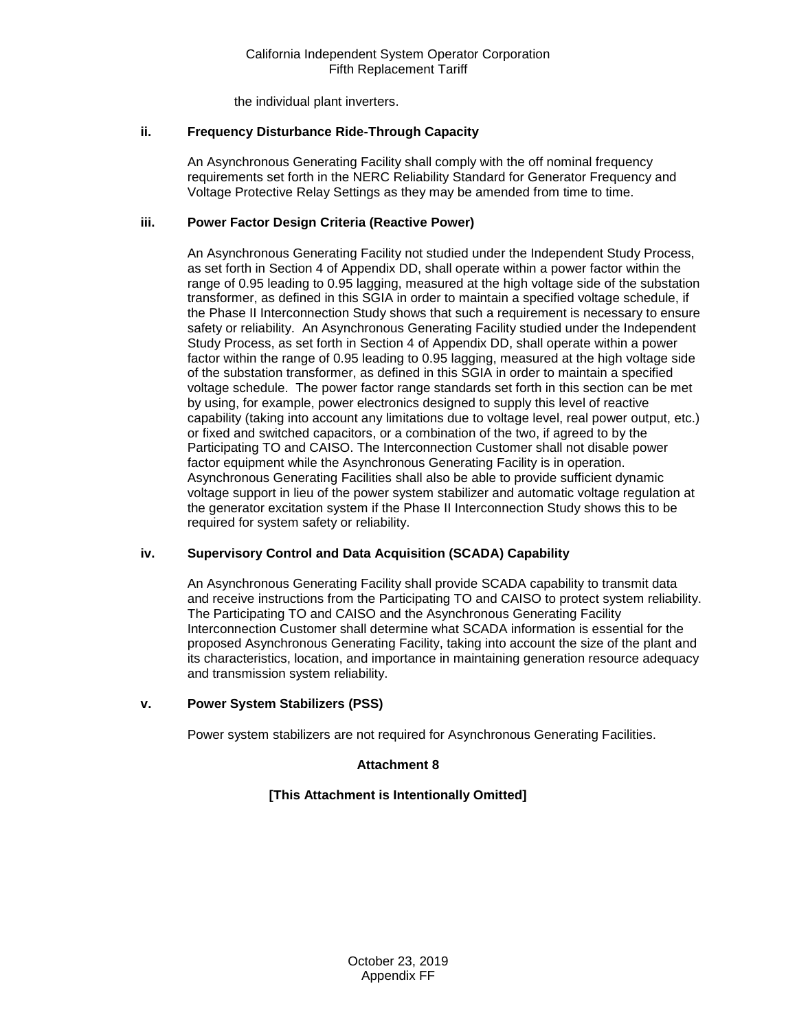the individual plant inverters.

**ii. Frequency Disturbance Ride-Through Capacity**

An Asynchronous Generating Facility shall comply with the off nominal frequency requirements set forth in the NERC Reliability Standard for Generator Frequency and Voltage Protective Relay Settings as they may be amended from time to time.

**iii. Power Factor Design Criteria (Reactive Power)**

An Asynchronous Generating Facility not studied under the Independent Study Process, as set forth in Section 4 of Appendix DD, shall operate within a power factor within the range of 0.95 leading to 0.95 lagging, measured at the high voltage side of the substation transformer, as defined in this SGIA in order to maintain a specified voltage schedule, if the Phase II Interconnection Study shows that such a requirement is necessary to ensure safety or reliability. An Asynchronous Generating Facility studied under the Independent Study Process, as set forth in Section 4 of Appendix DD, shall operate within a power factor within the range of 0.95 leading to 0.95 lagging, measured at the high voltage side of the substation transformer, as defined in this SGIA in order to maintain a specified voltage schedule. The power factor range standards set forth in this section can be met by using, for example, power electronics designed to supply this level of reactive capability (taking into account any limitations due to voltage level, real power output, etc.) or fixed and switched capacitors, or a combination of the two, if agreed to by the Participating TO and CAISO. The Interconnection Customer shall not disable power factor equipment while the Asynchronous Generating Facility is in operation. Asynchronous Generating Facilities shall also be able to provide sufficient dynamic voltage support in lieu of the power system stabilizer and automatic voltage regulation at the generator excitation system if the Phase II Interconnection Study shows this to be required for system safety or reliability.

**iv. Supervisory Control and Data Acquisition (SCADA) Capability**

An Asynchronous Generating Facility shall provide SCADA capability to transmit data and receive instructions from the Participating TO and CAISO to protect system reliability. The Participating TO and CAISO and the Asynchronous Generating Facility Interconnection Customer shall determine what SCADA information is essential for the proposed Asynchronous Generating Facility, taking into account the size of the plant and its characteristics, location, and importance in maintaining generation resource adequacy and transmission system reliability.

**v. Power System Stabilizers (PSS)**

Power system stabilizers are not required for Asynchronous Generating Facilities.

## Attachment 8

**[This Attachment is Intentionally Omitted]**